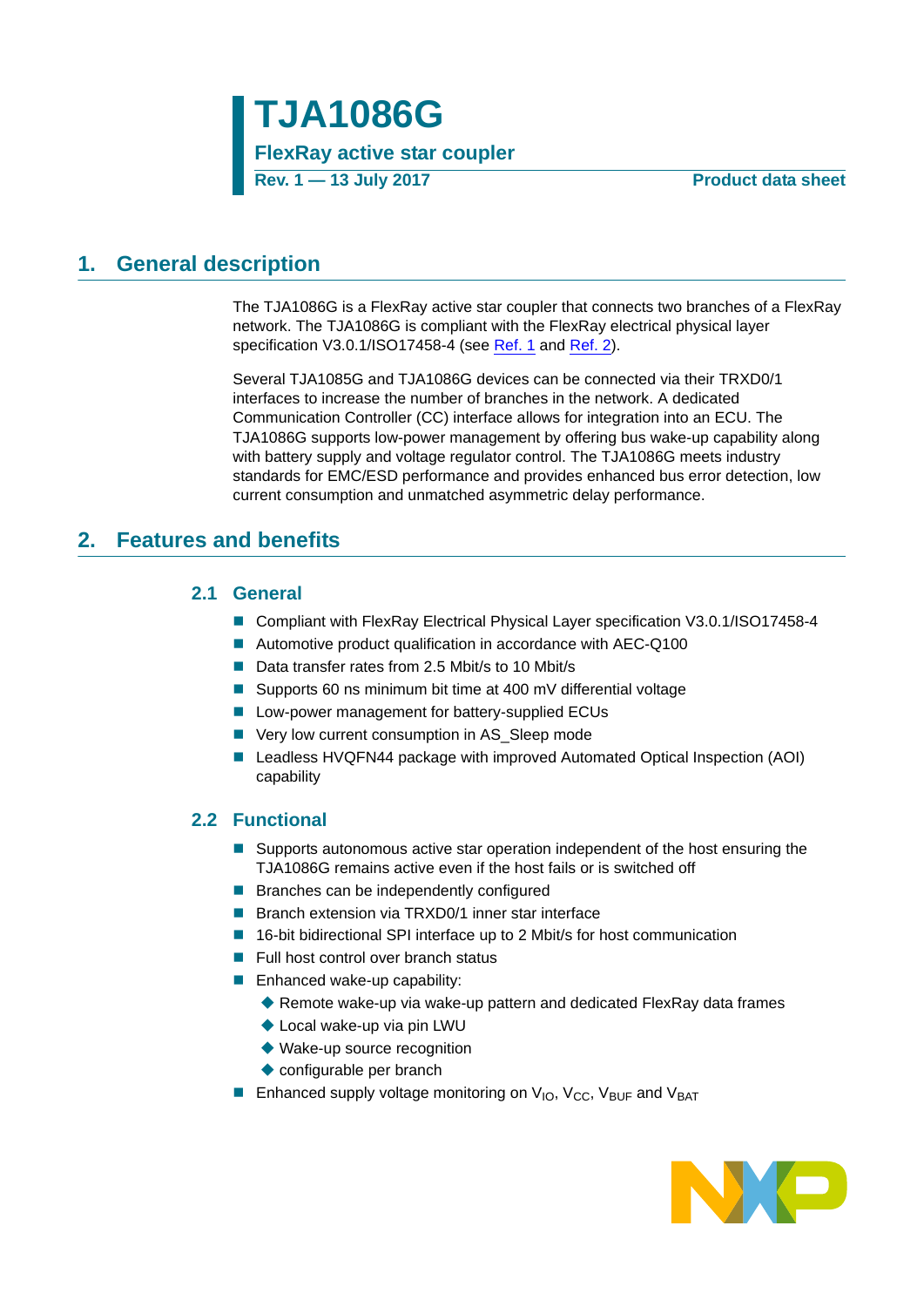# TJA1086G

**FlexRay active star coupler**

**Rev. 1 — 13 July 2017** **Product data sheet**

## 1. General description

The TJA1086G is a FlexRay active star coupler that connects two branches of a FlexRay network. The TJA1086G is compliant with the FlexRay electrical physical layer specification V3.0.1/ISO17458-4 (see Ref. 1 and Ref. 2).

Several TJA1085G and TJA1086G devices can be connected via their TRXD0/1 interfaces to increase the number of branches in the network. A dedicated Communication Controller (CC) interface allows for integration into an ECU. The TJA1086G supports low-power management by offering bus wake-up capability along with battery supply and voltage regulator control. The TJA1086G meets industry standards for EMC/ESD performance and provides enhanced bus error detection, low current consumption and unmatched asymmetric delay performance.

## 2. Features and benefits

### 2.1 General

- Compliant with FlexRay Electrical Physical Layer specification V3.0.1/ISO17458-4
- Automotive product qualification in accordance with AEC-Q100
- Data transfer rates from 2.5 Mbit/s to 10 Mbit/s
- Supports 60 ns minimum bit time at 400 mV differential voltage
- Low-power management for battery-supplied ECUs
- Very low current consumption in AS_Sleep mode
- Leadless HVQFN44 package with improved Automated Optical Inspection (AOI) capability

### 2.2 Functional

- Supports autonomous active star operation independent of the host ensuring the TJA1086G remains active even if the host fails or is switched off
- Branches can be independently configured
- Branch extension via TRXD0/1 inner star interface
- 16-bit bidirectional SPI interface up to 2 Mbit/s for host communication
- Full host control over branch status
- Enhanced wake-up capability:
  - Remote wake-up via wake-up pattern and dedicated FlexRay data frames
  - Local wake-up via pin LWU
  - Wake-up source recognition
  - configurable per branch
- Enhanced supply voltage monitoring on $V_{IO}$, $V_{CC}$, $V_{BUF}$ and $V_{BAT}$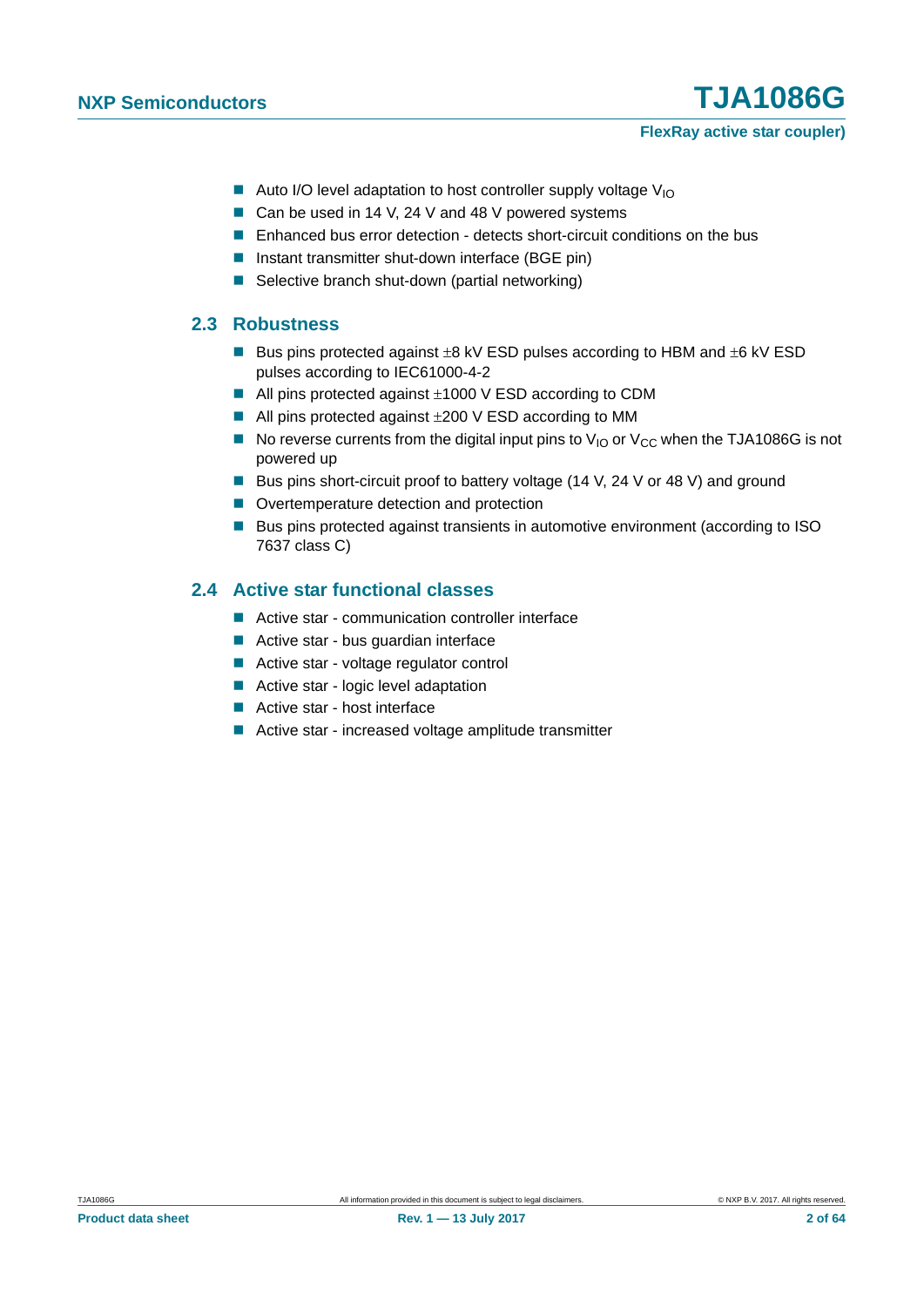- Auto I/O level adaptation to host controller supply voltage $V_{IO}$
- Can be used in 14 V, 24 V and 48 V powered systems
- Enhanced bus error detection - detects short-circuit conditions on the bus
- Instant transmitter shut-down interface (BGE pin)
- Selective branch shut-down (partial networking)

## 2.3 Robustness

- Bus pins protected against ±8 kV ESD pulses according to HBM and ±6 kV ESD pulses according to IEC61000-4-2
- All pins protected against ±1000 V ESD according to CDM
- All pins protected against ±200 V ESD according to MM
- No reverse currents from the digital input pins to $V_{IO}$ or $V_{CC}$ when the TJA1086G is not powered up
- Bus pins short-circuit proof to battery voltage (14 V, 24 V or 48 V) and ground
- Overtemperature detection and protection
- Bus pins protected against transients in automotive environment (according to ISO 7637 class C)

## 2.4 Active star functional classes

- Active star - communication controller interface
- Active star - bus guardian interface
- Active star - voltage regulator control
- Active star - logic level adaptation
- Active star - host interface
- Active star - increased voltage amplitude transmitter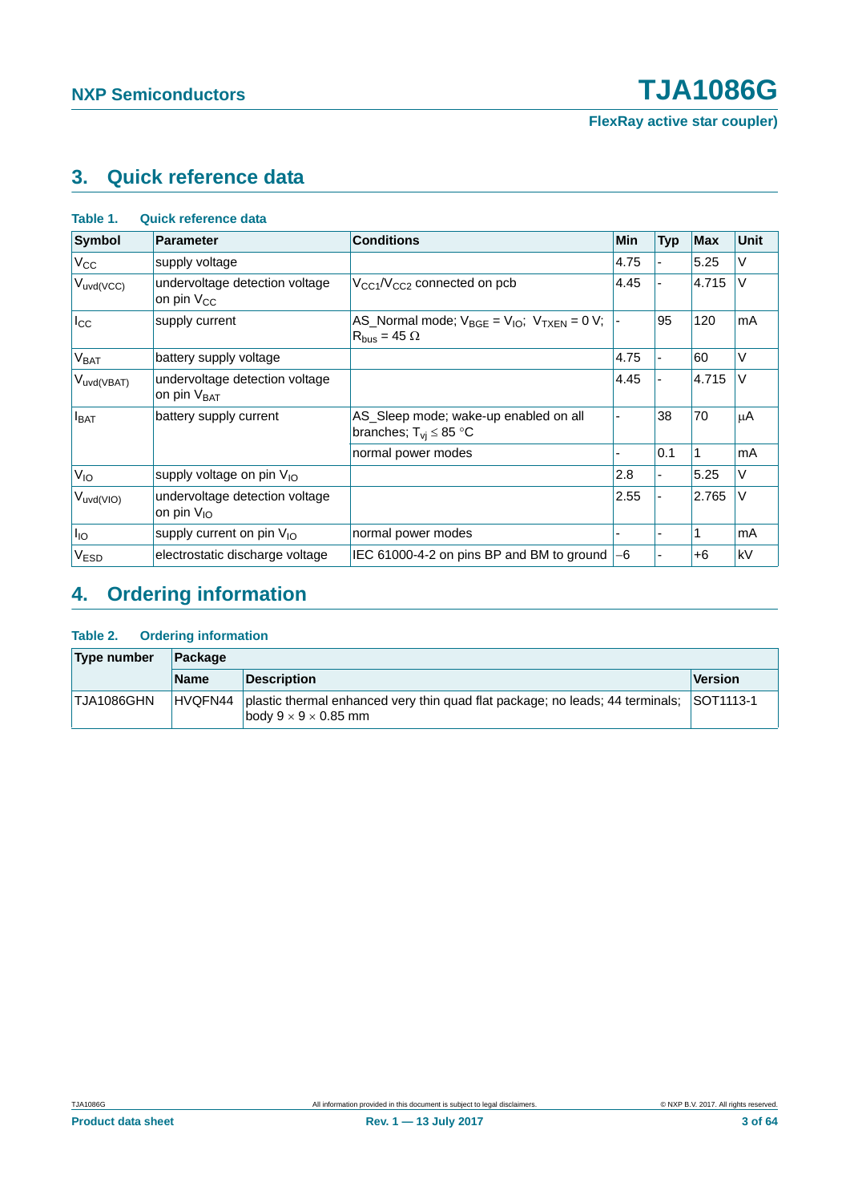## 3. Quick reference data

**Table 1. Quick reference data**

| Symbol | Parameter | Conditions | Min | Typ | Max | Unit |
|---|---|---|---|---|---|---|
| $V_{CC}$ | supply voltage | | 4.75 | - | 5.25 | V |
| $V_{uvd(VCC)}$ | undervoltage detection voltage on pin $V_{CC}$ | $V_{CC1}/V_{CC2}$ connected on pcb | 4.45 | - | 4.715 | V |
| $I_{CC}$ | supply current | AS_Normal mode; $V_{BGE} = V_{IO}$; $V_{TXEN} = 0$ V; $R_{bus} = 45\ \Omega$ | - | 95 | 120 | mA |
| $V_{BAT}$ | battery supply voltage | | 4.75 | - | 60 | V |
| $V_{uvd(VBAT)}$ | undervoltage detection voltage on pin $V_{BAT}$ | | 4.45 | - | 4.715 | V |
| $I_{BAT}$ | battery supply current | AS_Sleep mode; wake-up enabled on all branches; $T_{vj} \leq 85$ °C | - | 38 | 70 | μA |
| | | normal power modes | - | 0.1 | 1 | mA |
| $V_{IO}$ | supply voltage on pin $V_{IO}$ | | 2.8 | - | 5.25 | V |
| $V_{uvd(VIO)}$ | undervoltage detection voltage on pin $V_{IO}$ | | 2.55 | - | 2.765 | V |
| $I_{IO}$ | supply current on pin $V_{IO}$ | normal power modes | - | - | 1 | mA |
| $V_{ESD}$ | electrostatic discharge voltage | IEC 61000-4-2 on pins BP and BM to ground | −6 | - | +6 | kV |

## 4. Ordering information

**Table 2. Ordering information**

| Type number | Package | | |
|---|---|---|---|
| | Name | Description | Version |
| TJA1086GHN | HVQFN44 | plastic thermal enhanced very thin quad flat package; no leads; 44 terminals; body 9 × 9 × 0.85 mm | SOT1113-1 |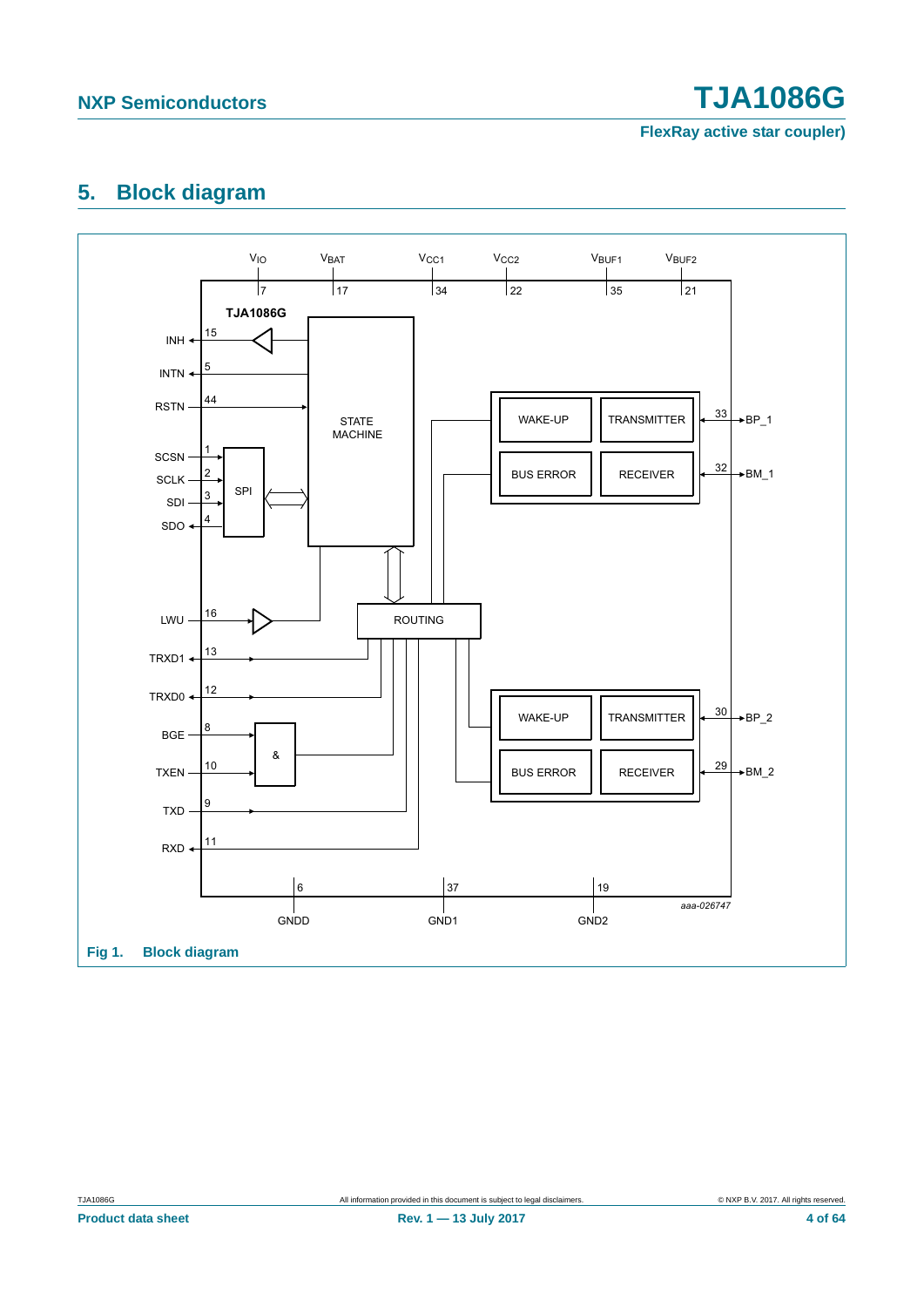## 5. Block diagram

Fig 1. Block diagram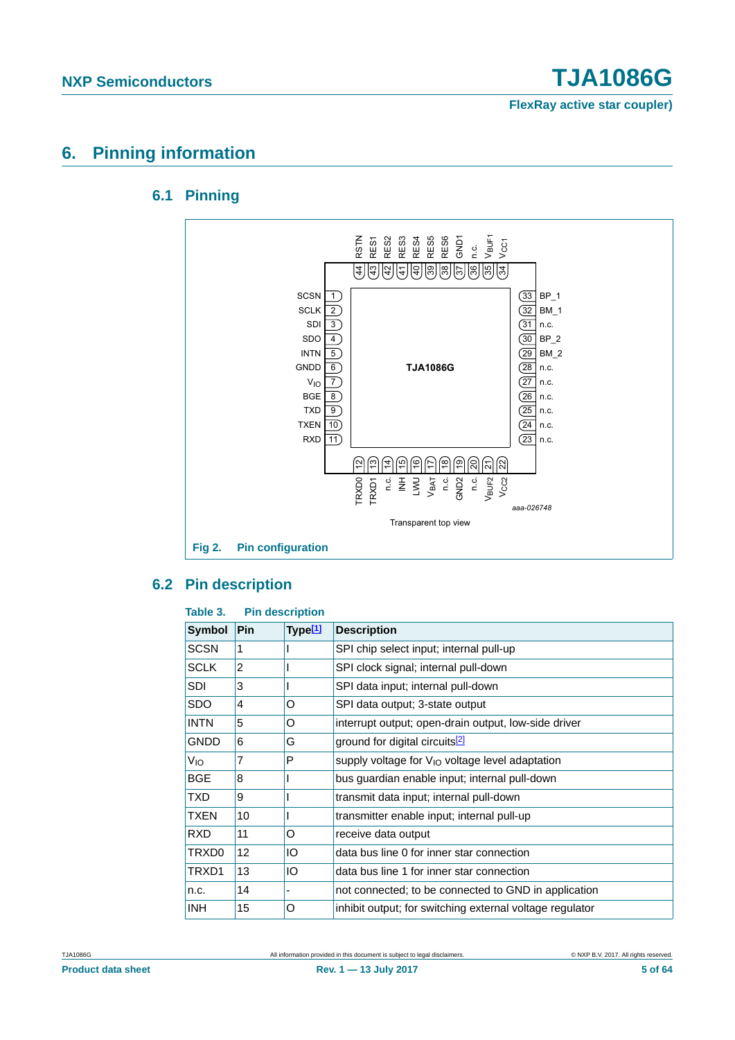# 6. Pinning information

## 6.1 Pinning

Fig 2. Pin configuration

## 6.2 Pin description

Table 3. Pin description

| Symbol | Pin | Type[1] | Description |
|---|---|---|---|
| SCSN | 1 | I | SPI chip select input; internal pull-up |
| SCLK | 2 | I | SPI clock signal; internal pull-down |
| SDI | 3 | I | SPI data input; internal pull-down |
| SDO | 4 | O | SPI data output; 3-state output |
| INTN | 5 | O | interrupt output; open-drain output, low-side driver |
| GNDD | 6 | G | ground for digital circuits[2] |
| $V_{IO}$ | 7 | P | supply voltage for $V_{IO}$ voltage level adaptation |
| BGE | 8 | I | bus guardian enable input; internal pull-down |
| TXD | 9 | I | transmit data input; internal pull-down |
| TXEN | 10 | I | transmitter enable input; internal pull-up |
| RXD | 11 | O | receive data output |
| TRXD0 | 12 | IO | data bus line 0 for inner star connection |
| TRXD1 | 13 | IO | data bus line 1 for inner star connection |
| n.c. | 14 | - | not connected; to be connected to GND in application |
| INH | 15 | O | inhibit output; for switching external voltage regulator |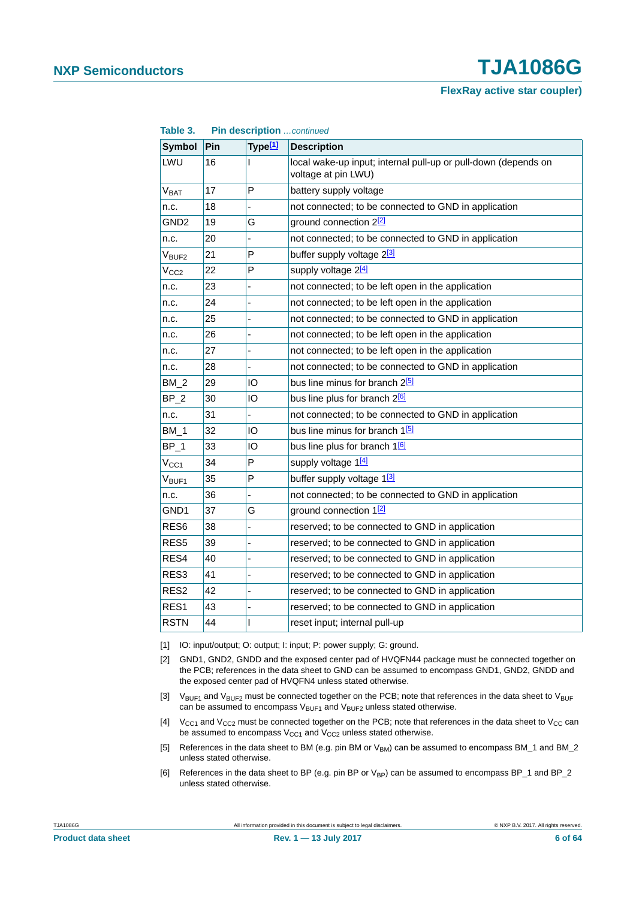**Table 3. Pin description** *...continued*

| Symbol | Pin | Type[1] | Description |
|---|---|---|---|
| LWU | 16 | I | local wake-up input; internal pull-up or pull-down (depends on voltage at pin LWU) |
| $V_{BAT}$ | 17 | P | battery supply voltage |
| n.c. | 18 | - | not connected; to be connected to GND in application |
| GND2 | 19 | G | ground connection 2[2] |
| n.c. | 20 | - | not connected; to be connected to GND in application |
| $V_{BUF2}$ | 21 | P | buffer supply voltage 2[3] |
| $V_{CC2}$ | 22 | P | supply voltage 2[4] |
| n.c. | 23 | - | not connected; to be left open in the application |
| n.c. | 24 | - | not connected; to be left open in the application |
| n.c. | 25 | - | not connected; to be connected to GND in application |
| n.c. | 26 | - | not connected; to be left open in the application |
| n.c. | 27 | - | not connected; to be left open in the application |
| n.c. | 28 | - | not connected; to be connected to GND in application |
| BM_2 | 29 | IO | bus line minus for branch 2[5] |
| BP_2 | 30 | IO | bus line plus for branch 2[6] |
| n.c. | 31 | - | not connected; to be connected to GND in application |
| BM_1 | 32 | IO | bus line minus for branch 1[5] |
| BP_1 | 33 | IO | bus line plus for branch 1[6] |
| $V_{CC1}$ | 34 | P | supply voltage 1[4] |
| $V_{BUF1}$ | 35 | P | buffer supply voltage 1[3] |
| n.c. | 36 | - | not connected; to be connected to GND in application |
| GND1 | 37 | G | ground connection 1[2] |
| RES6 | 38 | - | reserved; to be connected to GND in application |
| RES5 | 39 | - | reserved; to be connected to GND in application |
| RES4 | 40 | - | reserved; to be connected to GND in application |
| RES3 | 41 | - | reserved; to be connected to GND in application |
| RES2 | 42 | - | reserved; to be connected to GND in application |
| RES1 | 43 | - | reserved; to be connected to GND in application |
| RSTN | 44 | I | reset input; internal pull-up |

[1] IO: input/output; O: output; I: input; P: power supply; G: ground.

[2] GND1, GND2, GNDD and the exposed center pad of HVQFN44 package must be connected together on the PCB; references in the data sheet to GND can be assumed to encompass GND1, GND2, GNDD and the exposed center pad of HVQFN4 unless stated otherwise.

[3] $V_{BUF1}$ and $V_{BUF2}$ must be connected together on the PCB; note that references in the data sheet to $V_{BUF}$ can be assumed to encompass $V_{BUF1}$ and $V_{BUF2}$ unless stated otherwise.

[4] $V_{CC1}$ and $V_{CC2}$ must be connected together on the PCB; note that references in the data sheet to $V_{CC}$ can be assumed to encompass $V_{CC1}$ and $V_{CC2}$ unless stated otherwise.

[5] References in the data sheet to BM (e.g. pin BM or $V_{BM}$) can be assumed to encompass BM_1 and BM_2 unless stated otherwise.

[6] References in the data sheet to BP (e.g. pin BP or $V_{BP}$) can be assumed to encompass BP_1 and BP_2 unless stated otherwise.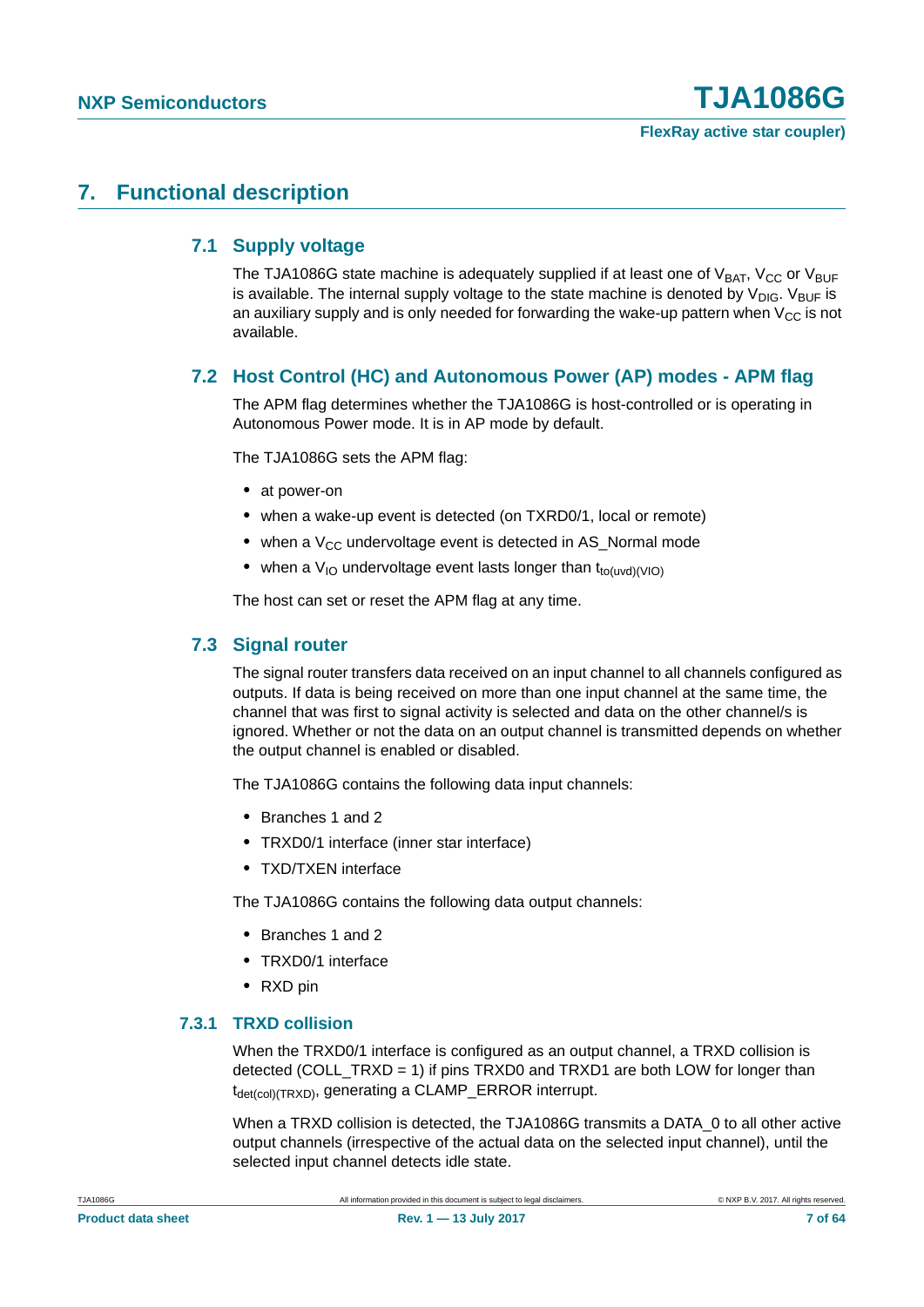# 7. Functional description

## 7.1 Supply voltage

The TJA1086G state machine is adequately supplied if at least one of $V_{BAT}$, $V_{CC}$ or $V_{BUF}$ is available. The internal supply voltage to the state machine is denoted by $V_{DIG}$. $V_{BUF}$ is an auxiliary supply and is only needed for forwarding the wake-up pattern when $V_{CC}$ is not available.

## 7.2 Host Control (HC) and Autonomous Power (AP) modes - APM flag

The APM flag determines whether the TJA1086G is host-controlled or is operating in Autonomous Power mode. It is in AP mode by default.

The TJA1086G sets the APM flag:

- at power-on
- when a wake-up event is detected (on TXRD0/1, local or remote)
- when a $V_{CC}$ undervoltage event is detected in AS_Normal mode
- when a $V_{IO}$ undervoltage event lasts longer than $t_{to(uvd)(VIO)}$

The host can set or reset the APM flag at any time.

## 7.3 Signal router

The signal router transfers data received on an input channel to all channels configured as outputs. If data is being received on more than one input channel at the same time, the channel that was first to signal activity is selected and data on the other channel/s is ignored. Whether or not the data on an output channel is transmitted depends on whether the output channel is enabled or disabled.

The TJA1086G contains the following data input channels:

- Branches 1 and 2
- TRXD0/1 interface (inner star interface)
- TXD/TXEN interface

The TJA1086G contains the following data output channels:

- Branches 1 and 2
- TRXD0/1 interface
- RXD pin

### 7.3.1 TRXD collision

When the TRXD0/1 interface is configured as an output channel, a TRXD collision is detected (COLL_TRXD = 1) if pins TRXD0 and TRXD1 are both LOW for longer than $t_{det(col)(TRXD)}$, generating a CLAMP_ERROR interrupt.

When a TRXD collision is detected, the TJA1086G transmits a DATA_0 to all other active output channels (irrespective of the actual data on the selected input channel), until the selected input channel detects idle state.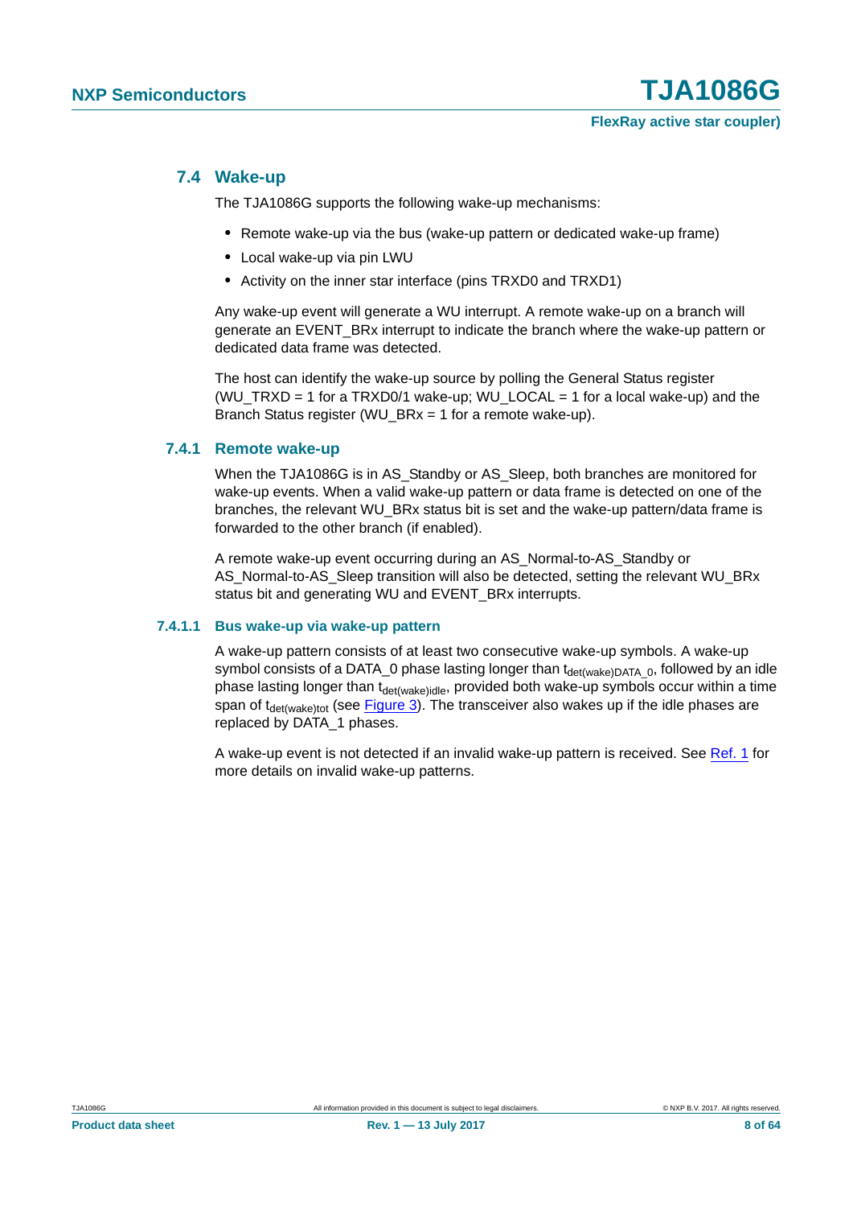## 7.4 Wake-up

The TJA1086G supports the following wake-up mechanisms:

- Remote wake-up via the bus (wake-up pattern or dedicated wake-up frame)
- Local wake-up via pin LWU
- Activity on the inner star interface (pins TRXD0 and TRXD1)

Any wake-up event will generate a WU interrupt. A remote wake-up on a branch will generate an EVENT_BRx interrupt to indicate the branch where the wake-up pattern or dedicated data frame was detected.

The host can identify the wake-up source by polling the General Status register (WU_TRXD = 1 for a TRXD0/1 wake-up; WU_LOCAL = 1 for a local wake-up) and the Branch Status register (WU_BRx = 1 for a remote wake-up).

### 7.4.1 Remote wake-up

When the TJA1086G is in AS_Standby or AS_Sleep, both branches are monitored for wake-up events. When a valid wake-up pattern or data frame is detected on one of the branches, the relevant WU_BRx status bit is set and the wake-up pattern/data frame is forwarded to the other branch (if enabled).

A remote wake-up event occurring during an AS_Normal-to-AS_Standby or AS_Normal-to-AS_Sleep transition will also be detected, setting the relevant WU_BRx status bit and generating WU and EVENT_BRx interrupts.

#### 7.4.1.1 Bus wake-up via wake-up pattern

A wake-up pattern consists of at least two consecutive wake-up symbols. A wake-up symbol consists of a DATA_0 phase lasting longer than $t_{det(wake)DATA\_0}$, followed by an idle phase lasting longer than $t_{det(wake)idle}$, provided both wake-up symbols occur within a time span of $t_{det(wake)tot}$ (see Figure 3). The transceiver also wakes up if the idle phases are replaced by DATA_1 phases.

A wake-up event is not detected if an invalid wake-up pattern is received. See Ref. 1 for more details on invalid wake-up patterns.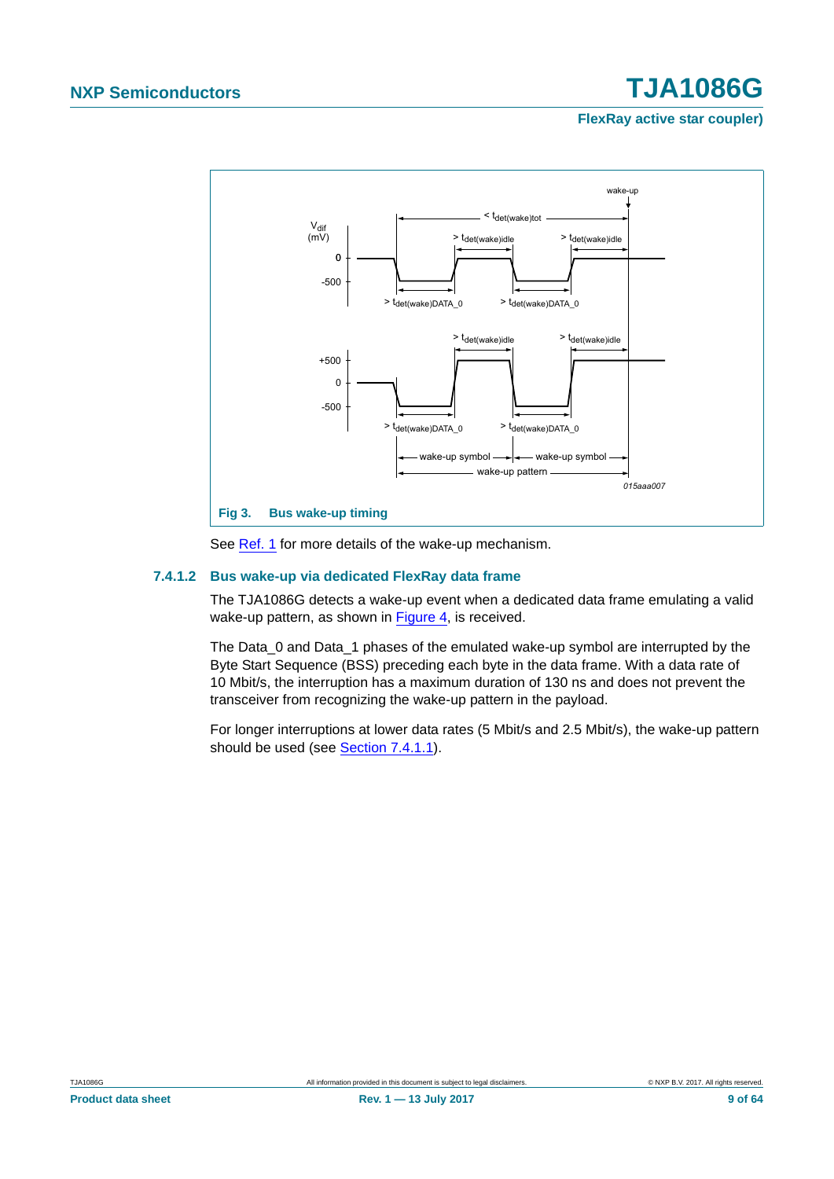Fig 3. Bus wake-up timing

See Ref. 1 for more details of the wake-up mechanism.

### 7.4.1.2 Bus wake-up via dedicated FlexRay data frame

The TJA1086G detects a wake-up event when a dedicated data frame emulating a valid wake-up pattern, as shown in Figure 4, is received.

The Data_0 and Data_1 phases of the emulated wake-up symbol are interrupted by the Byte Start Sequence (BSS) preceding each byte in the data frame. With a data rate of 10 Mbit/s, the interruption has a maximum duration of 130 ns and does not prevent the transceiver from recognizing the wake-up pattern in the payload.

For longer interruptions at lower data rates (5 Mbit/s and 2.5 Mbit/s), the wake-up pattern should be used (see Section 7.4.1.1).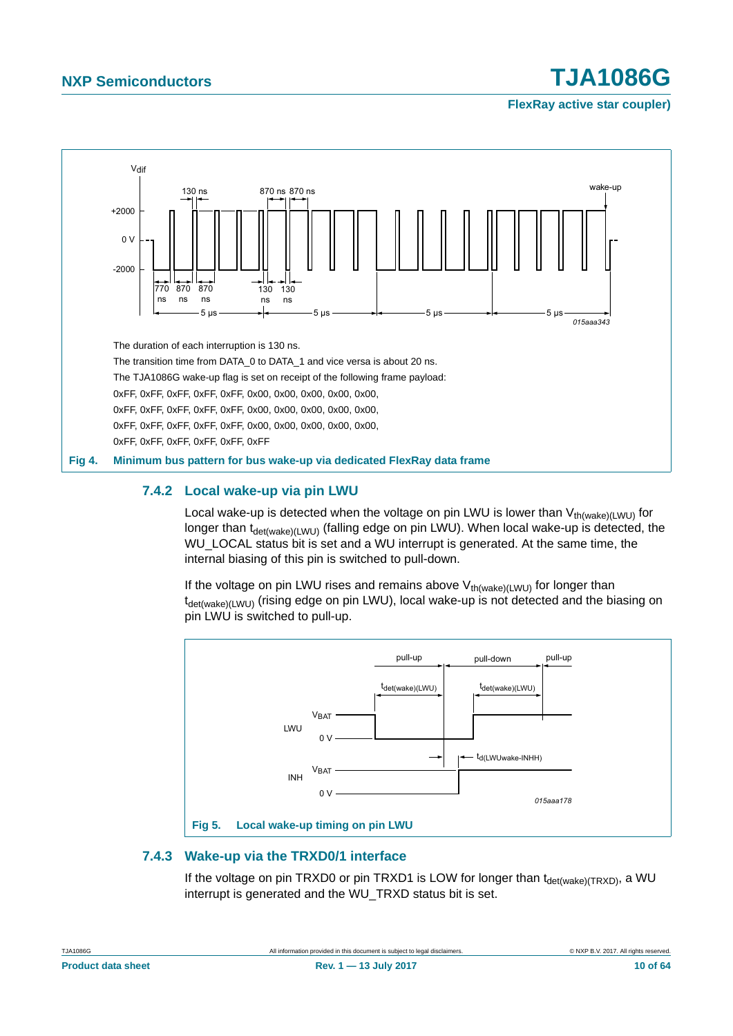The duration of each interruption is 130 ns.

The transition time from DATA_0 to DATA_1 and vice versa is about 20 ns.

The TJA1086G wake-up flag is set on receipt of the following frame payload:

0xFF, 0xFF, 0xFF, 0xFF, 0xFF, 0x00, 0x00, 0x00, 0x00, 0x00,

0xFF, 0xFF, 0xFF, 0xFF, 0xFF, 0x00, 0x00, 0x00, 0x00, 0x00,

0xFF, 0xFF, 0xFF, 0xFF, 0xFF, 0x00, 0x00, 0x00, 0x00, 0x00,

0xFF, 0xFF, 0xFF, 0xFF, 0xFF, 0xFF

**Fig 4. Minimum bus pattern for bus wake-up via dedicated FlexRay data frame**

### 7.4.2 Local wake-up via pin LWU

Local wake-up is detected when the voltage on pin LWU is lower than $V_{th(wake)(LWU)}$ for longer than $t_{det(wake)(LWU)}$ (falling edge on pin LWU). When local wake-up is detected, the WU_LOCAL status bit is set and a WU interrupt is generated. At the same time, the internal biasing of this pin is switched to pull-down.

If the voltage on pin LWU rises and remains above $V_{th(wake)(LWU)}$ for longer than $t_{det(wake)(LWU)}$ (rising edge on pin LWU), local wake-up is not detected and the biasing on pin LWU is switched to pull-up.

**Fig 5. Local wake-up timing on pin LWU**

### 7.4.3 Wake-up via the TRXD0/1 interface

If the voltage on pin TRXD0 or pin TRXD1 is LOW for longer than $t_{det(wake)(TRXD)}$, a WU interrupt is generated and the WU_TRXD status bit is set.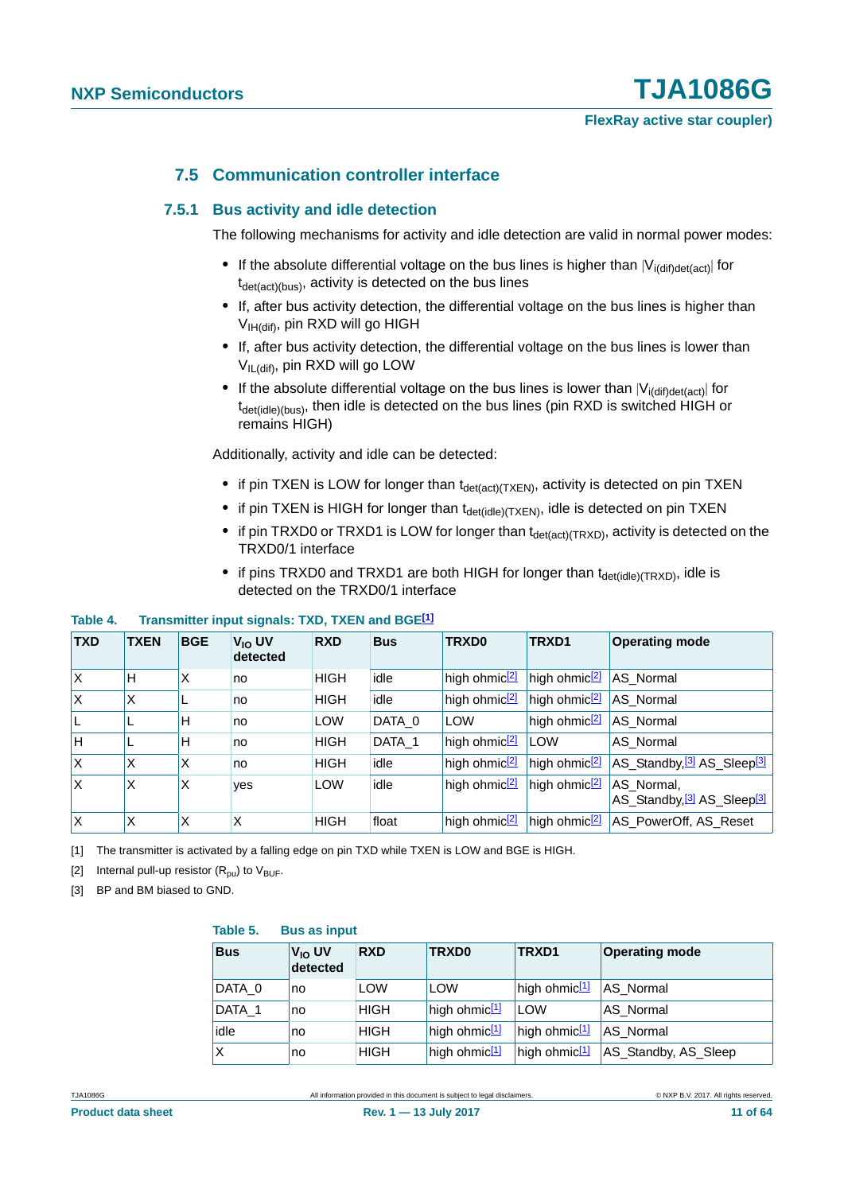## 7.5 Communication controller interface

### 7.5.1 Bus activity and idle detection

The following mechanisms for activity and idle detection are valid in normal power modes:

- If the absolute differential voltage on the bus lines is higher than $|V_{i(dif)det(act)}|$ for $t_{det(act)(bus)}$, activity is detected on the bus lines
- If, after bus activity detection, the differential voltage on the bus lines is higher than $V_{IH(dif)}$, pin RXD will go HIGH
- If, after bus activity detection, the differential voltage on the bus lines is lower than $V_{IL(dif)}$, pin RXD will go LOW
- If the absolute differential voltage on the bus lines is lower than $|V_{i(dif)det(act)}|$ for $t_{det(idle)(bus)}$, then idle is detected on the bus lines (pin RXD is switched HIGH or remains HIGH)

Additionally, activity and idle can be detected:

- if pin TXEN is LOW for longer than $t_{det(act)(TXEN)}$, activity is detected on pin TXEN
- if pin TXEN is HIGH for longer than $t_{det(idle)(TXEN)}$, idle is detected on pin TXEN
- if pin TRXD0 or TRXD1 is LOW for longer than $t_{det(act)(TRXD)}$, activity is detected on the TRXD0/1 interface
- if pins TRXD0 and TRXD1 are both HIGH for longer than $t_{det(idle)(TRXD)}$, idle is detected on the TRXD0/1 interface

**Table 4. Transmitter input signals: TXD, TXEN and BGE[1]**

| TXD | TXEN | BGE | $V_{IO}$ UV detected | RXD | Bus | TRXD0 | TRXD1 | Operating mode |
|---|---|---|---|---|---|---|---|---|
| X | H | X | no | HIGH | idle | high ohmic[2] | high ohmic[2] | AS_Normal |
| X | X | L | no | HIGH | idle | high ohmic[2] | high ohmic[2] | AS_Normal |
| L | L | H | no | LOW | DATA_0 | LOW | high ohmic[2] | AS_Normal |
| H | L | H | no | HIGH | DATA_1 | high ohmic[2] | LOW | AS_Normal |
| X | X | X | no | HIGH | idle | high ohmic[2] | high ohmic[2] | AS_Standby,[3] AS_Sleep[3] |
| X | X | X | yes | LOW | idle | high ohmic[2] | high ohmic[2] | AS_Normal, AS_Standby,[3] AS_Sleep[3] |
| X | X | X | X | HIGH | float | high ohmic[2] | high ohmic[2] | AS_PowerOff, AS_Reset |

[1] The transmitter is activated by a falling edge on pin TXD while TXEN is LOW and BGE is HIGH.

[2] Internal pull-up resistor ($R_{pu}$) to $V_{BUF}$.

[3] BP and BM biased to GND.

**Table 5. Bus as input**

| Bus | $V_{IO}$ UV detected | RXD | TRXD0 | TRXD1 | Operating mode |
|---|---|---|---|---|---|
| DATA_0 | no | LOW | LOW | high ohmic[1] | AS_Normal |
| DATA_1 | no | HIGH | high ohmic[1] | LOW | AS_Normal |
| idle | no | HIGH | high ohmic[1] | high ohmic[1] | AS_Normal |
| X | no | HIGH | high ohmic[1] | high ohmic[1] | AS_Standby, AS_Sleep |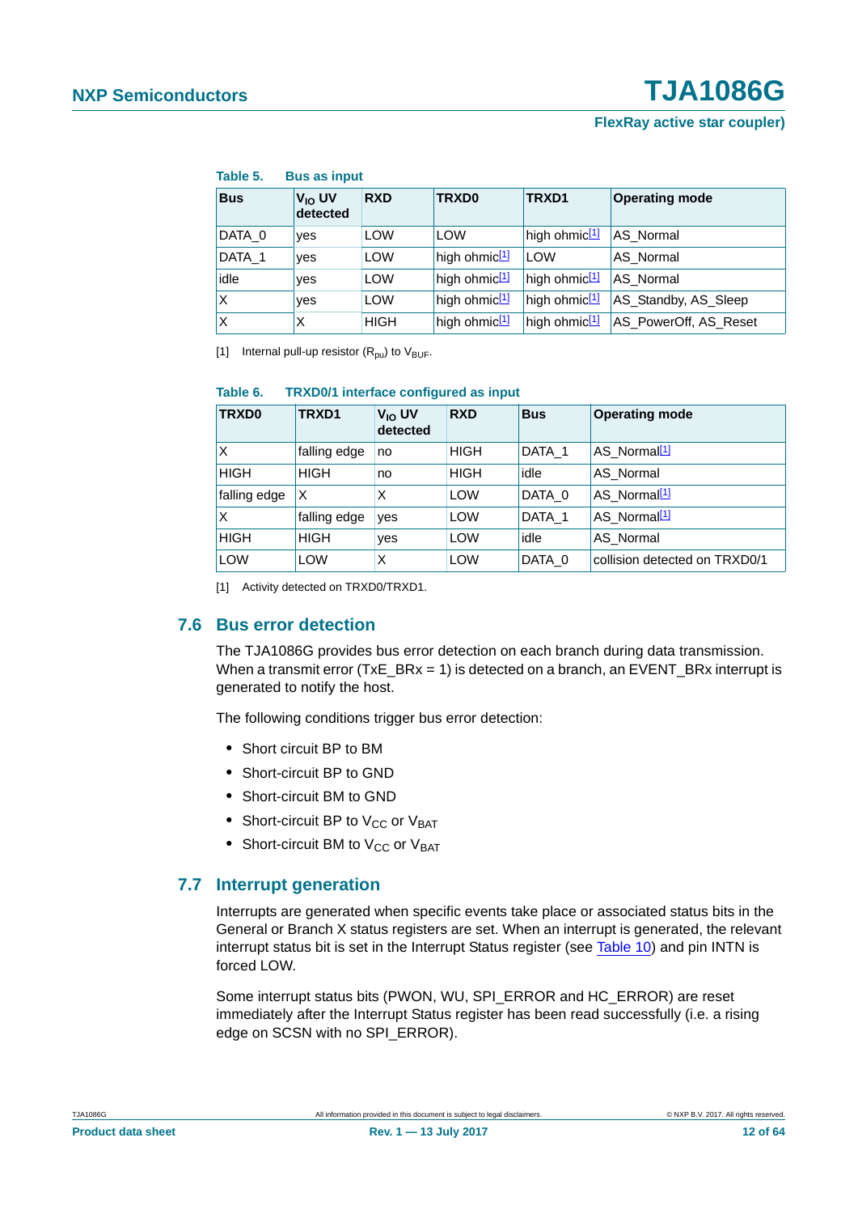**Table 5. Bus as input**

| Bus | $V_{IO}$ UV detected | RXD | TRXD0 | TRXD1 | Operating mode |
|---|---|---|---|---|---|
| DATA_0 | yes | LOW | LOW | high ohmic[1] | AS_Normal |
| DATA_1 | yes | LOW | high ohmic[1] | LOW | AS_Normal |
| idle | yes | LOW | high ohmic[1] | high ohmic[1] | AS_Normal |
| X | yes | LOW | high ohmic[1] | high ohmic[1] | AS_Standby, AS_Sleep |
| X | X | HIGH | high ohmic[1] | high ohmic[1] | AS_PowerOff, AS_Reset |

[1] Internal pull-up resistor ($R_{pu}$) to $V_{BUF}$.

**Table 6. TRXD0/1 interface configured as input**

| TRXD0 | TRXD1 | $V_{IO}$ UV detected | RXD | Bus | Operating mode |
|---|---|---|---|---|---|
| X | falling edge | no | HIGH | DATA_1 | AS_Normal[1] |
| HIGH | HIGH | no | HIGH | idle | AS_Normal |
| falling edge | X | X | LOW | DATA_0 | AS_Normal[1] |
| X | falling edge | yes | LOW | DATA_1 | AS_Normal[1] |
| HIGH | HIGH | yes | LOW | idle | AS_Normal |
| LOW | LOW | X | LOW | DATA_0 | collision detected on TRXD0/1 |

[1] Activity detected on TRXD0/TRXD1.

## 7.6 Bus error detection

The TJA1086G provides bus error detection on each branch during data transmission. When a transmit error (TxE_BRx = 1) is detected on a branch, an EVENT_BRx interrupt is generated to notify the host.

The following conditions trigger bus error detection:

- Short circuit BP to BM
- Short-circuit BP to GND
- Short-circuit BM to GND
- Short-circuit BP to $V_{CC}$ or $V_{BAT}$
- Short-circuit BM to $V_{CC}$ or $V_{BAT}$

## 7.7 Interrupt generation

Interrupts are generated when specific events take place or associated status bits in the General or Branch X status registers are set. When an interrupt is generated, the relevant interrupt status bit is set in the Interrupt Status register (see Table 10) and pin INTN is forced LOW.

Some interrupt status bits (PWON, WU, SPI_ERROR and HC_ERROR) are reset immediately after the Interrupt Status register has been read successfully (i.e. a rising edge on SCSN with no SPI_ERROR).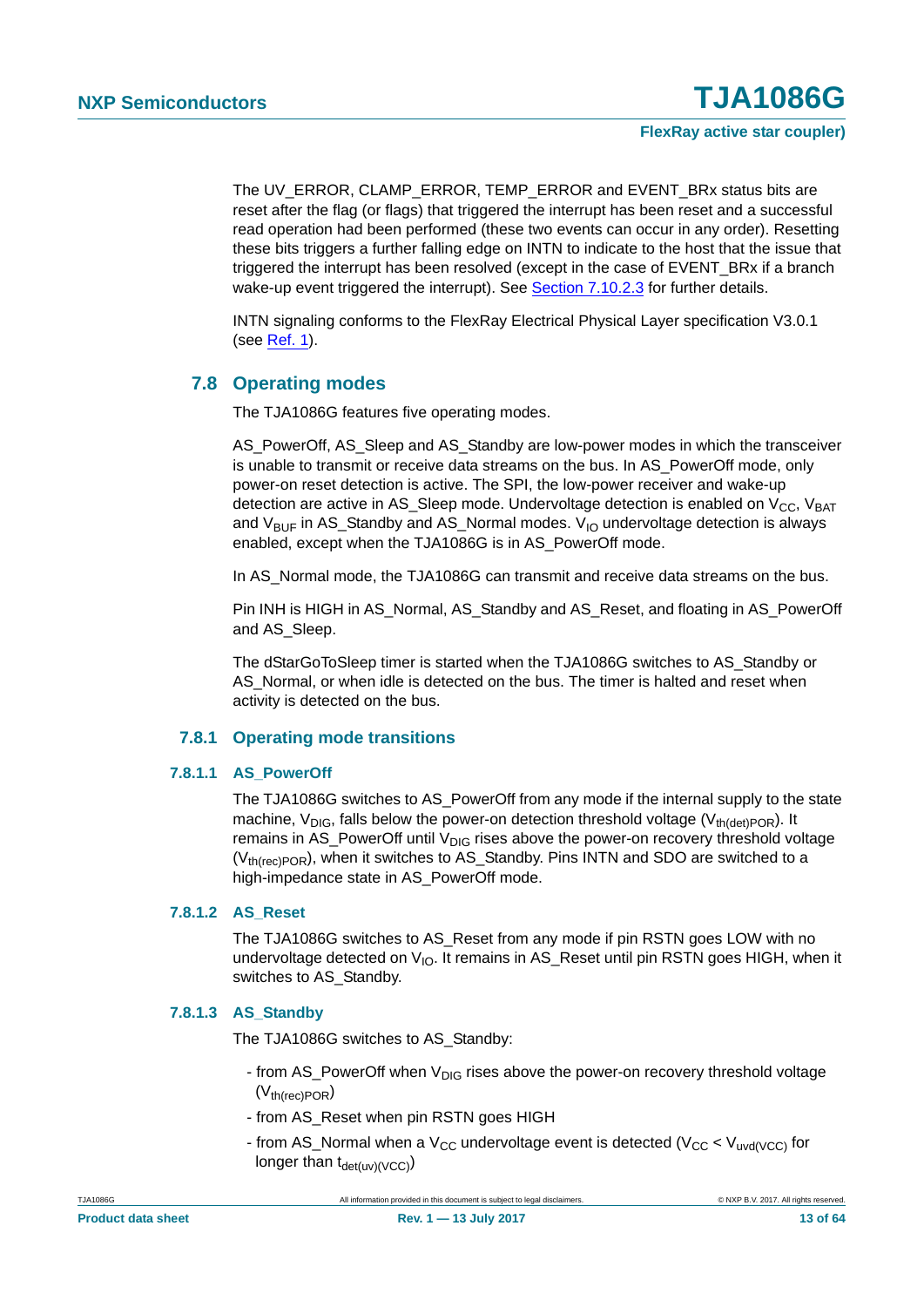The UV_ERROR, CLAMP_ERROR, TEMP_ERROR and EVENT_BRx status bits are reset after the flag (or flags) that triggered the interrupt has been reset and a successful read operation had been performed (these two events can occur in any order). Resetting these bits triggers a further falling edge on INTN to indicate to the host that the issue that triggered the interrupt has been resolved (except in the case of EVENT_BRx if a branch wake-up event triggered the interrupt). See Section 7.10.2.3 for further details.

INTN signaling conforms to the FlexRay Electrical Physical Layer specification V3.0.1 (see Ref. 1).

## 7.8 Operating modes

The TJA1086G features five operating modes.

AS_PowerOff, AS_Sleep and AS_Standby are low-power modes in which the transceiver is unable to transmit or receive data streams on the bus. In AS_PowerOff mode, only power-on reset detection is active. The SPI, the low-power receiver and wake-up detection are active in AS_Sleep mode. Undervoltage detection is enabled on $V_{CC}$, $V_{BAT}$ and $V_{BUF}$ in AS_Standby and AS_Normal modes. $V_{IO}$ undervoltage detection is always enabled, except when the TJA1086G is in AS_PowerOff mode.

In AS_Normal mode, the TJA1086G can transmit and receive data streams on the bus.

Pin INH is HIGH in AS_Normal, AS_Standby and AS_Reset, and floating in AS_PowerOff and AS_Sleep.

The dStarGoToSleep timer is started when the TJA1086G switches to AS_Standby or AS_Normal, or when idle is detected on the bus. The timer is halted and reset when activity is detected on the bus.

### 7.8.1 Operating mode transitions

#### 7.8.1.1 AS_PowerOff

The TJA1086G switches to AS_PowerOff from any mode if the internal supply to the state machine, $V_{DIG}$, falls below the power-on detection threshold voltage ($V_{th(det)POR}$). It remains in AS_PowerOff until $V_{DIG}$ rises above the power-on recovery threshold voltage ($V_{th(rec)POR}$), when it switches to AS_Standby. Pins INTN and SDO are switched to a high-impedance state in AS_PowerOff mode.

#### 7.8.1.2 AS_Reset

The TJA1086G switches to AS_Reset from any mode if pin RSTN goes LOW with no undervoltage detected on $V_{IO}$. It remains in AS_Reset until pin RSTN goes HIGH, when it switches to AS_Standby.

#### 7.8.1.3 AS_Standby

The TJA1086G switches to AS_Standby:

- from AS_PowerOff when $V_{DIG}$ rises above the power-on recovery threshold voltage ($V_{th(rec)POR}$)
- from AS_Reset when pin RSTN goes HIGH
- from AS_Normal when a $V_{CC}$ undervoltage event is detected ($V_{CC} < V_{uvd(VCC)}$ for longer than $t_{det(uv)(VCC)}$)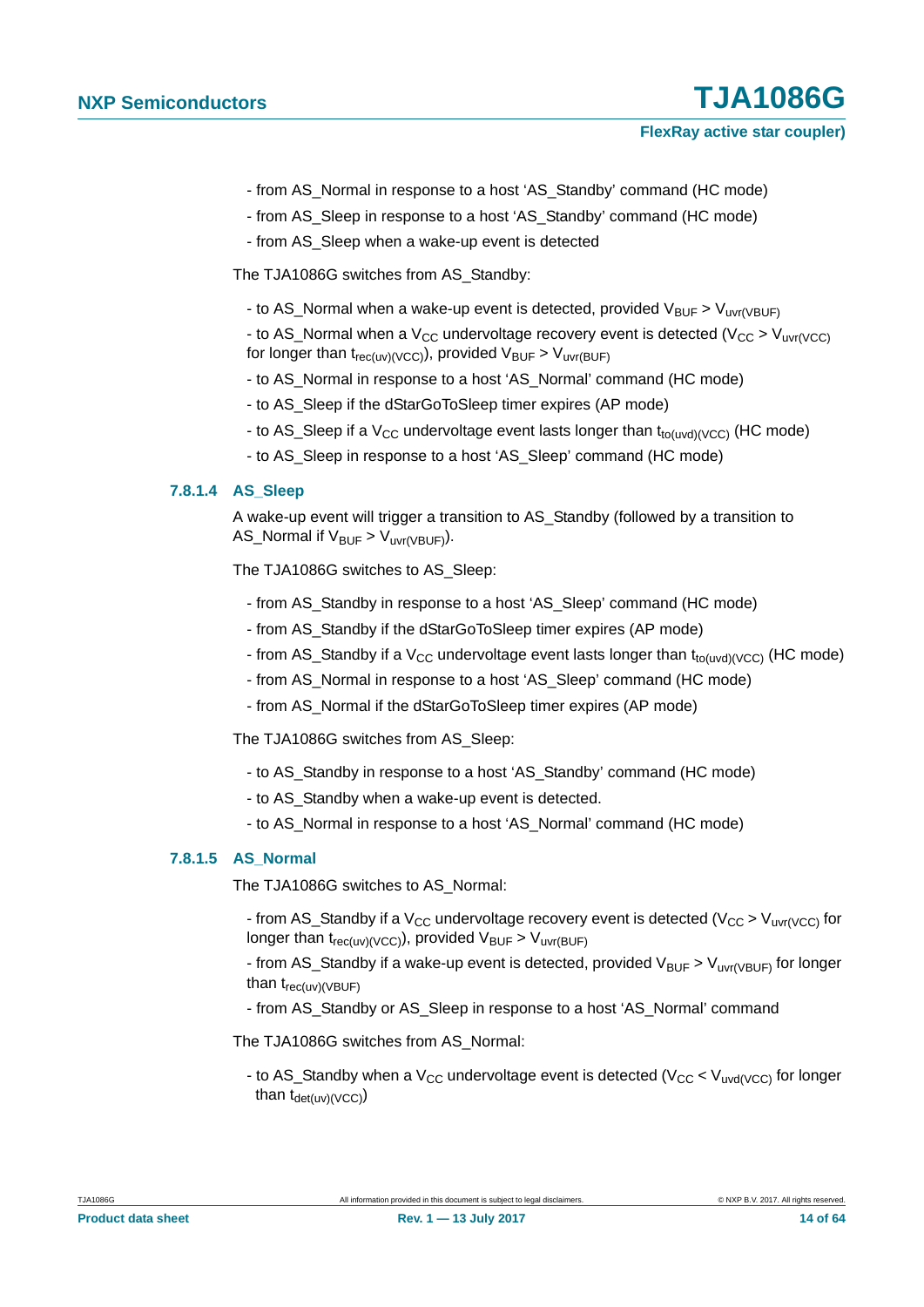- from AS_Normal in response to a host 'AS_Standby' command (HC mode)

- from AS_Sleep in response to a host 'AS_Standby' command (HC mode)

- from AS_Sleep when a wake-up event is detected

The TJA1086G switches from AS_Standby:

- to AS_Normal when a wake-up event is detected, provided $V_{BUF} > V_{uvr(VBUF)}$

- to AS_Normal when a $V_{CC}$ undervoltage recovery event is detected ($V_{CC} > V_{uvr(VCC)}$ for longer than $t_{rec(uv)(VCC)}$), provided $V_{BUF} > V_{uvr(BUF)}$

- to AS_Normal in response to a host 'AS_Normal' command (HC mode)

- to AS_Sleep if the dStarGoToSleep timer expires (AP mode)

- to AS_Sleep if a $V_{CC}$ undervoltage event lasts longer than $t_{to(uvd)(VCC)}$ (HC mode)

- to AS_Sleep in response to a host 'AS_Sleep' command (HC mode)

#### 7.8.1.4 AS_Sleep

A wake-up event will trigger a transition to AS_Standby (followed by a transition to AS_Normal if $V_{BUF} > V_{uvr(VBUF)}$).

The TJA1086G switches to AS_Sleep:

- from AS_Standby in response to a host 'AS_Sleep' command (HC mode)

- from AS_Standby if the dStarGoToSleep timer expires (AP mode)

- from AS_Standby if a $V_{CC}$ undervoltage event lasts longer than $t_{to(uvd)(VCC)}$ (HC mode)

- from AS_Normal in response to a host 'AS_Sleep' command (HC mode)

- from AS_Normal if the dStarGoToSleep timer expires (AP mode)

The TJA1086G switches from AS_Sleep:

- to AS_Standby in response to a host 'AS_Standby' command (HC mode)

- to AS_Standby when a wake-up event is detected.

- to AS_Normal in response to a host 'AS_Normal' command (HC mode)

#### 7.8.1.5 AS_Normal

The TJA1086G switches to AS_Normal:

- from AS_Standby if a $V_{CC}$ undervoltage recovery event is detected ($V_{CC} > V_{uvr(VCC)}$ for longer than $t_{rec(uv)(VCC)}$), provided $V_{BUF} > V_{uvr(BUF)}$

- from AS_Standby if a wake-up event is detected, provided $V_{BUF} > V_{uvr(VBUF)}$ for longer than $t_{rec(uv)(VBUF)}$

- from AS_Standby or AS_Sleep in response to a host 'AS_Normal' command

The TJA1086G switches from AS_Normal:

- to AS_Standby when a $V_{CC}$ undervoltage event is detected ($V_{CC} < V_{uvd(VCC)}$ for longer than $t_{det(uv)(VCC)}$)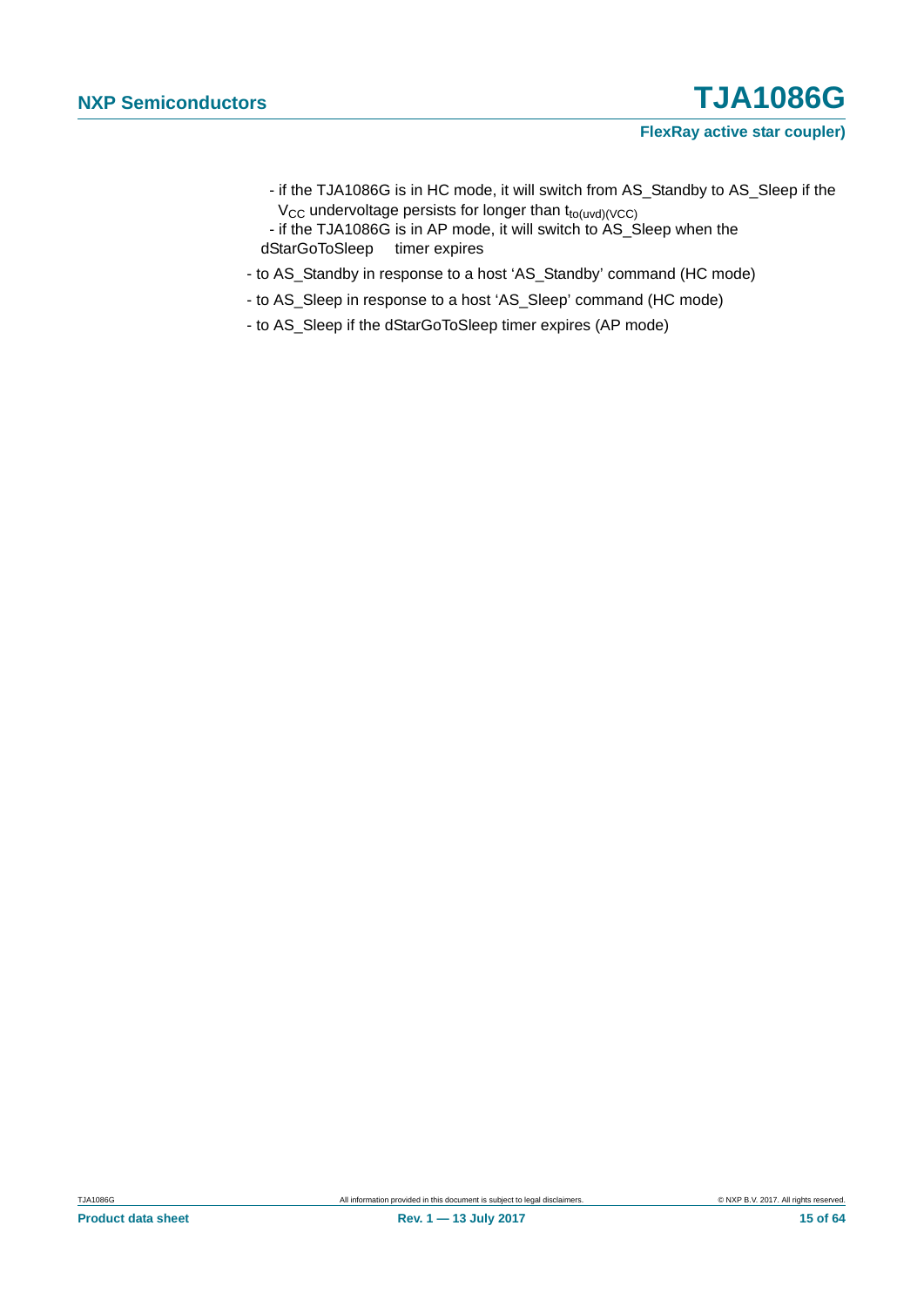- if the TJA1086G is in HC mode, it will switch from AS_Standby to AS_Sleep if the $V_{CC}$ undervoltage persists for longer than $t_{to(uvd)(VCC)}$
- if the TJA1086G is in AP mode, it will switch to AS_Sleep when the dStarGoToSleep timer expires

- to AS_Standby in response to a host 'AS_Standby' command (HC mode)
- to AS_Sleep in response to a host 'AS_Sleep' command (HC mode)
- to AS_Sleep if the dStarGoToSleep timer expires (AP mode)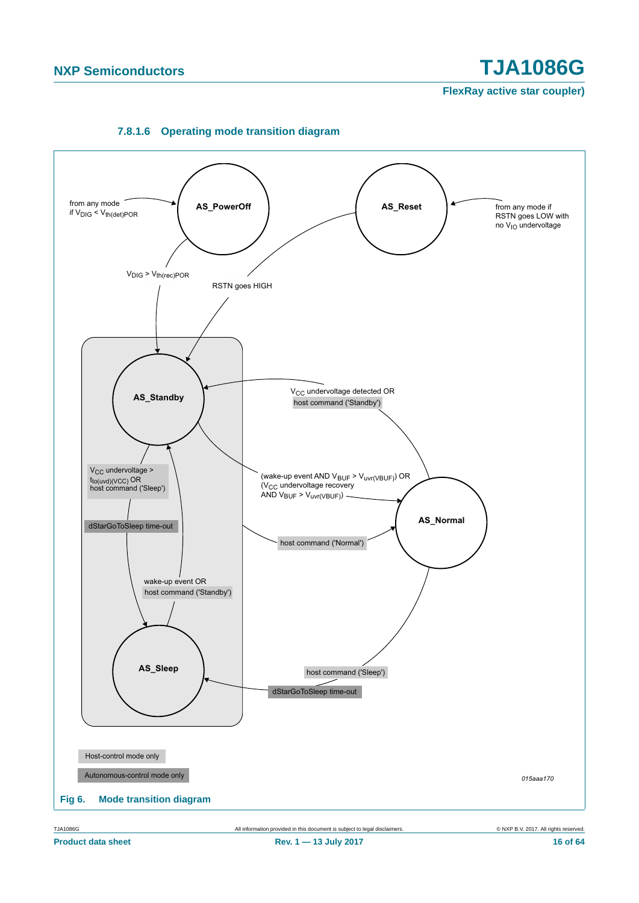#### 7.8.1.6 Operating mode transition diagram

from any mode if $V_{DIG} < V_{th(det)POR}$

AS_PowerOff

AS_Reset

from any mode if RSTN goes LOW with no $V_{IO}$ undervoltage

$V_{DIG} > V_{th(rec)POR}$

RSTN goes HIGH

AS_Standby

$V_{CC}$ undervoltage detected OR host command ('Standby')

$V_{CC}$ undervoltage > $t_{to(uvd)(VCC)}$ OR host command ('Sleep')

(wake-up event AND $V_{BUF} > V_{uvr(VBUF)}$) OR ($V_{CC}$ undervoltage recovery AND $V_{BUF} > V_{uvr(VBUF)}$)

AS_Normal

dStarGoToSleep time-out

host command ('Normal')

wake-up event OR host command ('Standby')

AS_Sleep

host command ('Sleep')

dStarGoToSleep time-out

Host-control mode only

Autonomous-control mode only

015aaa170

**Fig 6. Mode transition diagram**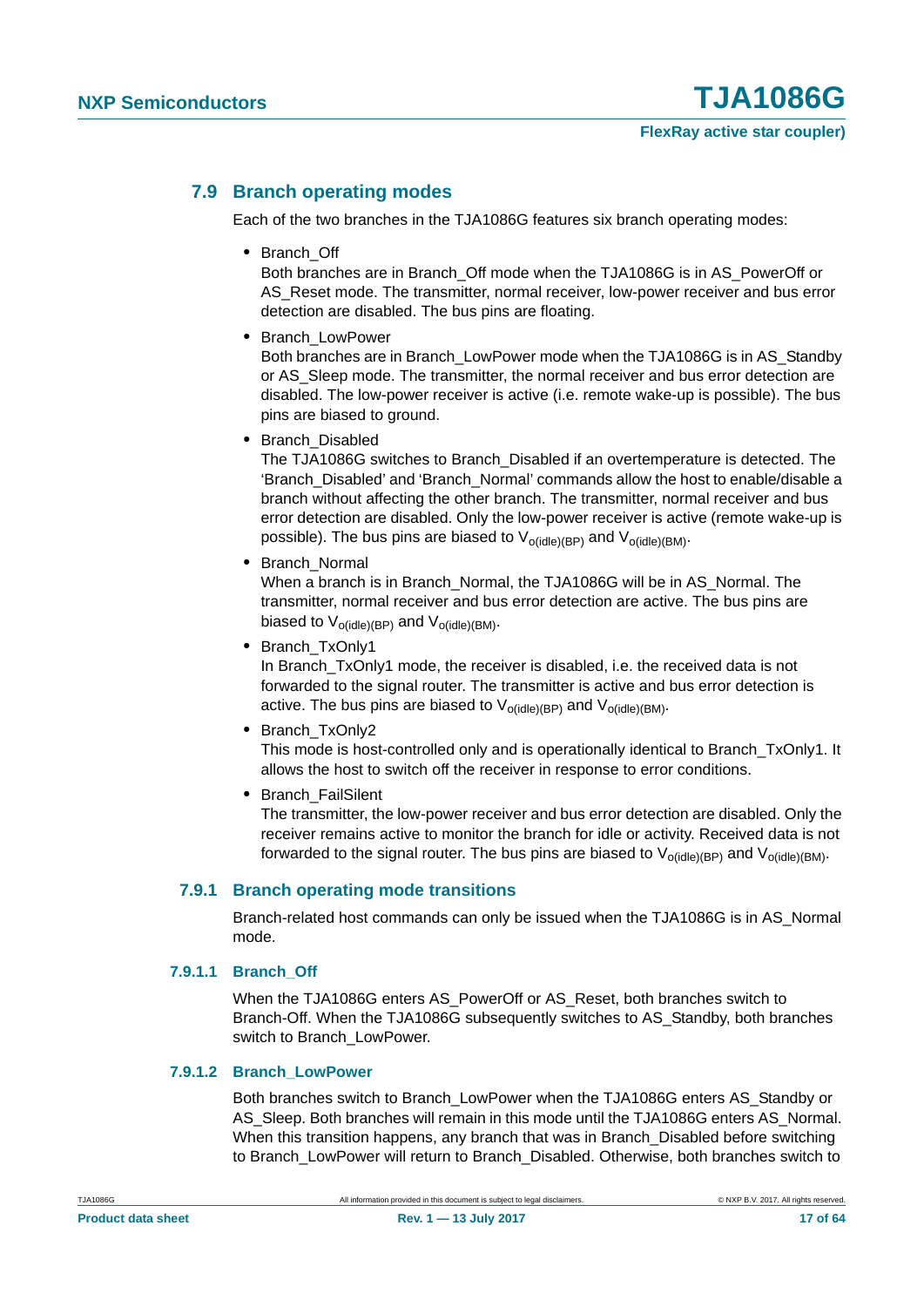## 7.9 Branch operating modes

Each of the two branches in the TJA1086G features six branch operating modes:

- Branch_Off
  Both branches are in Branch_Off mode when the TJA1086G is in AS_PowerOff or AS_Reset mode. The transmitter, normal receiver, low-power receiver and bus error detection are disabled. The bus pins are floating.
- Branch_LowPower
  Both branches are in Branch_LowPower mode when the TJA1086G is in AS_Standby or AS_Sleep mode. The transmitter, the normal receiver and bus error detection are disabled. The low-power receiver is active (i.e. remote wake-up is possible). The bus pins are biased to ground.
- Branch_Disabled
  The TJA1086G switches to Branch_Disabled if an overtemperature is detected. The 'Branch_Disabled' and 'Branch_Normal' commands allow the host to enable/disable a branch without affecting the other branch. The transmitter, normal receiver and bus error detection are disabled. Only the low-power receiver is active (remote wake-up is possible). The bus pins are biased to $V_{o(idle)(BP)}$ and $V_{o(idle)(BM)}$.
- Branch_Normal
  When a branch is in Branch_Normal, the TJA1086G will be in AS_Normal. The transmitter, normal receiver and bus error detection are active. The bus pins are biased to $V_{o(idle)(BP)}$ and $V_{o(idle)(BM)}$.
- Branch_TxOnly1
  In Branch_TxOnly1 mode, the receiver is disabled, i.e. the received data is not forwarded to the signal router. The transmitter is active and bus error detection is active. The bus pins are biased to $V_{o(idle)(BP)}$ and $V_{o(idle)(BM)}$.
- Branch_TxOnly2
  This mode is host-controlled only and is operationally identical to Branch_TxOnly1. It allows the host to switch off the receiver in response to error conditions.
- Branch_FailSilent
  The transmitter, the low-power receiver and bus error detection are disabled. Only the receiver remains active to monitor the branch for idle or activity. Received data is not forwarded to the signal router. The bus pins are biased to $V_{o(idle)(BP)}$ and $V_{o(idle)(BM)}$.

### 7.9.1 Branch operating mode transitions

Branch-related host commands can only be issued when the TJA1086G is in AS_Normal mode.

#### 7.9.1.1 Branch_Off

When the TJA1086G enters AS_PowerOff or AS_Reset, both branches switch to Branch-Off. When the TJA1086G subsequently switches to AS_Standby, both branches switch to Branch_LowPower.

#### 7.9.1.2 Branch_LowPower

Both branches switch to Branch_LowPower when the TJA1086G enters AS_Standby or AS_Sleep. Both branches will remain in this mode until the TJA1086G enters AS_Normal. When this transition happens, any branch that was in Branch_Disabled before switching to Branch_LowPower will return to Branch_Disabled. Otherwise, both branches switch to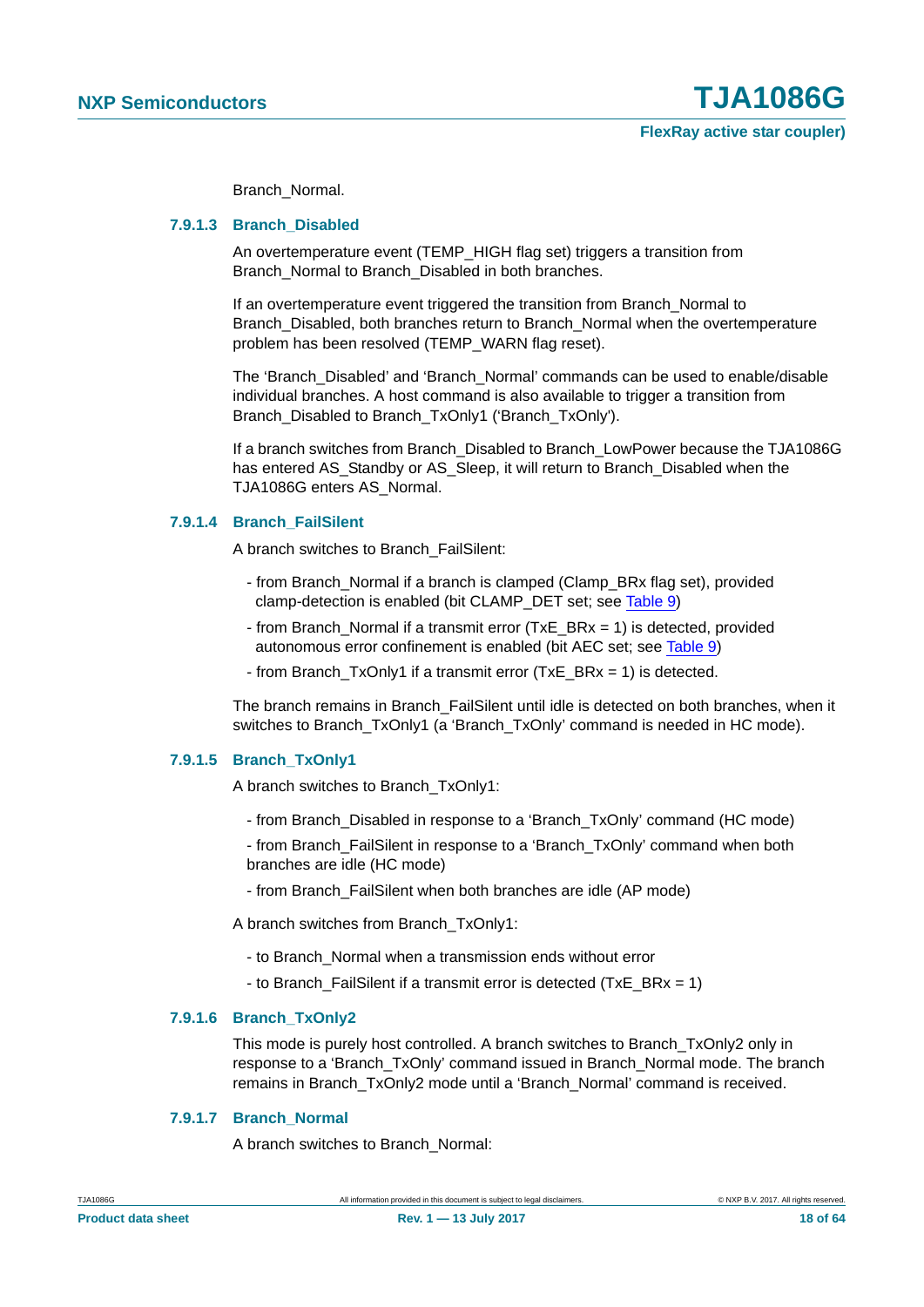Branch_Normal.

#### 7.9.1.3 Branch_Disabled

An overtemperature event (TEMP_HIGH flag set) triggers a transition from Branch_Normal to Branch_Disabled in both branches.

If an overtemperature event triggered the transition from Branch_Normal to Branch_Disabled, both branches return to Branch_Normal when the overtemperature problem has been resolved (TEMP_WARN flag reset).

The 'Branch_Disabled' and 'Branch_Normal' commands can be used to enable/disable individual branches. A host command is also available to trigger a transition from Branch_Disabled to Branch_TxOnly1 ('Branch_TxOnly').

If a branch switches from Branch_Disabled to Branch_LowPower because the TJA1086G has entered AS_Standby or AS_Sleep, it will return to Branch_Disabled when the TJA1086G enters AS_Normal.

#### 7.9.1.4 Branch_FailSilent

A branch switches to Branch_FailSilent:

- from Branch_Normal if a branch is clamped (Clamp_BRx flag set), provided clamp-detection is enabled (bit CLAMP_DET set; see Table 9)
- from Branch_Normal if a transmit error (TxE_BRx = 1) is detected, provided autonomous error confinement is enabled (bit AEC set; see Table 9)
- from Branch_TxOnly1 if a transmit error (TxE_BRx = 1) is detected.

The branch remains in Branch_FailSilent until idle is detected on both branches, when it switches to Branch_TxOnly1 (a 'Branch_TxOnly' command is needed in HC mode).

#### 7.9.1.5 Branch_TxOnly1

A branch switches to Branch_TxOnly1:

- from Branch_Disabled in response to a 'Branch_TxOnly' command (HC mode)
- from Branch_FailSilent in response to a 'Branch_TxOnly' command when both branches are idle (HC mode)
- from Branch_FailSilent when both branches are idle (AP mode)

A branch switches from Branch_TxOnly1:

- to Branch_Normal when a transmission ends without error
- to Branch_FailSilent if a transmit error is detected (TxE_BRx = 1)

#### 7.9.1.6 Branch_TxOnly2

This mode is purely host controlled. A branch switches to Branch_TxOnly2 only in response to a 'Branch_TxOnly' command issued in Branch_Normal mode. The branch remains in Branch_TxOnly2 mode until a 'Branch_Normal' command is received.

#### 7.9.1.7 Branch_Normal

A branch switches to Branch_Normal: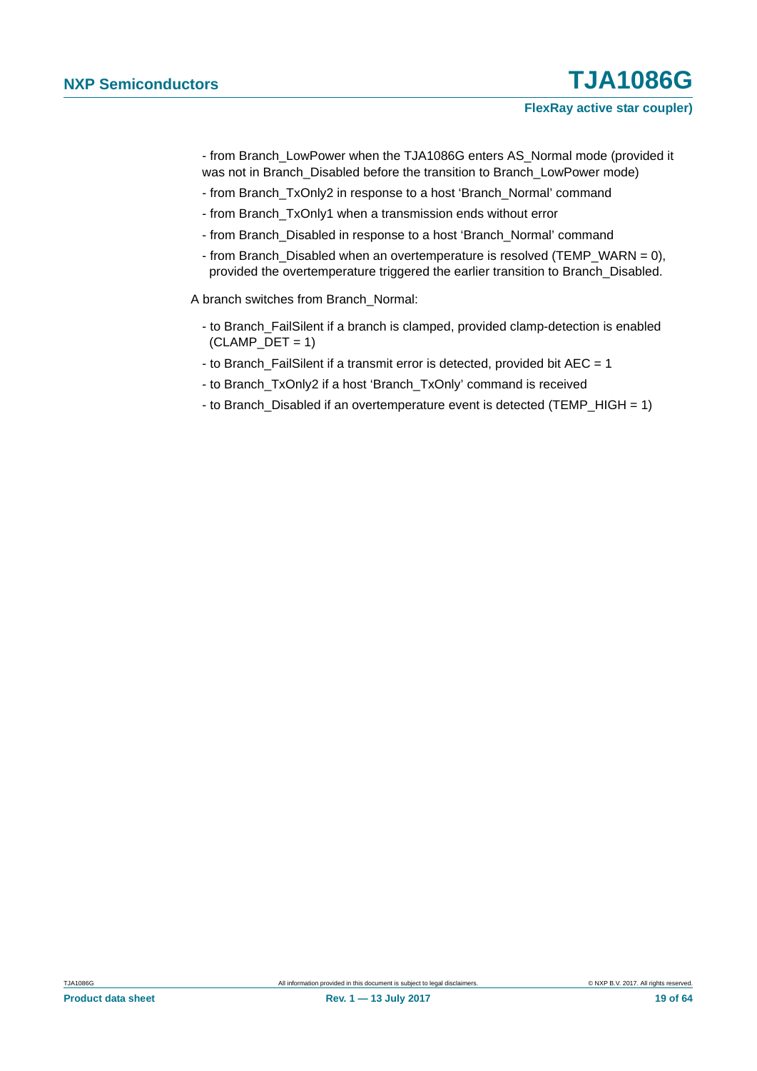- from Branch_LowPower when the TJA1086G enters AS_Normal mode (provided it was not in Branch_Disabled before the transition to Branch_LowPower mode)
- from Branch_TxOnly2 in response to a host ‘Branch_Normal’ command
- from Branch_TxOnly1 when a transmission ends without error
- from Branch_Disabled in response to a host ‘Branch_Normal’ command
- from Branch_Disabled when an overtemperature is resolved (TEMP_WARN = 0), provided the overtemperature triggered the earlier transition to Branch_Disabled.

A branch switches from Branch_Normal:

- to Branch_FailSilent if a branch is clamped, provided clamp-detection is enabled (CLAMP_DET = 1)
- to Branch_FailSilent if a transmit error is detected, provided bit AEC = 1
- to Branch_TxOnly2 if a host ‘Branch_TxOnly’ command is received
- to Branch_Disabled if an overtemperature event is detected (TEMP_HIGH = 1)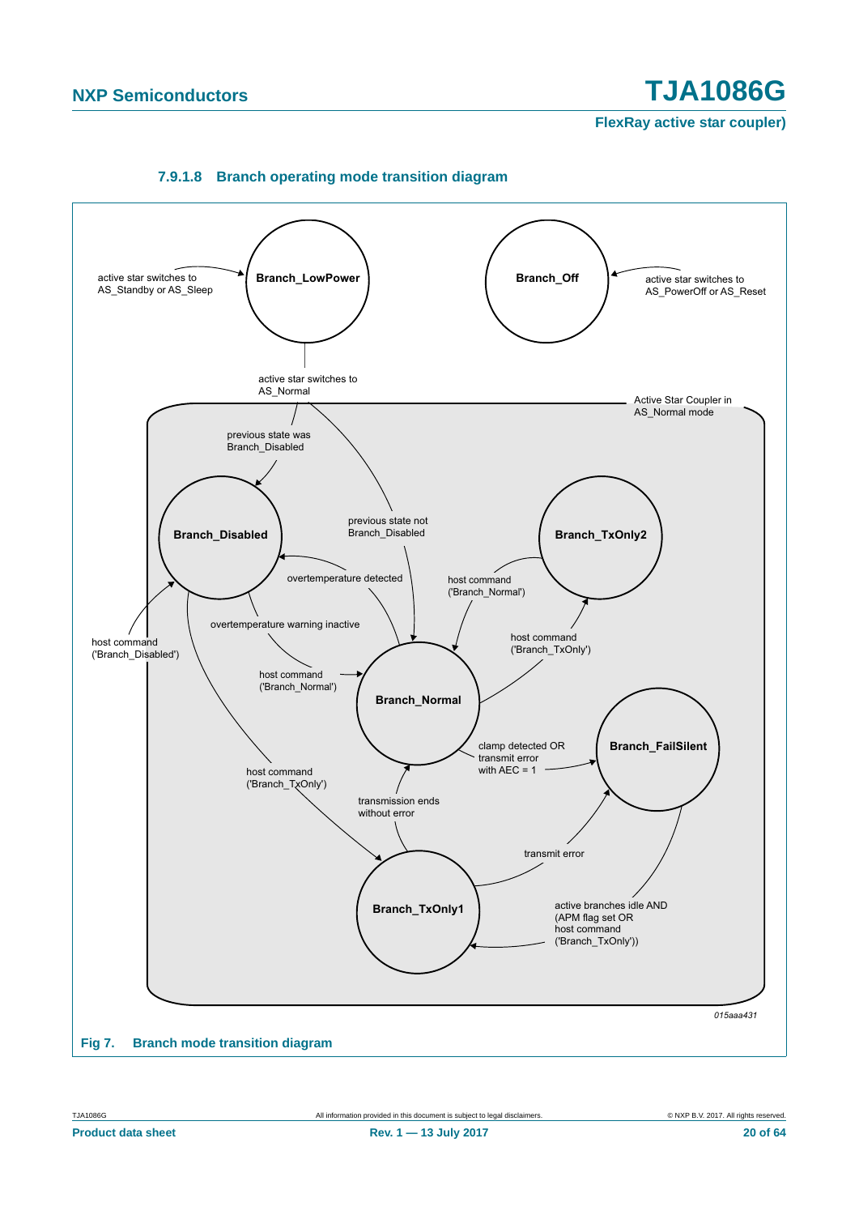#### 7.9.1.8 Branch operating mode transition diagram

Branch_LowPower

Branch_Off

active star switches to AS_Standby or AS_Sleep

active star switches to AS_PowerOff or AS_Reset

active star switches to AS_Normal

Active Star Coupler in AS_Normal mode

previous state was Branch_Disabled

previous state not Branch_Disabled

Branch_Disabled

Branch_TxOnly2

overtemperature detected

host command ('Branch_Normal')

overtemperature warning inactive

host command ('Branch_TxOnly')

host command ('Branch_Disabled')

host command ('Branch_Normal')

Branch_Normal

Branch_FailSilent

clamp detected OR transmit error with AEC = 1

host command ('Branch_TxOnly')

transmission ends without error

transmit error

Branch_TxOnly1

active branches idle AND (APM flag set OR host command ('Branch_TxOnly'))

*015aaa431*

**Fig 7. Branch mode transition diagram**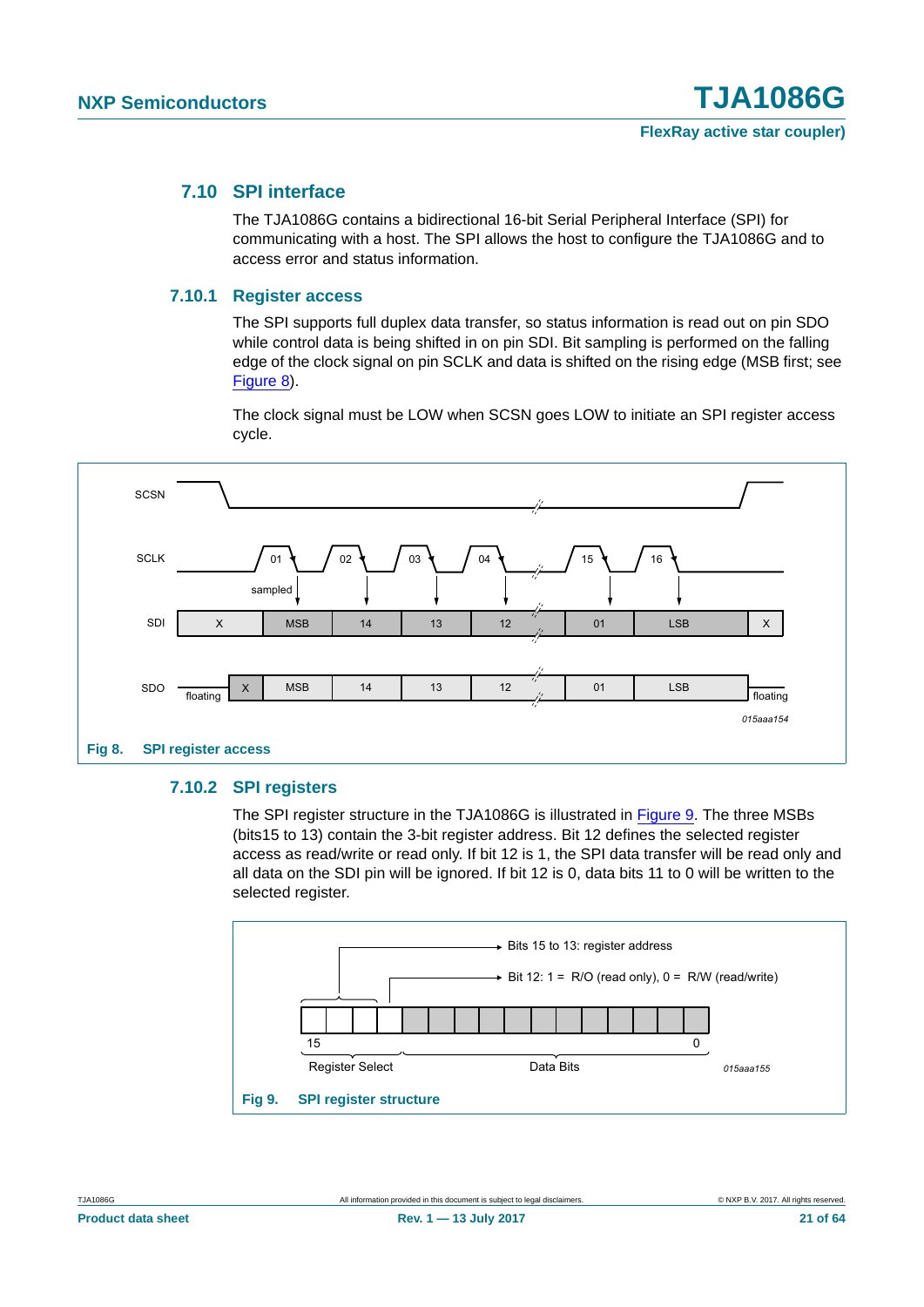### 7.10 SPI interface

The TJA1086G contains a bidirectional 16-bit Serial Peripheral Interface (SPI) for communicating with a host. The SPI allows the host to configure the TJA1086G and to access error and status information.

#### 7.10.1 Register access

The SPI supports full duplex data transfer, so status information is read out on pin SDO while control data is being shifted in on pin SDI. Bit sampling is performed on the falling edge of the clock signal on pin SCLK and data is shifted on the rising edge (MSB first; see Figure 8).

The clock signal must be LOW when SCSN goes LOW to initiate an SPI register access cycle.

**Fig 8. SPI register access**

#### 7.10.2 SPI registers

The SPI register structure in the TJA1086G is illustrated in Figure 9. The three MSBs (bits15 to 13) contain the 3-bit register address. Bit 12 defines the selected register access as read/write or read only. If bit 12 is 1, the SPI data transfer will be read only and all data on the SDI pin will be ignored. If bit 12 is 0, data bits 11 to 0 will be written to the selected register.

**Fig 9. SPI register structure**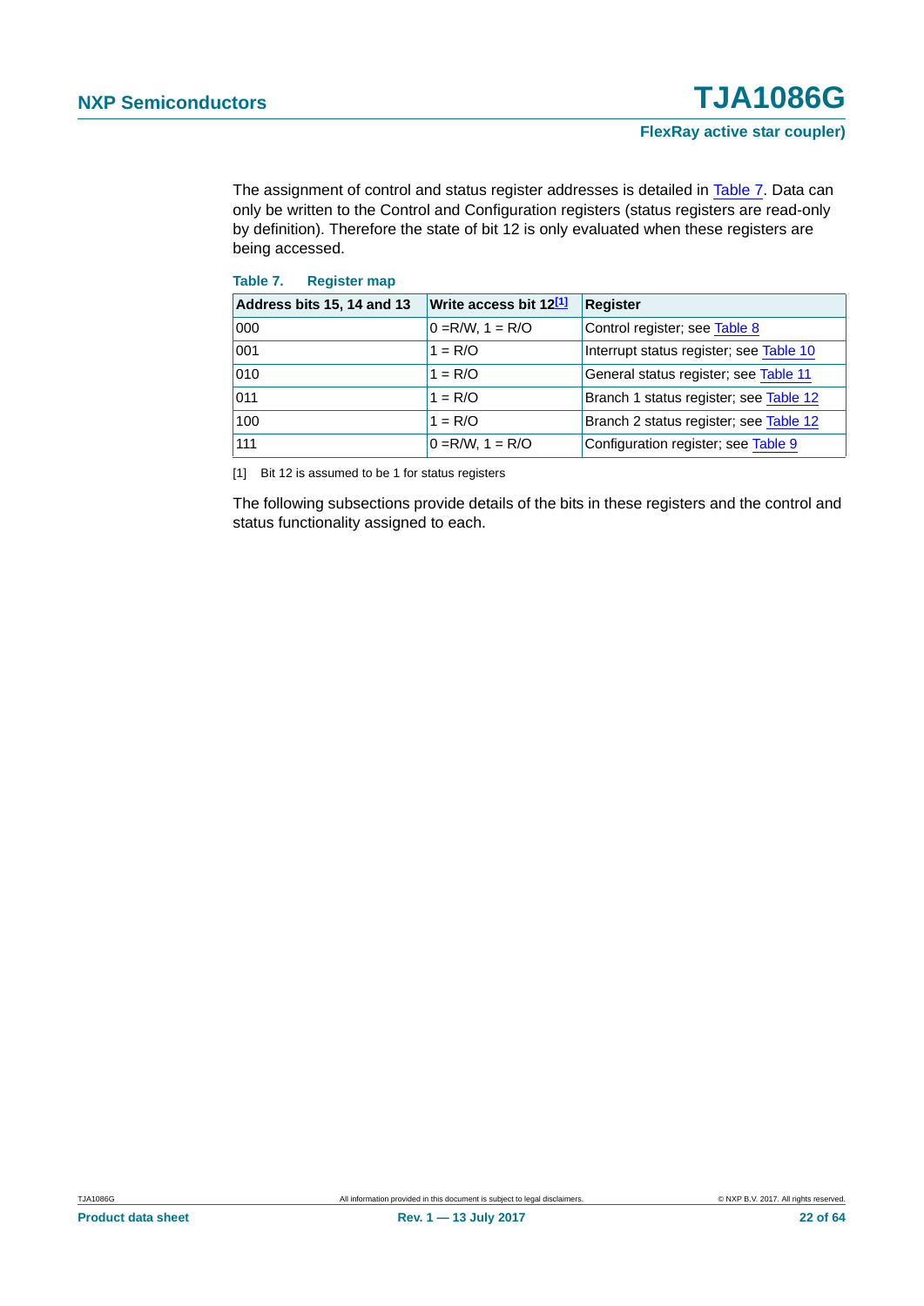The assignment of control and status register addresses is detailed in Table 7. Data can only be written to the Control and Configuration registers (status registers are read-only by definition). Therefore the state of bit 12 is only evaluated when these registers are being accessed.

**Table 7. Register map**

| Address bits 15, 14 and 13 | Write access bit 12[1] | Register |
|---|---|---|
| 000 | 0 =R/W, 1 = R/O | Control register; see Table 8 |
| 001 | 1 = R/O | Interrupt status register; see Table 10 |
| 010 | 1 = R/O | General status register; see Table 11 |
| 011 | 1 = R/O | Branch 1 status register; see Table 12 |
| 100 | 1 = R/O | Branch 2 status register; see Table 12 |
| 111 | 0 =R/W, 1 = R/O | Configuration register; see Table 9 |

[1] Bit 12 is assumed to be 1 for status registers

The following subsections provide details of the bits in these registers and the control and status functionality assigned to each.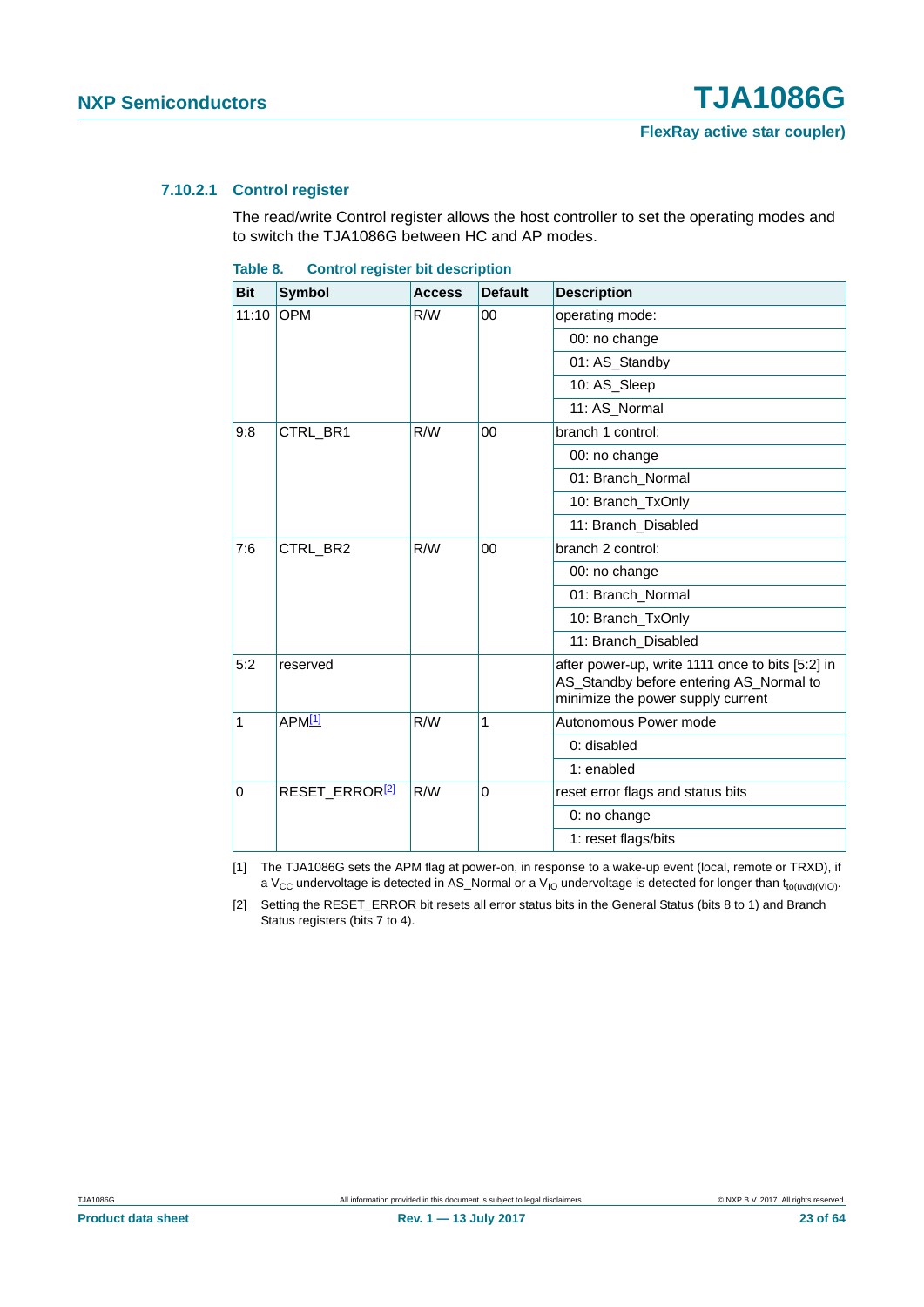#### 7.10.2.1 Control register

The read/write Control register allows the host controller to set the operating modes and to switch the TJA1086G between HC and AP modes.

**Table 8. Control register bit description**

| Bit | Symbol | Access | Default | Description |
|---|---|---|---|---|
| 11:10 | OPM | R/W | 00 | operating mode: |
| | | | | 00: no change |
| | | | | 01: AS_Standby |
| | | | | 10: AS_Sleep |
| | | | | 11: AS_Normal |
| 9:8 | CTRL_BR1 | R/W | 00 | branch 1 control: |
| | | | | 00: no change |
| | | | | 01: Branch_Normal |
| | | | | 10: Branch_TxOnly |
| | | | | 11: Branch_Disabled |
| 7:6 | CTRL_BR2 | R/W | 00 | branch 2 control: |
| | | | | 00: no change |
| | | | | 01: Branch_Normal |
| | | | | 10: Branch_TxOnly |
| | | | | 11: Branch_Disabled |
| 5:2 | reserved | | | after power-up, write 1111 once to bits [5:2] in AS_Standby before entering AS_Normal to minimize the power supply current |
| 1 | APM[1] | R/W | 1 | Autonomous Power mode |
| | | | | 0: disabled |
| | | | | 1: enabled |
| 0 | RESET_ERROR[2] | R/W | 0 | reset error flags and status bits |
| | | | | 0: no change |
| | | | | 1: reset flags/bits |

[1] The TJA1086G sets the APM flag at power-on, in response to a wake-up event (local, remote or TRXD), if a $V_{CC}$ undervoltage is detected in AS_Normal or a $V_{IO}$ undervoltage is detected for longer than $t_{to(uvd)(VIO)}$.

[2] Setting the RESET_ERROR bit resets all error status bits in the General Status (bits 8 to 1) and Branch Status registers (bits 7 to 4).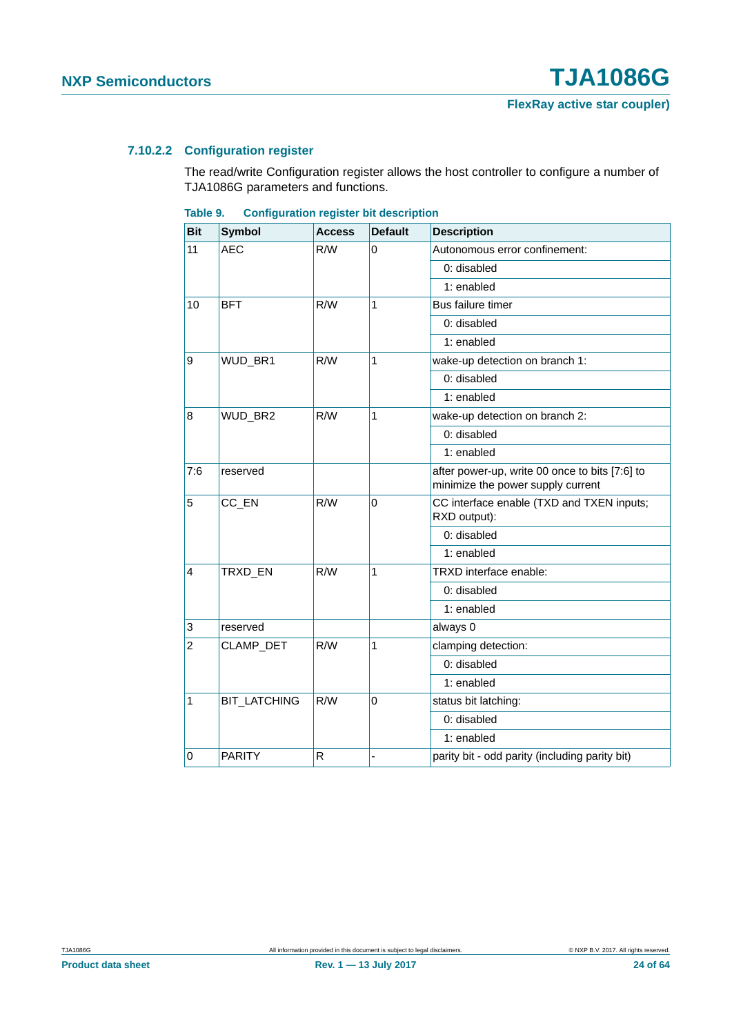#### 7.10.2.2 Configuration register

The read/write Configuration register allows the host controller to configure a number of TJA1086G parameters and functions.

**Table 9. Configuration register bit description**

| Bit | Symbol | Access | Default | Description |
|---|---|---|---|---|
| 11 | AEC | R/W | 0 | Autonomous error confinement: |
| | | | | 0: disabled |
| | | | | 1: enabled |
| 10 | BFT | R/W | 1 | Bus failure timer |
| | | | | 0: disabled |
| | | | | 1: enabled |
| 9 | WUD_BR1 | R/W | 1 | wake-up detection on branch 1: |
| | | | | 0: disabled |
| | | | | 1: enabled |
| 8 | WUD_BR2 | R/W | 1 | wake-up detection on branch 2: |
| | | | | 0: disabled |
| | | | | 1: enabled |
| 7:6 | reserved | | | after power-up, write 00 once to bits [7:6] to minimize the power supply current |
| 5 | CC_EN | R/W | 0 | CC interface enable (TXD and TXEN inputs; RXD output): |
| | | | | 0: disabled |
| | | | | 1: enabled |
| 4 | TRXD_EN | R/W | 1 | TRXD interface enable: |
| | | | | 0: disabled |
| | | | | 1: enabled |
| 3 | reserved | | | always 0 |
| 2 | CLAMP_DET | R/W | 1 | clamping detection: |
| | | | | 0: disabled |
| | | | | 1: enabled |
| 1 | BIT_LATCHING | R/W | 0 | status bit latching: |
| | | | | 0: disabled |
| | | | | 1: enabled |
| 0 | PARITY | R | - | parity bit - odd parity (including parity bit) |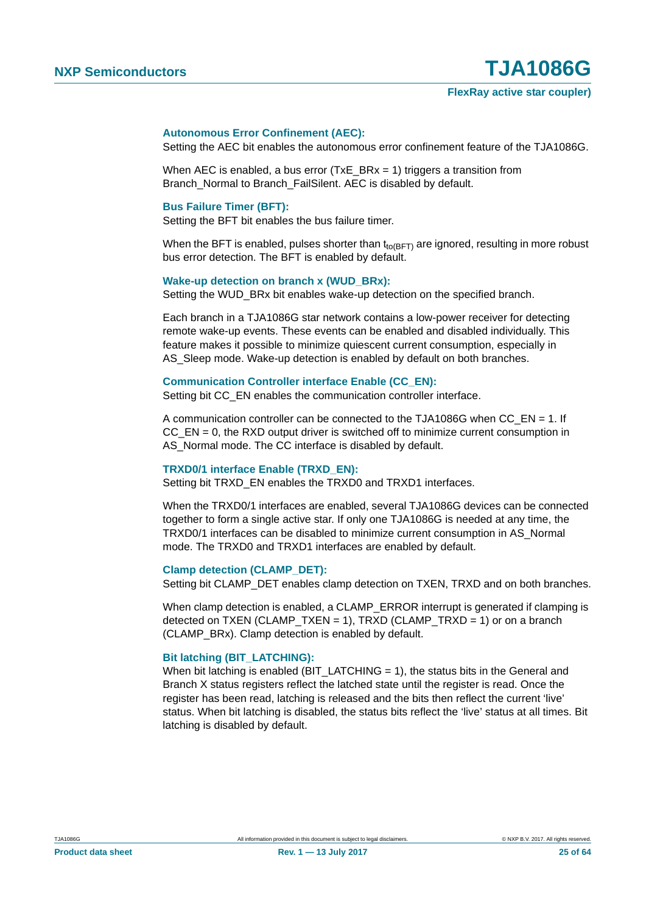**Autonomous Error Confinement (AEC):**

Setting the AEC bit enables the autonomous error confinement feature of the TJA1086G.

When AEC is enabled, a bus error (TxE_BRx = 1) triggers a transition from Branch_Normal to Branch_FailSilent. AEC is disabled by default.

**Bus Failure Timer (BFT):**

Setting the BFT bit enables the bus failure timer.

When the BFT is enabled, pulses shorter than $t_{to(BFT)}$ are ignored, resulting in more robust bus error detection. The BFT is enabled by default.

**Wake-up detection on branch x (WUD_BRx):**

Setting the WUD_BRx bit enables wake-up detection on the specified branch.

Each branch in a TJA1086G star network contains a low-power receiver for detecting remote wake-up events. These events can be enabled and disabled individually. This feature makes it possible to minimize quiescent current consumption, especially in AS_Sleep mode. Wake-up detection is enabled by default on both branches.

**Communication Controller interface Enable (CC_EN):**

Setting bit CC_EN enables the communication controller interface.

A communication controller can be connected to the TJA1086G when CC_EN = 1. If CC_EN = 0, the RXD output driver is switched off to minimize current consumption in AS_Normal mode. The CC interface is disabled by default.

**TRXD0/1 interface Enable (TRXD_EN):**

Setting bit TRXD_EN enables the TRXD0 and TRXD1 interfaces.

When the TRXD0/1 interfaces are enabled, several TJA1086G devices can be connected together to form a single active star. If only one TJA1086G is needed at any time, the TRXD0/1 interfaces can be disabled to minimize current consumption in AS_Normal mode. The TRXD0 and TRXD1 interfaces are enabled by default.

**Clamp detection (CLAMP_DET):**

Setting bit CLAMP_DET enables clamp detection on TXEN, TRXD and on both branches.

When clamp detection is enabled, a CLAMP_ERROR interrupt is generated if clamping is detected on TXEN (CLAMP_TXEN = 1), TRXD (CLAMP_TRXD = 1) or on a branch (CLAMP_BRx). Clamp detection is enabled by default.

**Bit latching (BIT_LATCHING):**

When bit latching is enabled (BIT_LATCHING = 1), the status bits in the General and Branch X status registers reflect the latched state until the register is read. Once the register has been read, latching is released and the bits then reflect the current 'live' status. When bit latching is disabled, the status bits reflect the 'live' status at all times. Bit latching is disabled by default.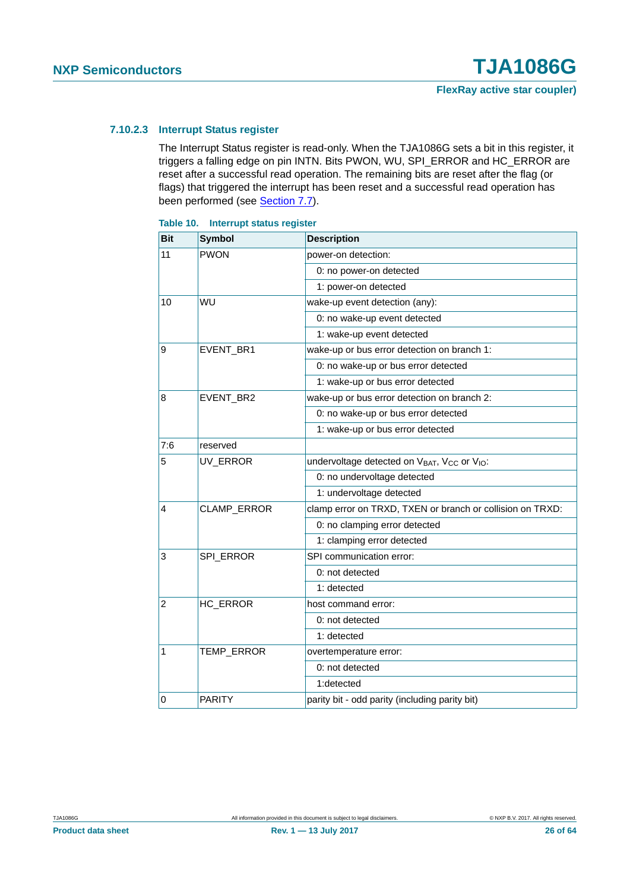#### 7.10.2.3 Interrupt Status register

The Interrupt Status register is read-only. When the TJA1086G sets a bit in this register, it triggers a falling edge on pin INTN. Bits PWON, WU, SPI_ERROR and HC_ERROR are reset after a successful read operation. The remaining bits are reset after the flag (or flags) that triggered the interrupt has been reset and a successful read operation has been performed (see Section 7.7).

**Table 10. Interrupt status register**

| Bit | Symbol | Description |
|---|---|---|
| 11 | PWON | power-on detection: |
| | | 0: no power-on detected |
| | | 1: power-on detected |
| 10 | WU | wake-up event detection (any): |
| | | 0: no wake-up event detected |
| | | 1: wake-up event detected |
| 9 | EVENT_BR1 | wake-up or bus error detection on branch 1: |
| | | 0: no wake-up or bus error detected |
| | | 1: wake-up or bus error detected |
| 8 | EVENT_BR2 | wake-up or bus error detection on branch 2: |
| | | 0: no wake-up or bus error detected |
| | | 1: wake-up or bus error detected |
| 7:6 | reserved | |
| 5 | UV_ERROR | undervoltage detected on $V_{BAT}$, $V_{CC}$ or $V_{IO}$: |
| | | 0: no undervoltage detected |
| | | 1: undervoltage detected |
| 4 | CLAMP_ERROR | clamp error on TRXD, TXEN or branch or collision on TRXD: |
| | | 0: no clamping error detected |
| | | 1: clamping error detected |
| 3 | SPI_ERROR | SPI communication error: |
| | | 0: not detected |
| | | 1: detected |
| 2 | HC_ERROR | host command error: |
| | | 0: not detected |
| | | 1: detected |
| 1 | TEMP_ERROR | overtemperature error: |
| | | 0: not detected |
| | | 1:detected |
| 0 | PARITY | parity bit - odd parity (including parity bit) |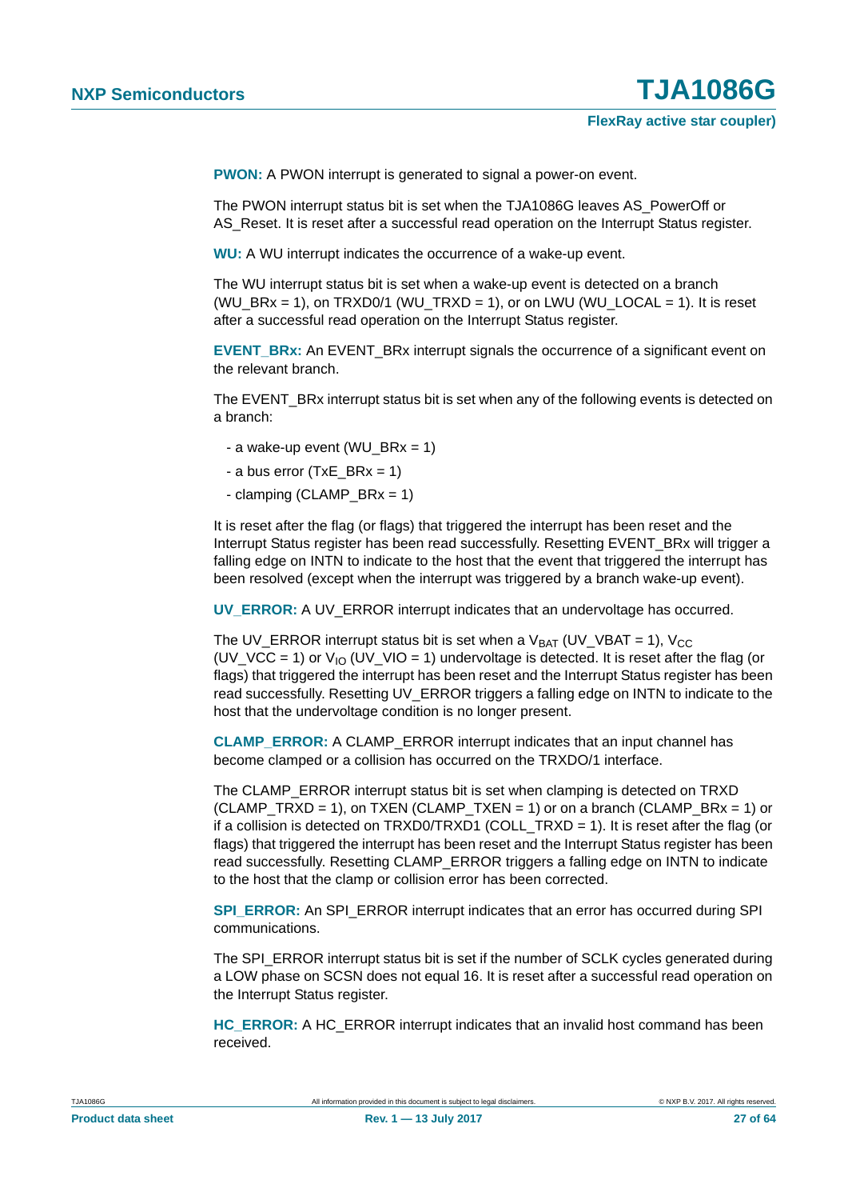**PWON:** A PWON interrupt is generated to signal a power-on event.

The PWON interrupt status bit is set when the TJA1086G leaves AS_PowerOff or AS_Reset. It is reset after a successful read operation on the Interrupt Status register.

**WU:** A WU interrupt indicates the occurrence of a wake-up event.

The WU interrupt status bit is set when a wake-up event is detected on a branch (WU_BRx = 1), on TRXD0/1 (WU_TRXD = 1), or on LWU (WU_LOCAL = 1). It is reset after a successful read operation on the Interrupt Status register.

**EVENT_BRx:** An EVENT_BRx interrupt signals the occurrence of a significant event on the relevant branch.

The EVENT_BRx interrupt status bit is set when any of the following events is detected on a branch:

- a wake-up event (WU_BRx = 1)
- a bus error (TxE_BRx = 1)
- clamping (CLAMP_BRx = 1)

It is reset after the flag (or flags) that triggered the interrupt has been reset and the Interrupt Status register has been read successfully. Resetting EVENT_BRx will trigger a falling edge on INTN to indicate to the host that the event that triggered the interrupt has been resolved (except when the interrupt was triggered by a branch wake-up event).

**UV_ERROR:** A UV_ERROR interrupt indicates that an undervoltage has occurred.

The UV_ERROR interrupt status bit is set when a $V_{BAT}$ (UV_VBAT = 1), $V_{CC}$ (UV_VCC = 1) or $V_{IO}$ (UV_VIO = 1) undervoltage is detected. It is reset after the flag (or flags) that triggered the interrupt has been reset and the Interrupt Status register has been read successfully. Resetting UV_ERROR triggers a falling edge on INTN to indicate to the host that the undervoltage condition is no longer present.

**CLAMP_ERROR:** A CLAMP_ERROR interrupt indicates that an input channel has become clamped or a collision has occurred on the TRXDO/1 interface.

The CLAMP_ERROR interrupt status bit is set when clamping is detected on TRXD (CLAMP_TRXD = 1), on TXEN (CLAMP_TXEN = 1) or on a branch (CLAMP_BRx = 1) or if a collision is detected on TRXD0/TRXD1 (COLL_TRXD = 1). It is reset after the flag (or flags) that triggered the interrupt has been reset and the Interrupt Status register has been read successfully. Resetting CLAMP_ERROR triggers a falling edge on INTN to indicate to the host that the clamp or collision error has been corrected.

**SPI_ERROR:** An SPI_ERROR interrupt indicates that an error has occurred during SPI communications.

The SPI_ERROR interrupt status bit is set if the number of SCLK cycles generated during a LOW phase on SCSN does not equal 16. It is reset after a successful read operation on the Interrupt Status register.

**HC_ERROR:** A HC_ERROR interrupt indicates that an invalid host command has been received.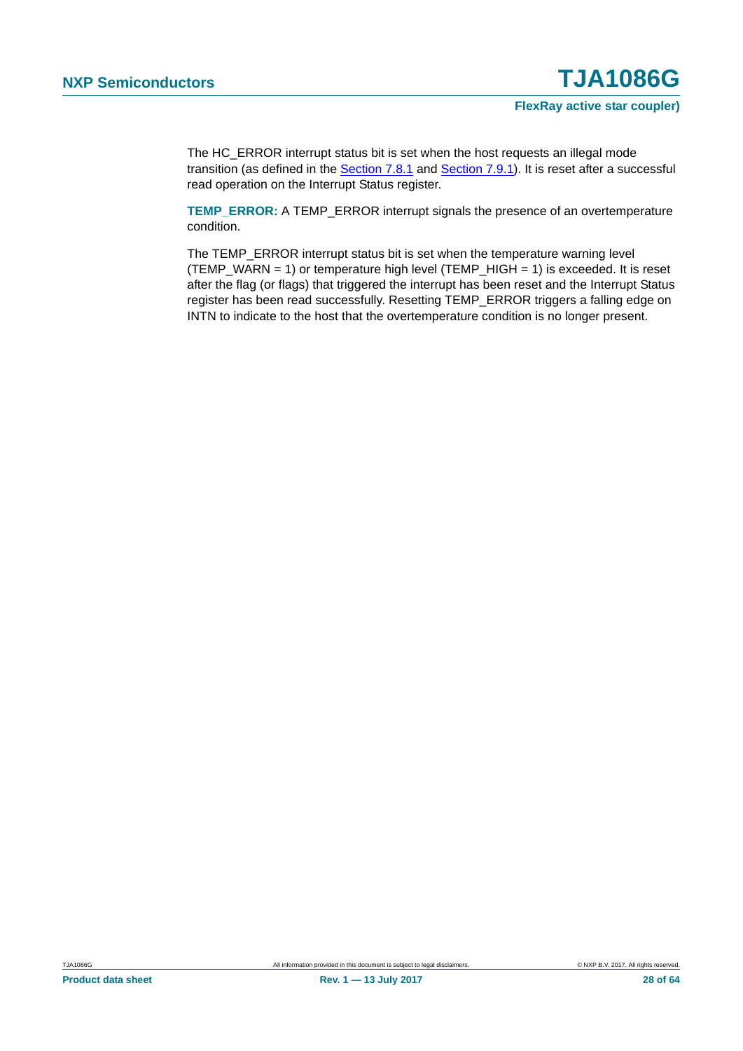The HC_ERROR interrupt status bit is set when the host requests an illegal mode transition (as defined in the Section 7.8.1 and Section 7.9.1). It is reset after a successful read operation on the Interrupt Status register.

**TEMP_ERROR:** A TEMP_ERROR interrupt signals the presence of an overtemperature condition.

The TEMP_ERROR interrupt status bit is set when the temperature warning level (TEMP_WARN = 1) or temperature high level (TEMP_HIGH = 1) is exceeded. It is reset after the flag (or flags) that triggered the interrupt has been reset and the Interrupt Status register has been read successfully. Resetting TEMP_ERROR triggers a falling edge on INTN to indicate to the host that the overtemperature condition is no longer present.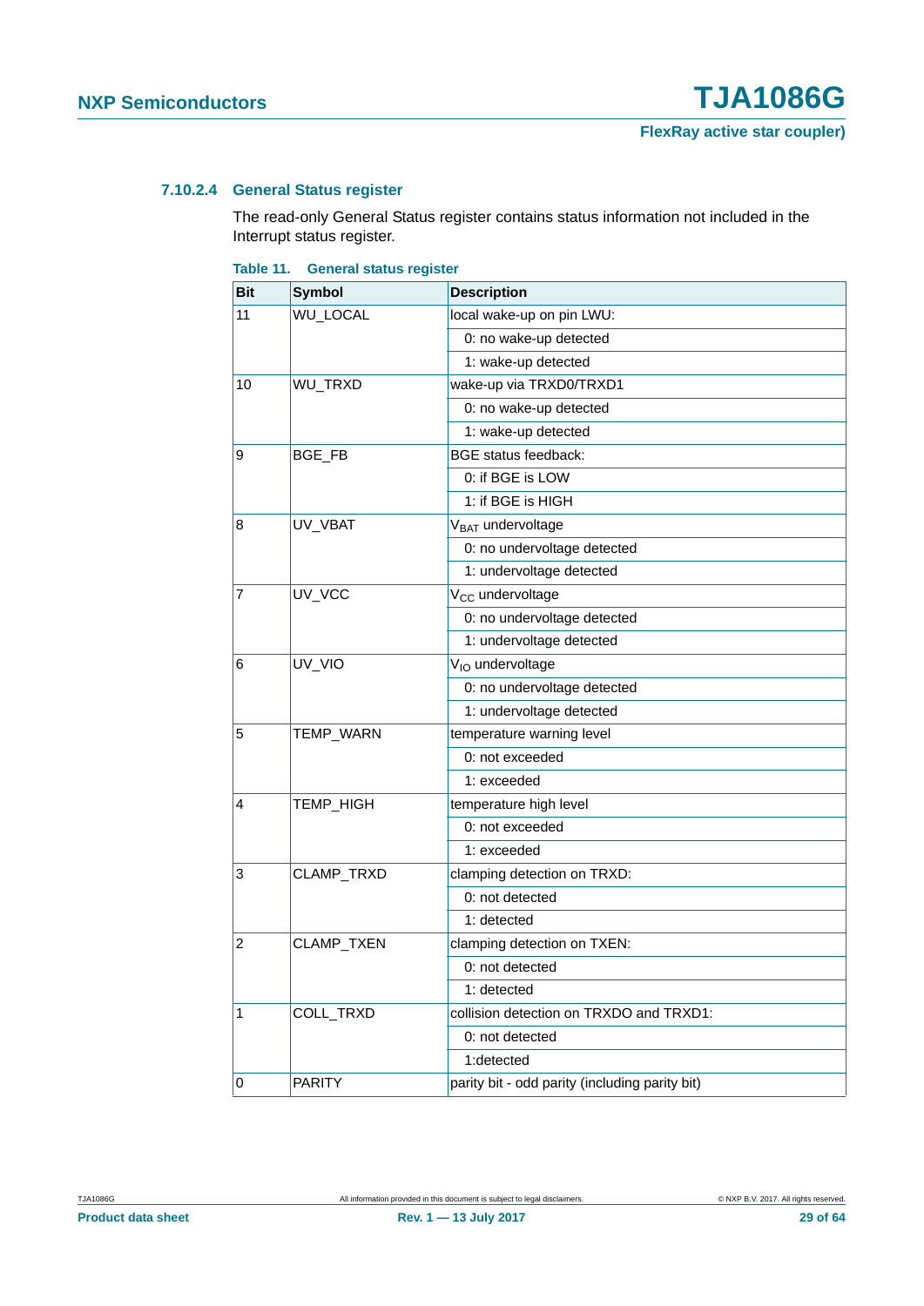#### 7.10.2.4 General Status register

The read-only General Status register contains status information not included in the Interrupt status register.

**Table 11. General status register**

| Bit | Symbol | Description |
|---|---|---|
| 11 | WU_LOCAL | local wake-up on pin LWU: |
| | | 0: no wake-up detected |
| | | 1: wake-up detected |
| 10 | WU_TRXD | wake-up via TRXD0/TRXD1 |
| | | 0: no wake-up detected |
| | | 1: wake-up detected |
| 9 | BGE_FB | BGE status feedback: |
| | | 0: if BGE is LOW |
| | | 1: if BGE is HIGH |
| 8 | UV_VBAT | $V_{BAT}$ undervoltage |
| | | 0: no undervoltage detected |
| | | 1: undervoltage detected |
| 7 | UV_VCC | $V_{CC}$ undervoltage |
| | | 0: no undervoltage detected |
| | | 1: undervoltage detected |
| 6 | UV_VIO | $V_{IO}$ undervoltage |
| | | 0: no undervoltage detected |
| | | 1: undervoltage detected |
| 5 | TEMP_WARN | temperature warning level |
| | | 0: not exceeded |
| | | 1: exceeded |
| 4 | TEMP_HIGH | temperature high level |
| | | 0: not exceeded |
| | | 1: exceeded |
| 3 | CLAMP_TRXD | clamping detection on TRXD: |
| | | 0: not detected |
| | | 1: detected |
| 2 | CLAMP_TXEN | clamping detection on TXEN: |
| | | 0: not detected |
| | | 1: detected |
| 1 | COLL_TRXD | collision detection on TRXDO and TRXD1: |
| | | 0: not detected |
| | | 1:detected |
| 0 | PARITY | parity bit - odd parity (including parity bit) |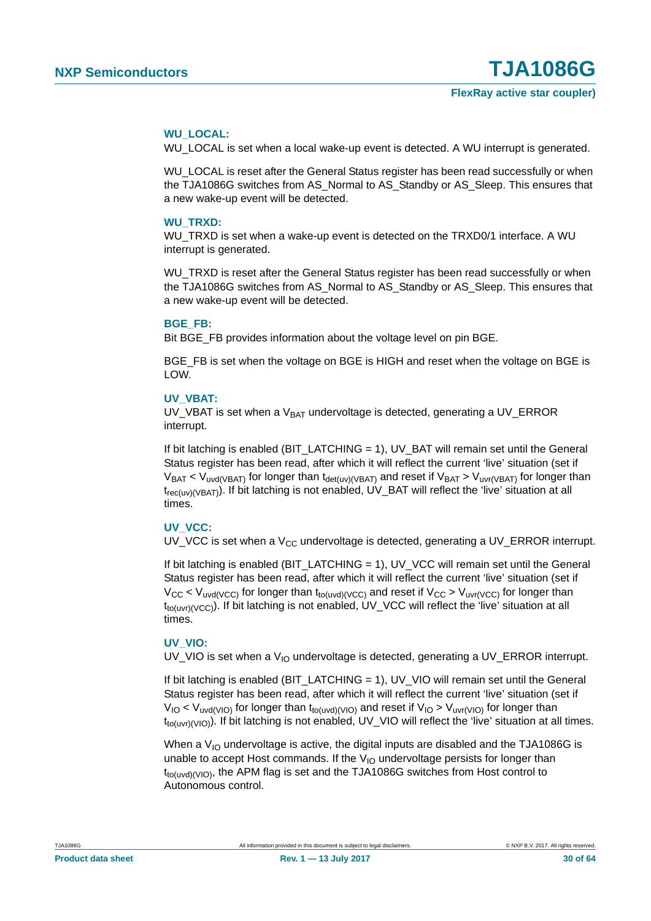**WU_LOCAL:**

WU_LOCAL is set when a local wake-up event is detected. A WU interrupt is generated.

WU_LOCAL is reset after the General Status register has been read successfully or when the TJA1086G switches from AS_Normal to AS_Standby or AS_Sleep. This ensures that a new wake-up event will be detected.

**WU_TRXD:**

WU_TRXD is set when a wake-up event is detected on the TRXD0/1 interface. A WU interrupt is generated.

WU_TRXD is reset after the General Status register has been read successfully or when the TJA1086G switches from AS_Normal to AS_Standby or AS_Sleep. This ensures that a new wake-up event will be detected.

**BGE_FB:**

Bit BGE_FB provides information about the voltage level on pin BGE.

BGE_FB is set when the voltage on BGE is HIGH and reset when the voltage on BGE is LOW.

**UV_VBAT:**

UV_VBAT is set when a $V_{BAT}$ undervoltage is detected, generating a UV_ERROR interrupt.

If bit latching is enabled (BIT_LATCHING = 1), UV_BAT will remain set until the General Status register has been read, after which it will reflect the current 'live' situation (set if $V_{BAT} < V_{uvd(VBAT)}$ for longer than $t_{det(uv)(VBAT)}$ and reset if $V_{BAT} > V_{uvr(VBAT)}$ for longer than $t_{rec(uv)(VBAT)}$). If bit latching is not enabled, UV_BAT will reflect the 'live' situation at all times.

**UV_VCC:**

UV_VCC is set when a $V_{CC}$ undervoltage is detected, generating a UV_ERROR interrupt.

If bit latching is enabled (BIT_LATCHING = 1), UV_VCC will remain set until the General Status register has been read, after which it will reflect the current 'live' situation (set if $V_{CC} < V_{uvd(VCC)}$ for longer than $t_{to(uvd)(VCC)}$ and reset if $V_{CC} > V_{uvr(VCC)}$ for longer than $t_{to(uvr)(VCC)}$). If bit latching is not enabled, UV_VCC will reflect the 'live' situation at all times.

**UV_VIO:**

UV_VIO is set when a $V_{IO}$ undervoltage is detected, generating a UV_ERROR interrupt.

If bit latching is enabled (BIT_LATCHING = 1), UV_VIO will remain set until the General Status register has been read, after which it will reflect the current 'live' situation (set if $V_{IO} < V_{uvd(VIO)}$ for longer than $t_{to(uvd)(VIO)}$ and reset if $V_{IO} > V_{uvr(VIO)}$ for longer than $t_{to(uvr)(VIO)}$). If bit latching is not enabled, UV_VIO will reflect the 'live' situation at all times.

When a $V_{IO}$ undervoltage is active, the digital inputs are disabled and the TJA1086G is unable to accept Host commands. If the $V_{IO}$ undervoltage persists for longer than $t_{to(uvd)(VIO)}$, the APM flag is set and the TJA1086G switches from Host control to Autonomous control.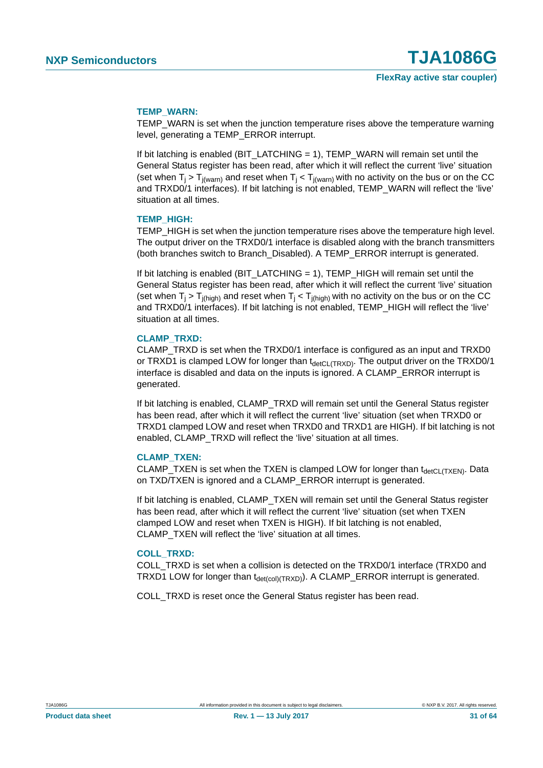**TEMP_WARN:**

TEMP_WARN is set when the junction temperature rises above the temperature warning level, generating a TEMP_ERROR interrupt.

If bit latching is enabled (BIT_LATCHING = 1), TEMP_WARN will remain set until the General Status register has been read, after which it will reflect the current 'live' situation (set when $T_j > T_{j(warn)}$ and reset when $T_j < T_{j(warn)}$ with no activity on the bus or on the CC and TRXD0/1 interfaces). If bit latching is not enabled, TEMP_WARN will reflect the 'live' situation at all times.

**TEMP_HIGH:**

TEMP_HIGH is set when the junction temperature rises above the temperature high level. The output driver on the TRXD0/1 interface is disabled along with the branch transmitters (both branches switch to Branch_Disabled). A TEMP_ERROR interrupt is generated.

If bit latching is enabled (BIT_LATCHING = 1), TEMP_HIGH will remain set until the General Status register has been read, after which it will reflect the current 'live' situation (set when $T_j > T_{j(high)}$ and reset when $T_j < T_{j(high)}$ with no activity on the bus or on the CC and TRXD0/1 interfaces). If bit latching is not enabled, TEMP_HIGH will reflect the 'live' situation at all times.

**CLAMP_TRXD:**

CLAMP_TRXD is set when the TRXD0/1 interface is configured as an input and TRXD0 or TRXD1 is clamped LOW for longer than $t_{detCL(TRXD)}$. The output driver on the TRXD0/1 interface is disabled and data on the inputs is ignored. A CLAMP_ERROR interrupt is generated.

If bit latching is enabled, CLAMP_TRXD will remain set until the General Status register has been read, after which it will reflect the current 'live' situation (set when TRXD0 or TRXD1 clamped LOW and reset when TRXD0 and TRXD1 are HIGH). If bit latching is not enabled, CLAMP_TRXD will reflect the 'live' situation at all times.

**CLAMP_TXEN:**

CLAMP_TXEN is set when the TXEN is clamped LOW for longer than $t_{detCL(TXEN)}$. Data on TXD/TXEN is ignored and a CLAMP_ERROR interrupt is generated.

If bit latching is enabled, CLAMP_TXEN will remain set until the General Status register has been read, after which it will reflect the current 'live' situation (set when TXEN clamped LOW and reset when TXEN is HIGH). If bit latching is not enabled, CLAMP_TXEN will reflect the 'live' situation at all times.

**COLL_TRXD:**

COLL_TRXD is set when a collision is detected on the TRXD0/1 interface (TRXD0 and TRXD1 LOW for longer than $t_{det(col)(TRXD)}$). A CLAMP_ERROR interrupt is generated.

COLL_TRXD is reset once the General Status register has been read.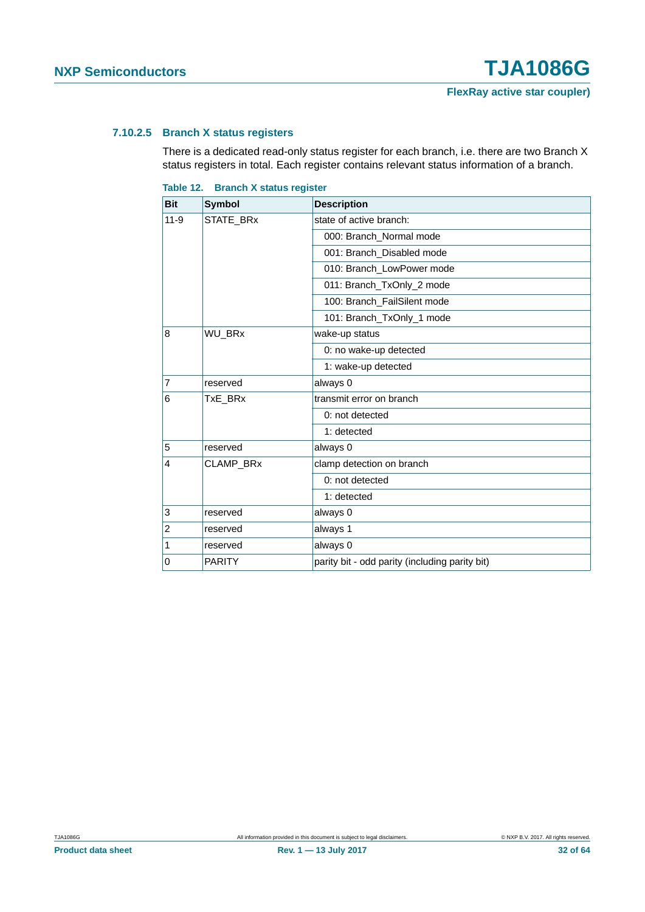#### 7.10.2.5 Branch X status registers

There is a dedicated read-only status register for each branch, i.e. there are two Branch X status registers in total. Each register contains relevant status information of a branch.

**Table 12. Branch X status register**

| Bit | Symbol | Description |
|---|---|---|
| 11-9 | STATE_BRx | state of active branch: |
| | | 000: Branch_Normal mode |
| | | 001: Branch_Disabled mode |
| | | 010: Branch_LowPower mode |
| | | 011: Branch_TxOnly_2 mode |
| | | 100: Branch_FailSilent mode |
| | | 101: Branch_TxOnly_1 mode |
| 8 | WU_BRx | wake-up status |
| | | 0: no wake-up detected |
| | | 1: wake-up detected |
| 7 | reserved | always 0 |
| 6 | TxE_BRx | transmit error on branch |
| | | 0: not detected |
| | | 1: detected |
| 5 | reserved | always 0 |
| 4 | CLAMP_BRx | clamp detection on branch |
| | | 0: not detected |
| | | 1: detected |
| 3 | reserved | always 0 |
| 2 | reserved | always 1 |
| 1 | reserved | always 0 |
| 0 | PARITY | parity bit - odd parity (including parity bit) |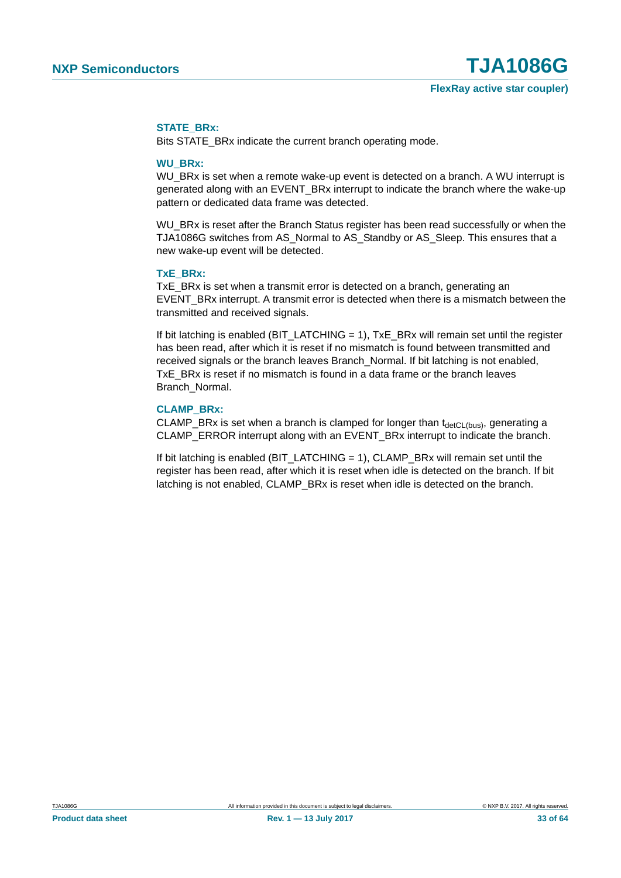**STATE_BRx:**

Bits STATE_BRx indicate the current branch operating mode.

**WU_BRx:**

WU_BRx is set when a remote wake-up event is detected on a branch. A WU interrupt is generated along with an EVENT_BRx interrupt to indicate the branch where the wake-up pattern or dedicated data frame was detected.

WU_BRx is reset after the Branch Status register has been read successfully or when the TJA1086G switches from AS_Normal to AS_Standby or AS_Sleep. This ensures that a new wake-up event will be detected.

**TxE_BRx:**

TxE_BRx is set when a transmit error is detected on a branch, generating an EVENT_BRx interrupt. A transmit error is detected when there is a mismatch between the transmitted and received signals.

If bit latching is enabled (BIT_LATCHING = 1), TxE_BRx will remain set until the register has been read, after which it is reset if no mismatch is found between transmitted and received signals or the branch leaves Branch_Normal. If bit latching is not enabled, TxE_BRx is reset if no mismatch is found in a data frame or the branch leaves Branch_Normal.

**CLAMP_BRx:**

CLAMP_BRx is set when a branch is clamped for longer than $t_{detCL(bus)}$, generating a CLAMP_ERROR interrupt along with an EVENT_BRx interrupt to indicate the branch.

If bit latching is enabled (BIT_LATCHING = 1), CLAMP_BRx will remain set until the register has been read, after which it is reset when idle is detected on the branch. If bit latching is not enabled, CLAMP_BRx is reset when idle is detected on the branch.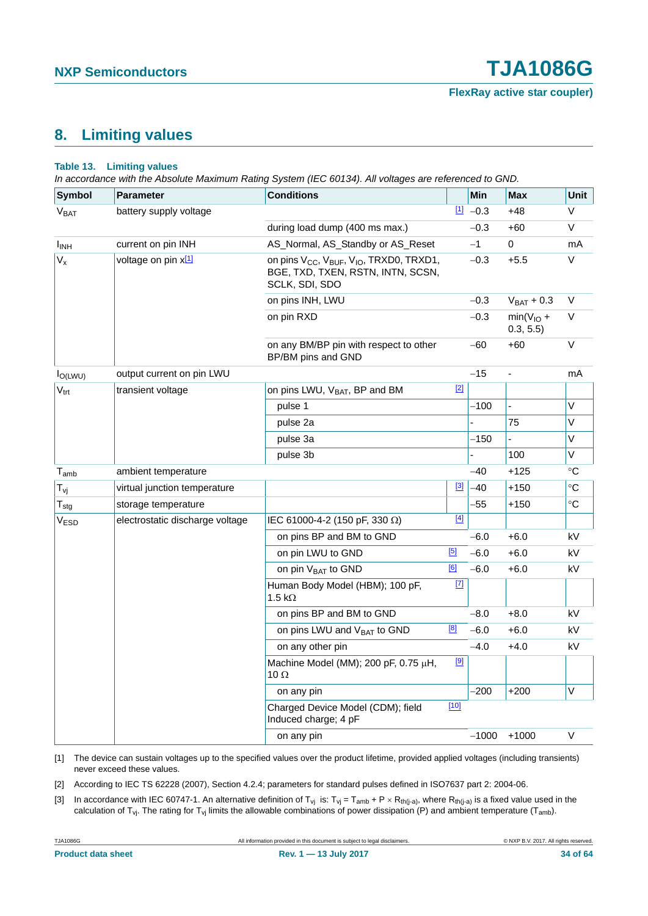## 8. Limiting values

**Table 13. Limiting values**

*In accordance with the Absolute Maximum Rating System (IEC 60134). All voltages are referenced to GND.*

| Symbol | Parameter | Conditions | | Min | Max | Unit |
|---|---|---|---|---|---|---|
| $V_{BAT}$ | battery supply voltage | | [1] | −0.3 | +48 | V |
| | | during load dump (400 ms max.) | | −0.3 | +60 | V |
| $I_{INH}$ | current on pin INH | AS_Normal, AS_Standby or AS_Reset | | −1 | 0 | mA |
| $V_x$ | voltage on pin x[1] | on pins $V_{CC}$, $V_{BUF}$, $V_{IO}$, TRXD0, TRXD1, BGE, TXD, TXEN, RSTN, INTN, SCSN, SCLK, SDI, SDO | | −0.3 | +5.5 | V |
| | | on pins INH, LWU | | −0.3 | $V_{BAT}$ + 0.3 | V |
| | | on pin RXD | | −0.3 | min($V_{IO}$ + 0.3, 5.5) | V |
| | | on any BM/BP pin with respect to other BP/BM pins and GND | | −60 | +60 | V |
| $I_{O(LWU)}$ | output current on pin LWU | | | −15 | - | mA |
| $V_{trt}$ | transient voltage | on pins LWU, $V_{BAT}$, BP and BM | [2] | | | |
| | | pulse 1 | | −100 | - | V |
| | | pulse 2a | | - | 75 | V |
| | | pulse 3a | | −150 | - | V |
| | | pulse 3b | | - | 100 | V |
| $T_{amb}$ | ambient temperature | | | −40 | +125 | °C |
| $T_{vj}$ | virtual junction temperature | | [3] | −40 | +150 | °C |
| $T_{stg}$ | storage temperature | | | −55 | +150 | °C |
| $V_{ESD}$ | electrostatic discharge voltage | IEC 61000-4-2 (150 pF, 330 Ω) | [4] | | | |
| | | on pins BP and BM to GND | | −6.0 | +6.0 | kV |
| | | on pin LWU to GND | [5] | −6.0 | +6.0 | kV |
| | | on pin $V_{BAT}$ to GND | [6] | −6.0 | +6.0 | kV |
| | | Human Body Model (HBM); 100 pF, 1.5 kΩ | [7] | | | |
| | | on pins BP and BM to GND | | −8.0 | +8.0 | kV |
| | | on pins LWU and $V_{BAT}$ to GND | [8] | −6.0 | +6.0 | kV |
| | | on any other pin | | −4.0 | +4.0 | kV |
| | | Machine Model (MM); 200 pF, 0.75 μH, 10 Ω | [9] | | | |
| | | on any pin | | −200 | +200 | V |
| | | Charged Device Model (CDM); field Induced charge; 4 pF | [10] | | | |
| | | on any pin | | −1000 | +1000 | V |

[1] The device can sustain voltages up to the specified values over the product lifetime, provided applied voltages (including transients) never exceed these values.

[2] According to IEC TS 62228 (2007), Section 4.2.4; parameters for standard pulses defined in ISO7637 part 2: 2004-06.

[3] In accordance with IEC 60747-1. An alternative definition of $T_{vj}$ is: $T_{vj} = T_{amb} + P \times R_{th(j-a)}$, where $R_{th(j-a)}$ is a fixed value used in the calculation of $T_{vj}$. The rating for $T_{vj}$ limits the allowable combinations of power dissipation (P) and ambient temperature ($T_{amb}$).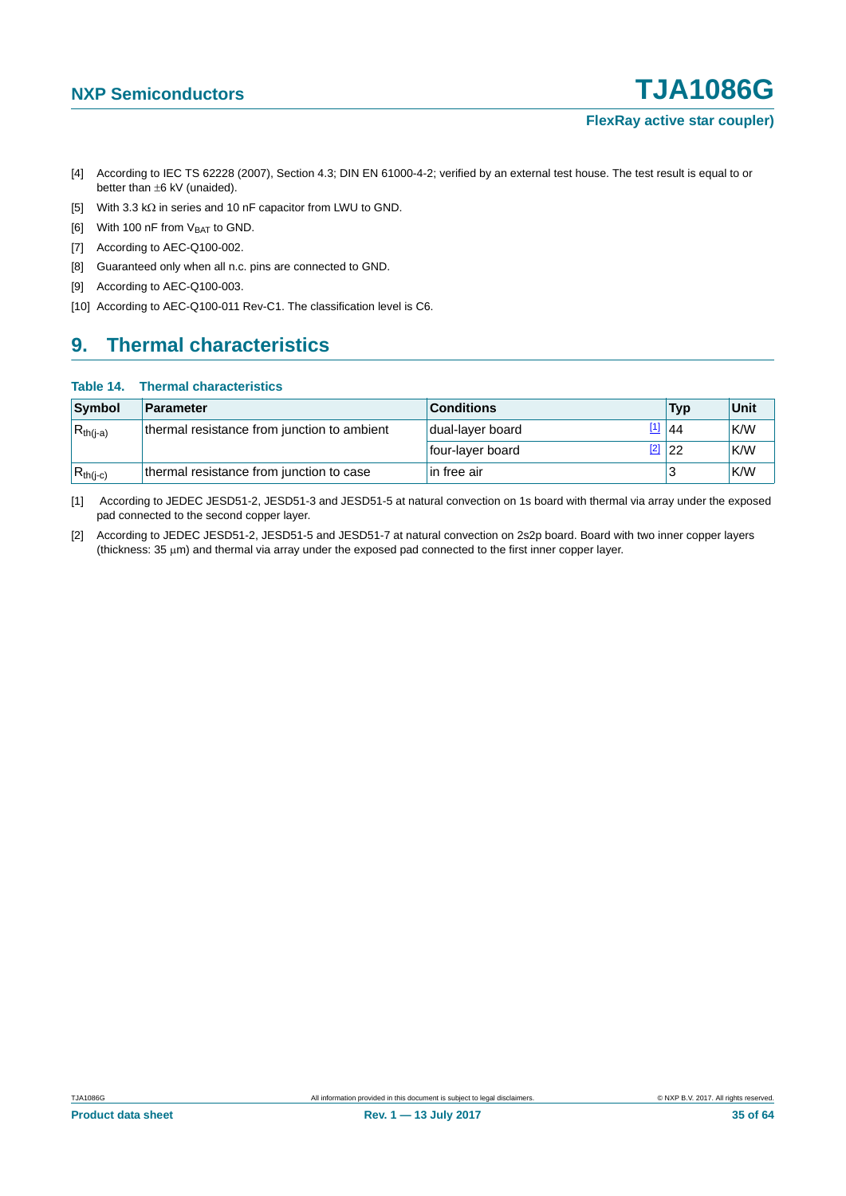[4] According to IEC TS 62228 (2007), Section 4.3; DIN EN 61000-4-2; verified by an external test house. The test result is equal to or better than ±6 kV (unaided).

[5] With 3.3 kΩ in series and 10 nF capacitor from LWU to GND.

[6] With 100 nF from $V_{BAT}$ to GND.

[7] According to AEC-Q100-002.

[8] Guaranteed only when all n.c. pins are connected to GND.

[9] According to AEC-Q100-003.

[10] According to AEC-Q100-011 Rev-C1. The classification level is C6.

## 9. Thermal characteristics

**Table 14. Thermal characteristics**

| Symbol | Parameter | Conditions | Typ | Unit |
|---|---|---|---|---|
| $R_{th(j-a)}$ | thermal resistance from junction to ambient | dual-layer board [1] | 44 | K/W |
| | | four-layer board [2] | 22 | K/W |
| $R_{th(j-c)}$ | thermal resistance from junction to case | in free air | 3 | K/W |

[1] According to JEDEC JESD51-2, JESD51-3 and JESD51-5 at natural convection on 1s board with thermal via array under the exposed pad connected to the second copper layer.

[2] According to JEDEC JESD51-2, JESD51-5 and JESD51-7 at natural convection on 2s2p board. Board with two inner copper layers (thickness: 35 μm) and thermal via array under the exposed pad connected to the first inner copper layer.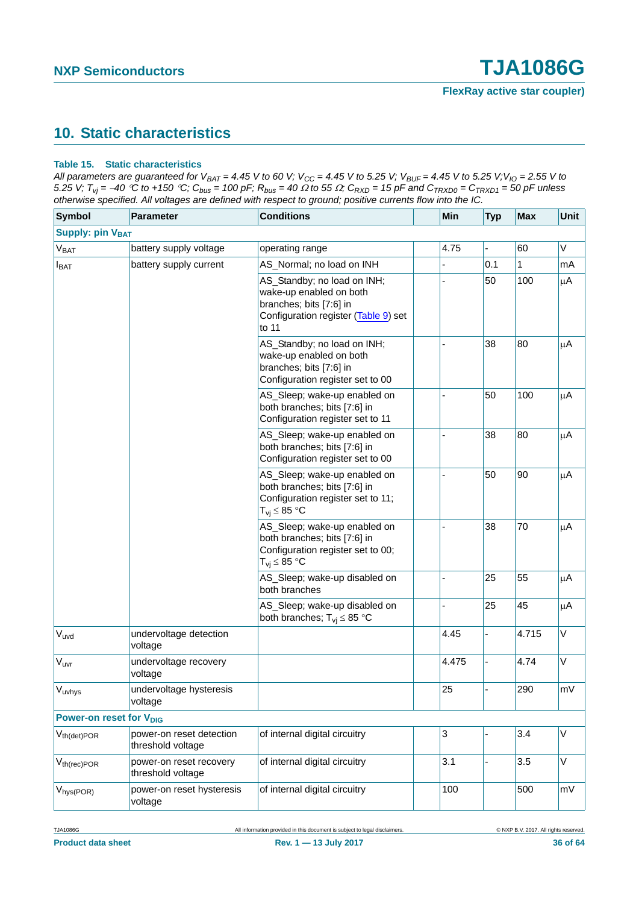## 10. Static characteristics

**Table 15. Static characteristics**

*All parameters are guaranteed for $V_{BAT}$ = 4.45 V to 60 V; $V_{CC}$ = 4.45 V to 5.25 V; $V_{BUF}$ = 4.45 V to 5.25 V; $V_{IO}$ = 2.55 V to 5.25 V; $T_{vj}$ = −40 °C to +150 °C; $C_{bus}$ = 100 pF; $R_{bus}$ = 40 Ω to 55 Ω; $C_{RXD}$ = 15 pF and $C_{TRXD0}$ = $C_{TRXD1}$ = 50 pF unless otherwise specified. All voltages are defined with respect to ground; positive currents flow into the IC.*

| Symbol | Parameter | Conditions | | Min | Typ | Max | Unit |
|---|---|---|---|---|---|---|---|
| **Supply: pin $V_{BAT}$** | | | | | | | |
| $V_{BAT}$ | battery supply voltage | operating range | | 4.75 | - | 60 | V |
| $I_{BAT}$ | battery supply current | AS_Normal; no load on INH | | - | 0.1 | 1 | mA |
| | | AS_Standby; no load on INH; wake-up enabled on both branches; bits [7:6] in Configuration register (Table 9) set to 11 | | - | 50 | 100 | μA |
| | | AS_Standby; no load on INH; wake-up enabled on both branches; bits [7:6] in Configuration register set to 00 | | - | 38 | 80 | μA |
| | | AS_Sleep; wake-up enabled on both branches; bits [7:6] in Configuration register set to 11 | | - | 50 | 100 | μA |
| | | AS_Sleep; wake-up enabled on both branches; bits [7:6] in Configuration register set to 00 | | - | 38 | 80 | μA |
| | | AS_Sleep; wake-up enabled on both branches; bits [7:6] in Configuration register set to 11; $T_{vj}$ ≤ 85 °C | | - | 50 | 90 | μA |
| | | AS_Sleep; wake-up enabled on both branches; bits [7:6] in Configuration register set to 00; $T_{vj}$ ≤ 85 °C | | - | 38 | 70 | μA |
| | | AS_Sleep; wake-up disabled on both branches | | - | 25 | 55 | μA |
| | | AS_Sleep; wake-up disabled on both branches; $T_{vj}$ ≤ 85 °C | | - | 25 | 45 | μA |
| $V_{uvd}$ | undervoltage detection voltage | | | 4.45 | - | 4.715 | V |
| $V_{uvr}$ | undervoltage recovery voltage | | | 4.475 | - | 4.74 | V |
| $V_{uvhys}$ | undervoltage hysteresis voltage | | | 25 | - | 290 | mV |
| **Power-on reset for $V_{DIG}$** | | | | | | | |
| $V_{th(det)POR}$ | power-on reset detection threshold voltage | of internal digital circuitry | | 3 | - | 3.4 | V |
| $V_{th(rec)POR}$ | power-on reset recovery threshold voltage | of internal digital circuitry | | 3.1 | - | 3.5 | V |
| $V_{hys(POR)}$ | power-on reset hysteresis voltage | of internal digital circuitry | | 100 | | 500 | mV |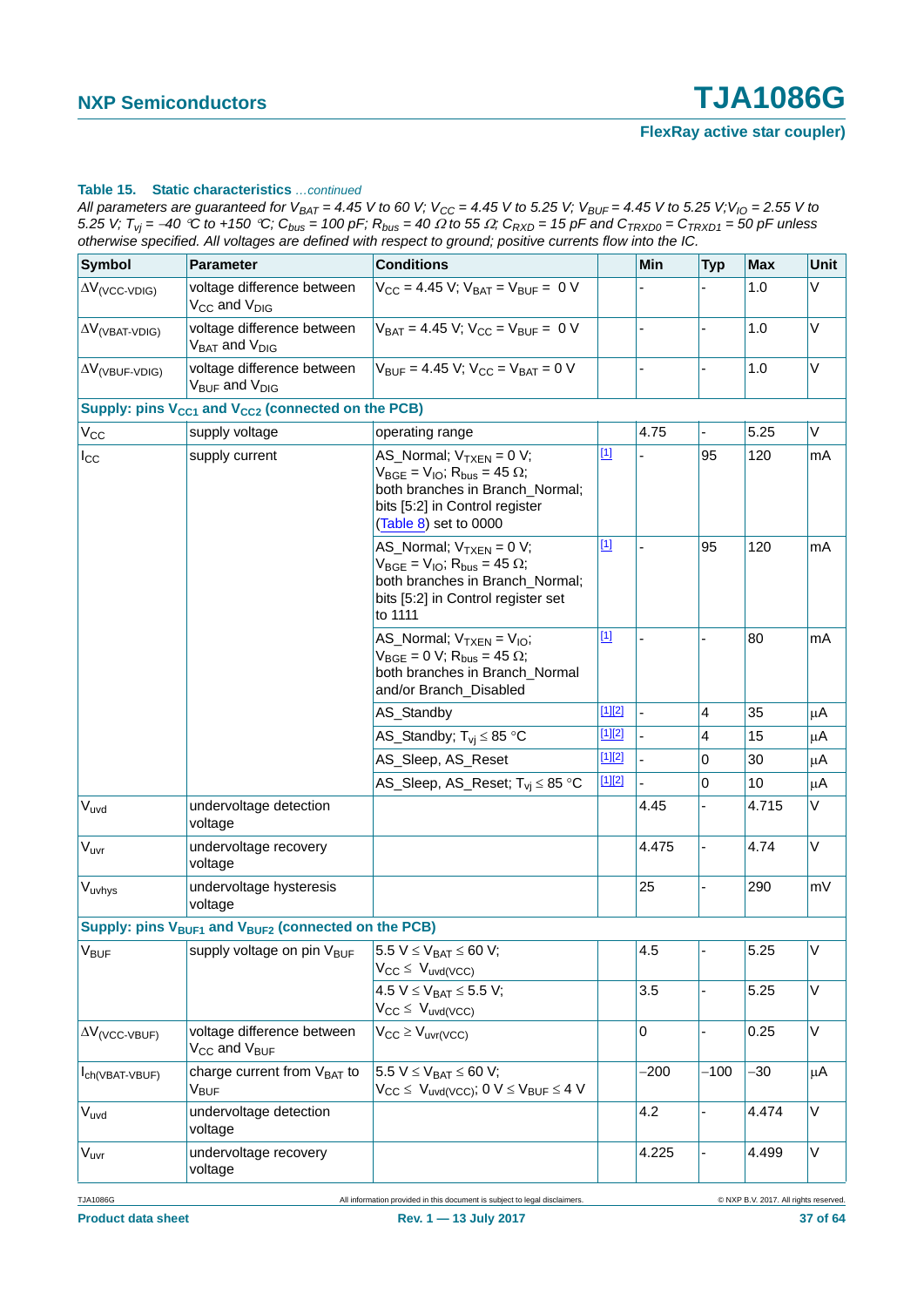**Table 15. Static characteristics** *...continued*

*All parameters are guaranteed for $V_{BAT}$ = 4.45 V to 60 V; $V_{CC}$ = 4.45 V to 5.25 V; $V_{BUF}$ = 4.45 V to 5.25 V; $V_{IO}$ = 2.55 V to 5.25 V; $T_{vj}$ = −40 °C to +150 °C; $C_{bus}$ = 100 pF; $R_{bus}$ = 40 Ω to 55 Ω; $C_{RXD}$ = 15 pF and $C_{TRXD0}$ = $C_{TRXD1}$ = 50 pF unless otherwise specified. All voltages are defined with respect to ground; positive currents flow into the IC.*

| Symbol | Parameter | Conditions | | Min | Typ | Max | Unit |
|---|---|---|---|---|---|---|---|
| $\Delta V_{(VCC-VDIG)}$ | voltage difference between $V_{CC}$ and $V_{DIG}$ | $V_{CC}$ = 4.45 V; $V_{BAT}$ = $V_{BUF}$ = 0 V | | - | - | 1.0 | V |
| $\Delta V_{(VBAT-VDIG)}$ | voltage difference between $V_{BAT}$ and $V_{DIG}$ | $V_{BAT}$ = 4.45 V; $V_{CC}$ = $V_{BUF}$ = 0 V | | - | - | 1.0 | V |
| $\Delta V_{(VBUF-VDIG)}$ | voltage difference between $V_{BUF}$ and $V_{DIG}$ | $V_{BUF}$ = 4.45 V; $V_{CC}$ = $V_{BAT}$ = 0 V | | - | - | 1.0 | V |
| **Supply: pins $V_{CC1}$ and $V_{CC2}$ (connected on the PCB)** | | | | | | | |
| $V_{CC}$ | supply voltage | operating range | | 4.75 | - | 5.25 | V |
| $I_{CC}$ | supply current | AS_Normal; $V_{TXEN}$ = 0 V; $V_{BGE}$ = $V_{IO}$; $R_{bus}$ = 45 Ω; both branches in Branch_Normal; bits [5:2] in Control register (Table 8) set to 0000 | [1] | - | 95 | 120 | mA |
| | | AS_Normal; $V_{TXEN}$ = 0 V; $V_{BGE}$ = $V_{IO}$; $R_{bus}$ = 45 Ω; both branches in Branch_Normal; bits [5:2] in Control register set to 1111 | [1] | - | 95 | 120 | mA |
| | | AS_Normal; $V_{TXEN}$ = $V_{IO}$; $V_{BGE}$ = 0 V; $R_{bus}$ = 45 Ω; both branches in Branch_Normal and/or Branch_Disabled | [1] | - | - | 80 | mA |
| | | AS_Standby | [1][2] | - | 4 | 35 | μA |
| | | AS_Standby; $T_{vj}$ ≤ 85 °C | [1][2] | - | 4 | 15 | μA |
| | | AS_Sleep, AS_Reset | [1][2] | - | 0 | 30 | μA |
| | | AS_Sleep, AS_Reset; $T_{vj}$ ≤ 85 °C | [1][2] | - | 0 | 10 | μA |
| $V_{uvd}$ | undervoltage detection voltage | | | 4.45 | - | 4.715 | V |
| $V_{uvr}$ | undervoltage recovery voltage | | | 4.475 | - | 4.74 | V |
| $V_{uvhys}$ | undervoltage hysteresis voltage | | | 25 | - | 290 | mV |
| **Supply: pins $V_{BUF1}$ and $V_{BUF2}$ (connected on the PCB)** | | | | | | | |
| $V_{BUF}$ | supply voltage on pin $V_{BUF}$ | 5.5 V ≤ $V_{BAT}$ ≤ 60 V; $V_{CC}$ ≤ $V_{uvd(VCC)}$ | | 4.5 | - | 5.25 | V |
| | | 4.5 V ≤ $V_{BAT}$ ≤ 5.5 V; $V_{CC}$ ≤ $V_{uvd(VCC)}$ | | 3.5 | - | 5.25 | V |
| $\Delta V_{(VCC-VBUF)}$ | voltage difference between $V_{CC}$ and $V_{BUF}$ | $V_{CC}$ ≥ $V_{uvr(VCC)}$ | | 0 | - | 0.25 | V |
| $I_{ch(VBAT-VBUF)}$ | charge current from $V_{BAT}$ to $V_{BUF}$ | 5.5 V ≤ $V_{BAT}$ ≤ 60 V; $V_{CC}$ ≤ $V_{uvd(VCC)}$; 0 V ≤ $V_{BUF}$ ≤ 4 V | | −200 | −100 | −30 | μA |
| $V_{uvd}$ | undervoltage detection voltage | | | 4.2 | - | 4.474 | V |
| $V_{uvr}$ | undervoltage recovery voltage | | | 4.225 | - | 4.499 | V |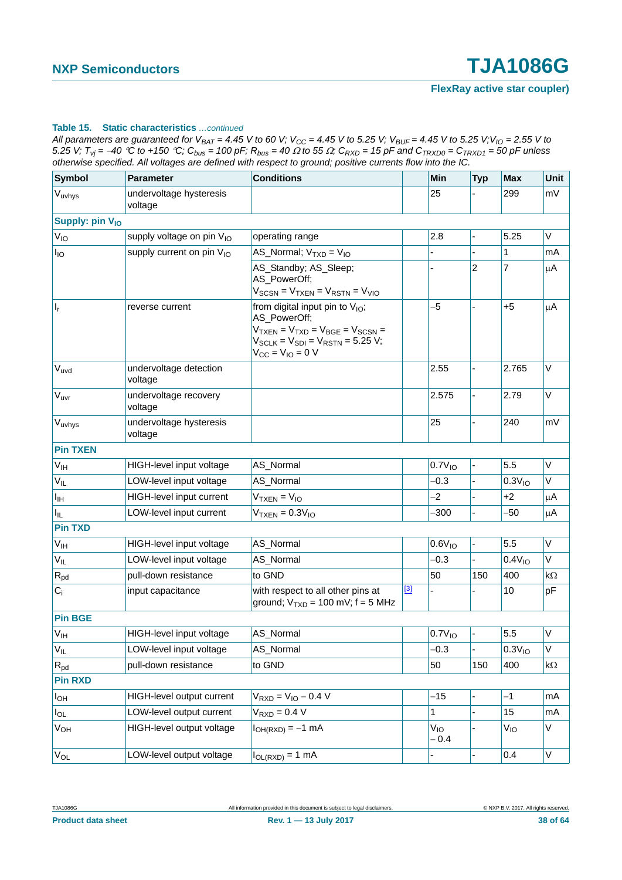**Table 15. Static characteristics** *...continued*

*All parameters are guaranteed for $V_{BAT}$ = 4.45 V to 60 V; $V_{CC}$ = 4.45 V to 5.25 V; $V_{BUF}$ = 4.45 V to 5.25 V; $V_{IO}$ = 2.55 V to 5.25 V; $T_{vj}$ = −40 °C to +150 °C; $C_{bus}$ = 100 pF; $R_{bus}$ = 40 Ω to 55 Ω; $C_{RXD}$ = 15 pF and $C_{TRXD0}$ = $C_{TRXD1}$ = 50 pF unless otherwise specified. All voltages are defined with respect to ground; positive currents flow into the IC.*

| Symbol | Parameter | Conditions | | Min | Typ | Max | Unit |
|---|---|---|---|---|---|---|---|
| $V_{uvhys}$ | undervoltage hysteresis voltage | | | 25 | - | 299 | mV |
| **Supply: pin $V_{IO}$** | | | | | | | |
| $V_{IO}$ | supply voltage on pin $V_{IO}$ | operating range | | 2.8 | - | 5.25 | V |
| $I_{IO}$ | supply current on pin $V_{IO}$ | AS_Normal; $V_{TXD}$ = $V_{IO}$ | | - | - | 1 | mA |
| | | AS_Standby; AS_Sleep; AS_PowerOff; $V_{SCSN}$ = $V_{TXEN}$ = $V_{RSTN}$ = $V_{VIO}$ | | - | 2 | 7 | μA |
| $I_r$ | reverse current | from digital input pin to $V_{IO}$; AS_PowerOff; $V_{TXEN}$ = $V_{TXD}$ = $V_{BGE}$ = $V_{SCSN}$ = $V_{SCLK}$ = $V_{SDI}$ = $V_{RSTN}$ = 5.25 V; $V_{CC}$ = $V_{IO}$ = 0 V | | −5 | - | +5 | μA |
| $V_{uvd}$ | undervoltage detection voltage | | | 2.55 | - | 2.765 | V |
| $V_{uvr}$ | undervoltage recovery voltage | | | 2.575 | - | 2.79 | V |
| $V_{uvhys}$ | undervoltage hysteresis voltage | | | 25 | - | 240 | mV |
| **Pin TXEN** | | | | | | | |
| $V_{IH}$ | HIGH-level input voltage | AS_Normal | | 0.7$V_{IO}$ | - | 5.5 | V |
| $V_{IL}$ | LOW-level input voltage | AS_Normal | | −0.3 | - | 0.3$V_{IO}$ | V |
| $I_{IH}$ | HIGH-level input current | $V_{TXEN}$ = $V_{IO}$ | | −2 | - | +2 | μA |
| $I_{IL}$ | LOW-level input current | $V_{TXEN}$ = 0.3$V_{IO}$ | | −300 | - | −50 | μA |
| **Pin TXD** | | | | | | | |
| $V_{IH}$ | HIGH-level input voltage | AS_Normal | | 0.6$V_{IO}$ | - | 5.5 | V |
| $V_{IL}$ | LOW-level input voltage | AS_Normal | | −0.3 | - | 0.4$V_{IO}$ | V |
| $R_{pd}$ | pull-down resistance | to GND | | 50 | 150 | 400 | kΩ |
| $C_i$ | input capacitance | with respect to all other pins at ground; $V_{TXD}$ = 100 mV; f = 5 MHz | [3] | - | - | 10 | pF |
| **Pin BGE** | | | | | | | |
| $V_{IH}$ | HIGH-level input voltage | AS_Normal | | 0.7$V_{IO}$ | - | 5.5 | V |
| $V_{IL}$ | LOW-level input voltage | AS_Normal | | −0.3 | - | 0.3$V_{IO}$ | V |
| $R_{pd}$ | pull-down resistance | to GND | | 50 | 150 | 400 | kΩ |
| **Pin RXD** | | | | | | | |
| $I_{OH}$ | HIGH-level output current | $V_{RXD}$ = $V_{IO}$ − 0.4 V | | −15 | - | −1 | mA |
| $I_{OL}$ | LOW-level output current | $V_{RXD}$ = 0.4 V | | 1 | - | 15 | mA |
| $V_{OH}$ | HIGH-level output voltage | $I_{OH(RXD)}$ = −1 mA | | $V_{IO}$ − 0.4 | - | $V_{IO}$ | V |
| $V_{OL}$ | LOW-level output voltage | $I_{OL(RXD)}$ = 1 mA | | - | - | 0.4 | V |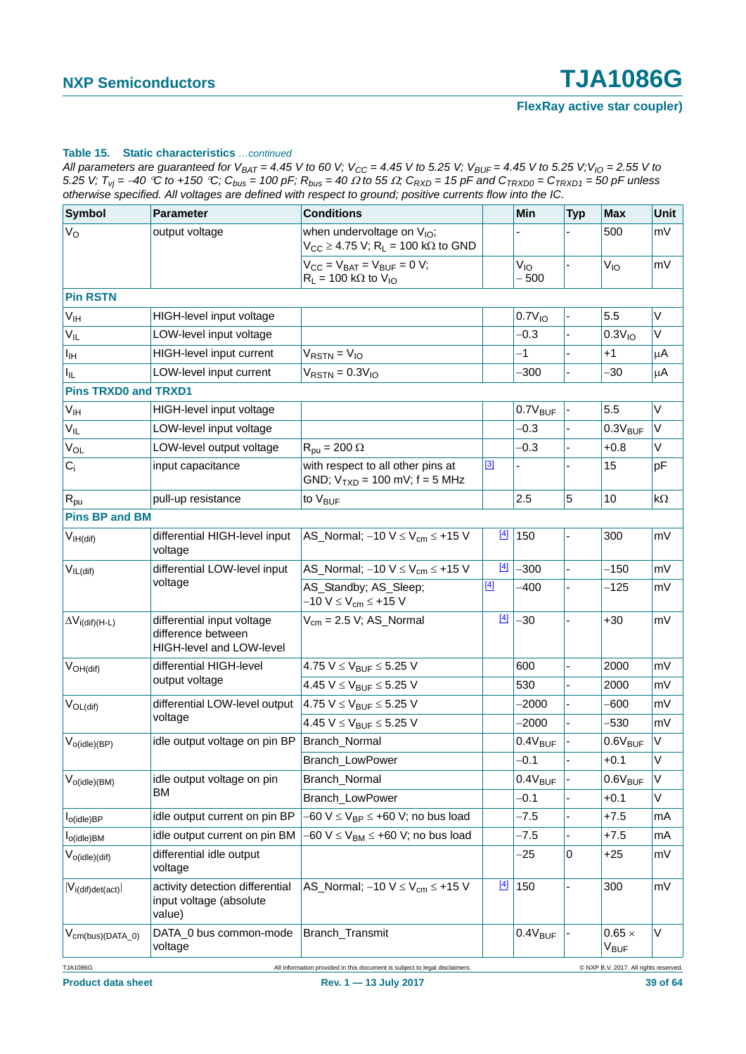**Table 15. Static characteristics** *…continued*

*All parameters are guaranteed for $V_{BAT}$ = 4.45 V to 60 V; $V_{CC}$ = 4.45 V to 5.25 V; $V_{BUF}$ = 4.45 V to 5.25 V; $V_{IO}$ = 2.55 V to 5.25 V; $T_{vj}$ = −40 °C to +150 °C; $C_{bus}$ = 100 pF; $R_{bus}$ = 40 Ω to 55 Ω; $C_{RXD}$ = 15 pF and $C_{TRXD0}$ = $C_{TRXD1}$ = 50 pF unless otherwise specified. All voltages are defined with respect to ground; positive currents flow into the IC.*

| Symbol | Parameter | Conditions | | Min | Typ | Max | Unit |
|---|---|---|---|---|---|---|---|
| $V_O$ | output voltage | when undervoltage on $V_{IO}$; $V_{CC}$ ≥ 4.75 V; $R_L$ = 100 kΩ to GND | | - | - | 500 | mV |
| | | $V_{CC}$ = $V_{BAT}$ = $V_{BUF}$ = 0 V; $R_L$ = 100 kΩ to $V_{IO}$ | | $V_{IO}$ − 500 | - | $V_{IO}$ | mV |
| **Pin RSTN** | | | | | | | |
| $V_{IH}$ | HIGH-level input voltage | | | $0.7V_{IO}$ | - | 5.5 | V |
| $V_{IL}$ | LOW-level input voltage | | | −0.3 | - | $0.3V_{IO}$ | V |
| $I_{IH}$ | HIGH-level input current | $V_{RSTN}$ = $V_{IO}$ | | −1 | - | +1 | μA |
| $I_{IL}$ | LOW-level input current | $V_{RSTN}$ = $0.3V_{IO}$ | | −300 | - | −30 | μA |
| **Pins TRXD0 and TRXD1** | | | | | | | |
| $V_{IH}$ | HIGH-level input voltage | | | $0.7V_{BUF}$ | - | 5.5 | V |
| $V_{IL}$ | LOW-level input voltage | | | −0.3 | - | $0.3V_{BUF}$ | V |
| $V_{OL}$ | LOW-level output voltage | $R_{pu}$ = 200 Ω | | −0.3 | - | +0.8 | V |
| $C_i$ | input capacitance | with respect to all other pins at GND; $V_{TXD}$ = 100 mV; f = 5 MHz | [3] | - | - | 15 | pF |
| $R_{pu}$ | pull-up resistance | to $V_{BUF}$ | | 2.5 | 5 | 10 | kΩ |
| **Pins BP and BM** | | | | | | | |
| $V_{IH(dif)}$ | differential HIGH-level input voltage | AS_Normal; −10 V ≤ $V_{cm}$ ≤ +15 V | [4] | 150 | - | 300 | mV |
| $V_{IL(dif)}$ | differential LOW-level input voltage | AS_Normal; −10 V ≤ $V_{cm}$ ≤ +15 V | [4] | −300 | - | −150 | mV |
| | | AS_Standby; AS_Sleep; −10 V ≤ $V_{cm}$ ≤ +15 V | [4] | −400 | - | −125 | mV |
| $\Delta V_{i(dif)(H-L)}$ | differential input voltage difference between HIGH-level and LOW-level | $V_{cm}$ = 2.5 V; AS_Normal | [4] | −30 | - | +30 | mV |
| $V_{OH(dif)}$ | differential HIGH-level output voltage | 4.75 V ≤ $V_{BUF}$ ≤ 5.25 V | | 600 | - | 2000 | mV |
| | | 4.45 V ≤ $V_{BUF}$ ≤ 5.25 V | | 530 | - | 2000 | mV |
| $V_{OL(dif)}$ | differential LOW-level output voltage | 4.75 V ≤ $V_{BUF}$ ≤ 5.25 V | | −2000 | - | −600 | mV |
| | | 4.45 V ≤ $V_{BUF}$ ≤ 5.25 V | | −2000 | - | −530 | mV |
| $V_{o(idle)(BP)}$ | idle output voltage on pin BP | Branch_Normal | | $0.4V_{BUF}$ | - | $0.6V_{BUF}$ | V |
| | | Branch_LowPower | | −0.1 | - | +0.1 | V |
| $V_{o(idle)(BM)}$ | idle output voltage on pin BM | Branch_Normal | | $0.4V_{BUF}$ | - | $0.6V_{BUF}$ | V |
| | | Branch_LowPower | | −0.1 | - | +0.1 | V |
| $I_{o(idle)BP}$ | idle output current on pin BP | −60 V ≤ $V_{BP}$ ≤ +60 V; no bus load | | −7.5 | - | +7.5 | mA |
| $I_{o(idle)BM}$ | idle output current on pin BM | −60 V ≤ $V_{BM}$ ≤ +60 V; no bus load | | −7.5 | - | +7.5 | mA |
| $V_{o(idle)(dif)}$ | differential idle output voltage | | | −25 | 0 | +25 | mV |
| $\lvert V_{i(dif)det(act)} \rvert$ | activity detection differential input voltage (absolute value) | AS_Normal; −10 V ≤ $V_{cm}$ ≤ +15 V | [4] | 150 | - | 300 | mV |
| $V_{cm(bus)(DATA\_0)}$ | DATA_0 bus common-mode voltage | Branch_Transmit | | $0.4V_{BUF}$ | - | 0.65 × $V_{BUF}$ | V |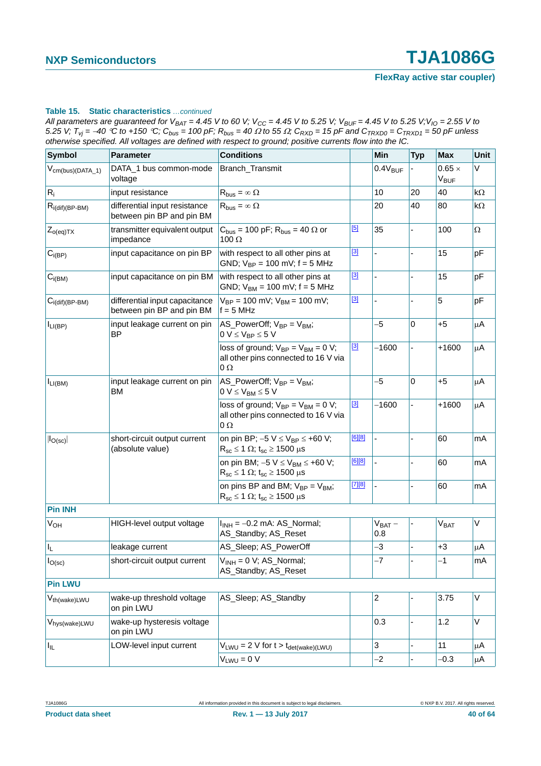**Table 15. Static characteristics** *...continued*

*All parameters are guaranteed for $V_{BAT}$ = 4.45 V to 60 V; $V_{CC}$ = 4.45 V to 5.25 V; $V_{BUF}$ = 4.45 V to 5.25 V; $V_{IO}$ = 2.55 V to 5.25 V; $T_{vj}$ = −40 °C to +150 °C; $C_{bus}$ = 100 pF; $R_{bus}$ = 40 Ω to 55 Ω; $C_{RXD}$ = 15 pF and $C_{TRXD0}$ = $C_{TRXD1}$ = 50 pF unless otherwise specified. All voltages are defined with respect to ground; positive currents flow into the IC.*

| Symbol | Parameter | Conditions | | Min | Typ | Max | Unit |
|---|---|---|---|---|---|---|---|
| $V_{cm(bus)(DATA\_1)}$ | DATA_1 bus common-mode voltage | Branch_Transmit | | $0.4V_{BUF}$ | - | 0.65 × $V_{BUF}$ | V |
| $R_i$ | input resistance | $R_{bus}$ = ∞ Ω | | 10 | 20 | 40 | kΩ |
| $R_{i(dif)(BP-BM)}$ | differential input resistance between pin BP and pin BM | $R_{bus}$ = ∞ Ω | | 20 | 40 | 80 | kΩ |
| $Z_{o(eq)TX}$ | transmitter equivalent output impedance | $C_{bus}$ = 100 pF; $R_{bus}$ = 40 Ω or 100 Ω | [5] | 35 | - | 100 | Ω |
| $C_{i(BP)}$ | input capacitance on pin BP | with respect to all other pins at GND; $V_{BP}$ = 100 mV; f = 5 MHz | [3] | - | - | 15 | pF |
| $C_{i(BM)}$ | input capacitance on pin BM | with respect to all other pins at GND; $V_{BM}$ = 100 mV; f = 5 MHz | [3] | - | - | 15 | pF |
| $C_{i(dif)(BP-BM)}$ | differential input capacitance between pin BP and pin BM | $V_{BP}$ = 100 mV; $V_{BM}$ = 100 mV; f = 5 MHz | [3] | - | - | 5 | pF |
| $I_{LI(BP)}$ | input leakage current on pin BP | AS_PowerOff; $V_{BP}$ = $V_{BM}$; 0 V ≤ $V_{BP}$ ≤ 5 V | | −5 | 0 | +5 | μA |
| | | loss of ground; $V_{BP}$ = $V_{BM}$ = 0 V; all other pins connected to 16 V via 0 Ω | [3] | −1600 | - | +1600 | μA |
| $I_{LI(BM)}$ | input leakage current on pin BM | AS_PowerOff; $V_{BP}$ = $V_{BM}$; 0 V ≤ $V_{BM}$ ≤ 5 V | | −5 | 0 | +5 | μA |
| | | loss of ground; $V_{BP}$ = $V_{BM}$ = 0 V; all other pins connected to 16 V via 0 Ω | [3] | −1600 | - | +1600 | μA |
| $\|I_{O(sc)}\|$ | short-circuit output current (absolute value) | on pin BP; −5 V ≤ $V_{BP}$ ≤ +60 V; $R_{sc}$ ≤ 1 Ω; $t_{sc}$ ≥ 1500 μs | [6][8] | - | - | 60 | mA |
| | | on pin BM; −5 V ≤ $V_{BM}$ ≤ +60 V; $R_{sc}$ ≤ 1 Ω; $t_{sc}$ ≥ 1500 μs | [6][8] | - | - | 60 | mA |
| | | on pins BP and BM; $V_{BP}$ = $V_{BM}$; $R_{sc}$ ≤ 1 Ω; $t_{sc}$ ≥ 1500 μs | [7][8] | - | - | 60 | mA |
| **Pin INH** | | | | | | | |
| $V_{OH}$ | HIGH-level output voltage | $I_{INH}$ = −0.2 mA: AS_Normal; AS_Standby; AS_Reset | | $V_{BAT}$ − 0.8 | - | $V_{BAT}$ | V |
| $I_L$ | leakage current | AS_Sleep; AS_PowerOff | | −3 | - | +3 | μA |
| $I_{O(sc)}$ | short-circuit output current | $V_{INH}$ = 0 V; AS_Normal; AS_Standby; AS_Reset | | −7 | - | −1 | mA |
| **Pin LWU** | | | | | | | |
| $V_{th(wake)LWU}$ | wake-up threshold voltage on pin LWU | AS_Sleep; AS_Standby | | 2 | - | 3.75 | V |
| $V_{hys(wake)LWU}$ | wake-up hysteresis voltage on pin LWU | | | 0.3 | - | 1.2 | V |
| $I_{IL}$ | LOW-level input current | $V_{LWU}$ = 2 V for t > $t_{det(wake)(LWU)}$ | | 3 | - | 11 | μA |
| | | $V_{LWU}$ = 0 V | | −2 | - | −0.3 | μA |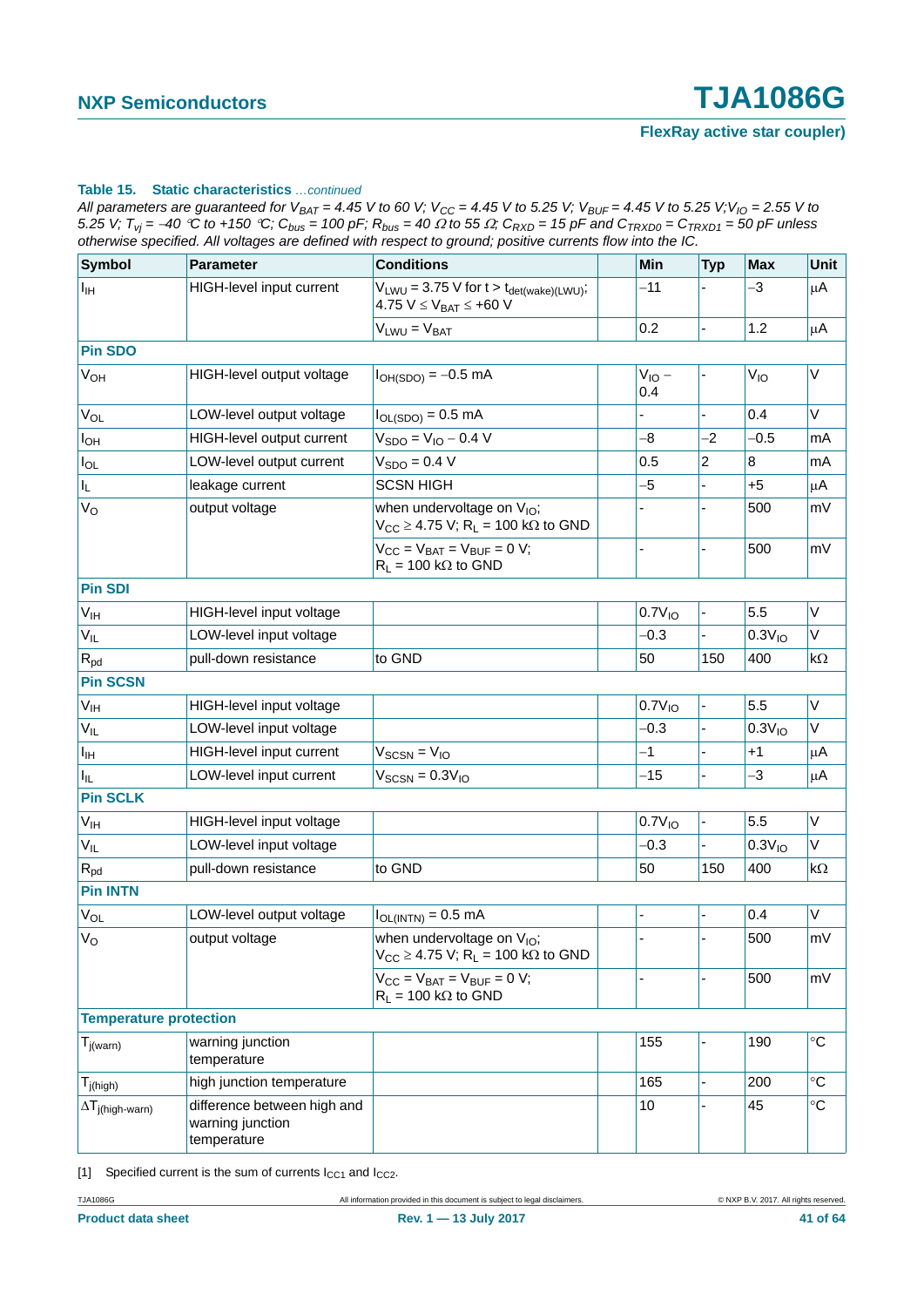**Table 15. Static characteristics** *...continued*

*All parameters are guaranteed for $V_{BAT}$ = 4.45 V to 60 V; $V_{CC}$ = 4.45 V to 5.25 V; $V_{BUF}$ = 4.45 V to 5.25 V; $V_{IO}$ = 2.55 V to 5.25 V; $T_{vj}$ = −40 °C to +150 °C; $C_{bus}$ = 100 pF; $R_{bus}$ = 40 Ω to 55 Ω; $C_{RXD}$ = 15 pF and $C_{TRXD0}$ = $C_{TRXD1}$ = 50 pF unless otherwise specified. All voltages are defined with respect to ground; positive currents flow into the IC.*

| Symbol | Parameter | Conditions | | Min | Typ | Max | Unit |
|---|---|---|---|---|---|---|---|
| $I_{IH}$ | HIGH-level input current | $V_{LWU}$ = 3.75 V for t > $t_{det(wake)(LWU)}$; 4.75 V ≤ $V_{BAT}$ ≤ +60 V | | −11 | - | −3 | μA |
| | | $V_{LWU}$ = $V_{BAT}$ | | 0.2 | - | 1.2 | μA |
| **Pin SDO** | | | | | | | |
| $V_{OH}$ | HIGH-level output voltage | $I_{OH(SDO)}$ = −0.5 mA | | $V_{IO}$ − 0.4 | - | $V_{IO}$ | V |
| $V_{OL}$ | LOW-level output voltage | $I_{OL(SDO)}$ = 0.5 mA | | - | - | 0.4 | V |
| $I_{OH}$ | HIGH-level output current | $V_{SDO}$ = $V_{IO}$ − 0.4 V | | −8 | −2 | −0.5 | mA |
| $I_{OL}$ | LOW-level output current | $V_{SDO}$ = 0.4 V | | 0.5 | 2 | 8 | mA |
| $I_L$ | leakage current | SCSN HIGH | | −5 | - | +5 | μA |
| $V_O$ | output voltage | when undervoltage on $V_{IO}$; $V_{CC}$ ≥ 4.75 V; $R_L$ = 100 kΩ to GND | | - | - | 500 | mV |
| | | $V_{CC}$ = $V_{BAT}$ = $V_{BUF}$ = 0 V; $R_L$ = 100 kΩ to GND | | - | - | 500 | mV |
| **Pin SDI** | | | | | | | |
| $V_{IH}$ | HIGH-level input voltage | | | 0.7$V_{IO}$ | - | 5.5 | V |
| $V_{IL}$ | LOW-level input voltage | | | −0.3 | - | 0.3$V_{IO}$ | V |
| $R_{pd}$ | pull-down resistance | to GND | | 50 | 150 | 400 | kΩ |
| **Pin SCSN** | | | | | | | |
| $V_{IH}$ | HIGH-level input voltage | | | 0.7$V_{IO}$ | - | 5.5 | V |
| $V_{IL}$ | LOW-level input voltage | | | −0.3 | - | 0.3$V_{IO}$ | V |
| $I_{IH}$ | HIGH-level input current | $V_{SCSN}$ = $V_{IO}$ | | −1 | - | +1 | μA |
| $I_{IL}$ | LOW-level input current | $V_{SCSN}$ = 0.3$V_{IO}$ | | −15 | - | −3 | μA |
| **Pin SCLK** | | | | | | | |
| $V_{IH}$ | HIGH-level input voltage | | | 0.7$V_{IO}$ | - | 5.5 | V |
| $V_{IL}$ | LOW-level input voltage | | | −0.3 | - | 0.3$V_{IO}$ | V |
| $R_{pd}$ | pull-down resistance | to GND | | 50 | 150 | 400 | kΩ |
| **Pin INTN** | | | | | | | |
| $V_{OL}$ | LOW-level output voltage | $I_{OL(INTN)}$ = 0.5 mA | | - | - | 0.4 | V |
| $V_O$ | output voltage | when undervoltage on $V_{IO}$; $V_{CC}$ ≥ 4.75 V; $R_L$ = 100 kΩ to GND | | - | - | 500 | mV |
| | | $V_{CC}$ = $V_{BAT}$ = $V_{BUF}$ = 0 V; $R_L$ = 100 kΩ to GND | | - | - | 500 | mV |
| **Temperature protection** | | | | | | | |
| $T_{j(warn)}$ | warning junction temperature | | | 155 | - | 190 | °C |
| $T_{j(high)}$ | high junction temperature | | | 165 | - | 200 | °C |
| $\Delta T_{j(high-warn)}$ | difference between high and warning junction temperature | | | 10 | - | 45 | °C |

[1] Specified current is the sum of currents $I_{CC1}$ and $I_{CC2}$.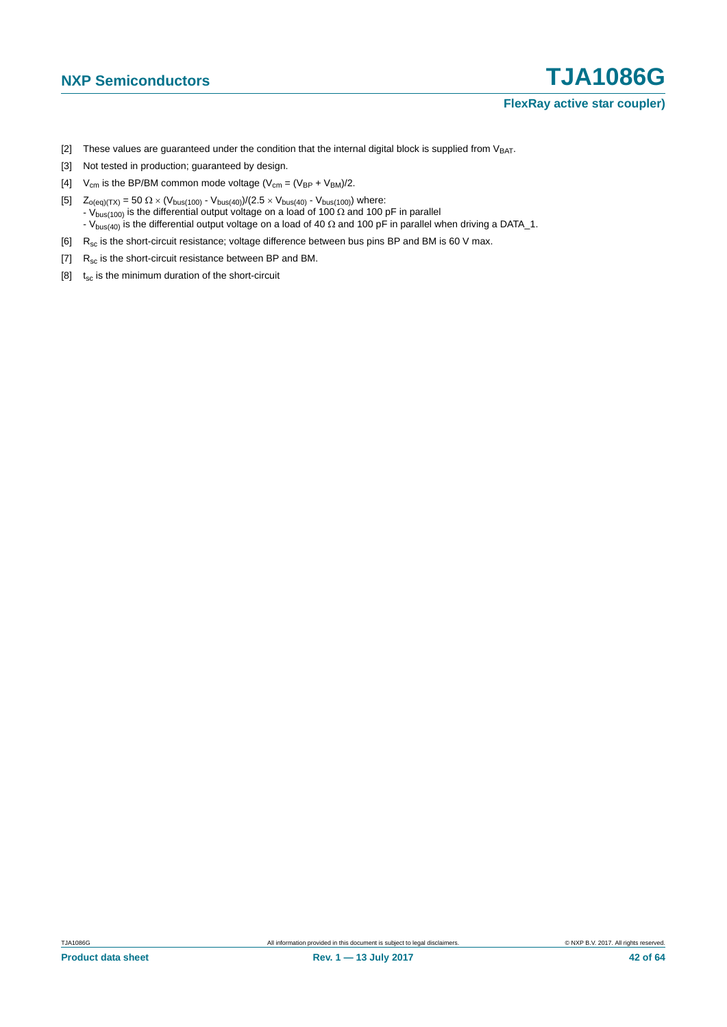[2] These values are guaranteed under the condition that the internal digital block is supplied from $V_{BAT}$.

[3] Not tested in production; guaranteed by design.

[4] $V_{cm}$ is the BP/BM common mode voltage ($V_{cm} = (V_{BP} + V_{BM})/2$.

[5] $Z_{o(eq)(TX)} = 50\ \Omega \times (V_{bus(100)} - V_{bus(40)})/(2.5 \times V_{bus(40)} - V_{bus(100)})$ where:
- $V_{bus(100)}$ is the differential output voltage on a load of 100 Ω and 100 pF in parallel
- $V_{bus(40)}$ is the differential output voltage on a load of 40 Ω and 100 pF in parallel when driving a DATA_1.

[6] $R_{sc}$ is the short-circuit resistance; voltage difference between bus pins BP and BM is 60 V max.

[7] $R_{sc}$ is the short-circuit resistance between BP and BM.

[8] $t_{sc}$ is the minimum duration of the short-circuit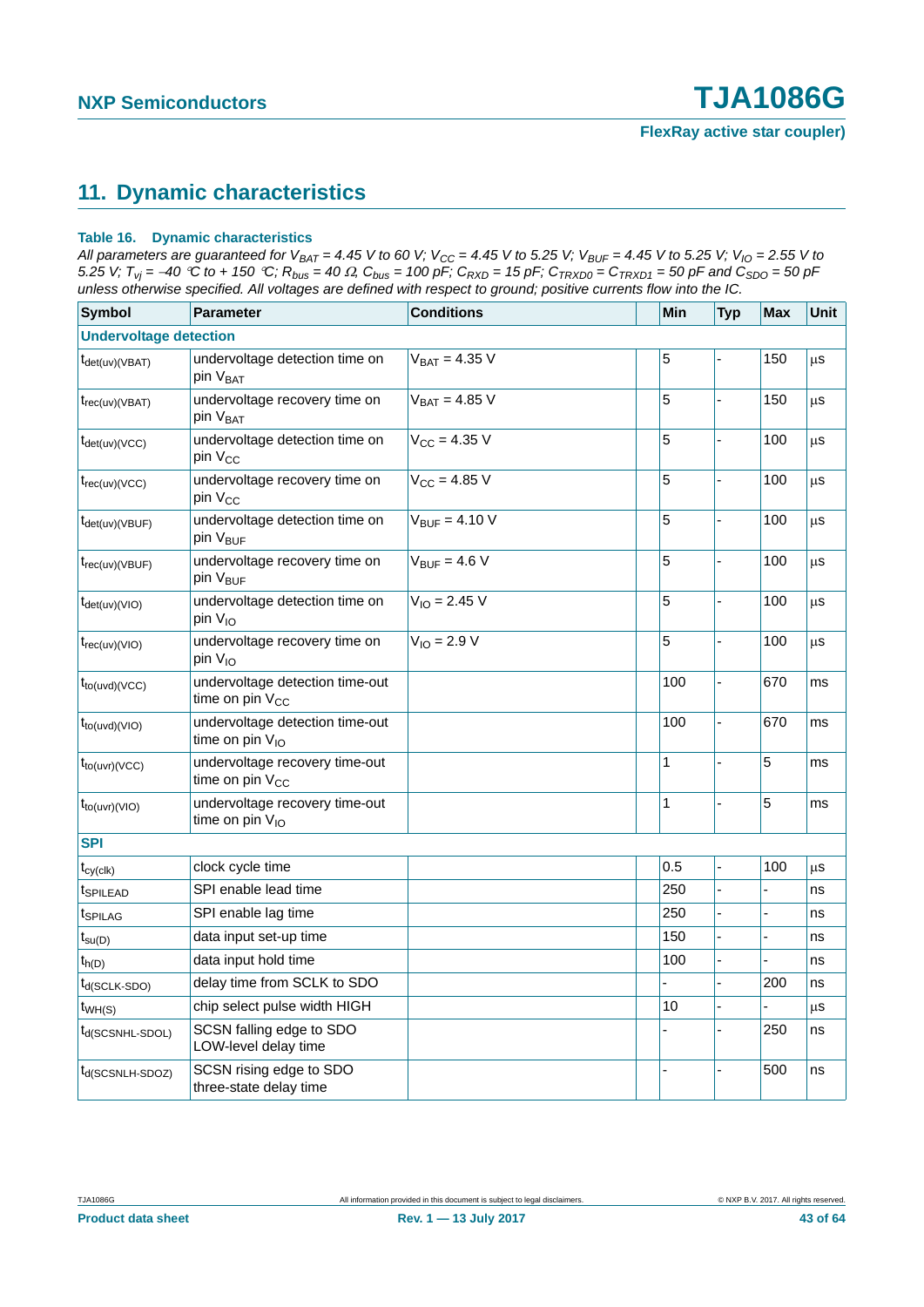## 11. Dynamic characteristics

**Table 16. Dynamic characteristics**

*All parameters are guaranteed for $V_{BAT}$ = 4.45 V to 60 V; $V_{CC}$ = 4.45 V to 5.25 V; $V_{BUF}$ = 4.45 V to 5.25 V; $V_{IO}$ = 2.55 V to 5.25 V; $T_{vj}$ = −40 °C to + 150 °C; $R_{bus}$ = 40 Ω, $C_{bus}$ = 100 pF; $C_{RXD}$ = 15 pF; $C_{TRXD0}$ = $C_{TRXD1}$ = 50 pF and $C_{SDO}$ = 50 pF unless otherwise specified. All voltages are defined with respect to ground; positive currents flow into the IC.*

| Symbol | Parameter | Conditions | Min | Typ | Max | Unit |
|---|---|---|---|---|---|---|
| **Undervoltage detection** | | | | | | |
| $t_{det(uv)(VBAT)}$ | undervoltage detection time on pin $V_{BAT}$ | $V_{BAT}$ = 4.35 V | 5 | - | 150 | μs |
| $t_{rec(uv)(VBAT)}$ | undervoltage recovery time on pin $V_{BAT}$ | $V_{BAT}$ = 4.85 V | 5 | - | 150 | μs |
| $t_{det(uv)(VCC)}$ | undervoltage detection time on pin $V_{CC}$ | $V_{CC}$ = 4.35 V | 5 | - | 100 | μs |
| $t_{rec(uv)(VCC)}$ | undervoltage recovery time on pin $V_{CC}$ | $V_{CC}$ = 4.85 V | 5 | - | 100 | μs |
| $t_{det(uv)(VBUF)}$ | undervoltage detection time on pin $V_{BUF}$ | $V_{BUF}$ = 4.10 V | 5 | - | 100 | μs |
| $t_{rec(uv)(VBUF)}$ | undervoltage recovery time on pin $V_{BUF}$ | $V_{BUF}$ = 4.6 V | 5 | - | 100 | μs |
| $t_{det(uv)(VIO)}$ | undervoltage detection time on pin $V_{IO}$ | $V_{IO}$ = 2.45 V | 5 | - | 100 | μs |
| $t_{rec(uv)(VIO)}$ | undervoltage recovery time on pin $V_{IO}$ | $V_{IO}$ = 2.9 V | 5 | - | 100 | μs |
| $t_{to(uvd)(VCC)}$ | undervoltage detection time-out time on pin $V_{CC}$ | | 100 | - | 670 | ms |
| $t_{to(uvd)(VIO)}$ | undervoltage detection time-out time on pin $V_{IO}$ | | 100 | - | 670 | ms |
| $t_{to(uvr)(VCC)}$ | undervoltage recovery time-out time on pin $V_{CC}$ | | 1 | - | 5 | ms |
| $t_{to(uvr)(VIO)}$ | undervoltage recovery time-out time on pin $V_{IO}$ | | 1 | - | 5 | ms |
| **SPI** | | | | | | |
| $t_{cy(clk)}$ | clock cycle time | | 0.5 | - | 100 | μs |
| $t_{SPILEAD}$ | SPI enable lead time | | 250 | - | - | ns |
| $t_{SPILAG}$ | SPI enable lag time | | 250 | - | - | ns |
| $t_{su(D)}$ | data input set-up time | | 150 | - | - | ns |
| $t_{h(D)}$ | data input hold time | | 100 | - | - | ns |
| $t_{d(SCLK-SDO)}$ | delay time from SCLK to SDO | | - | - | 200 | ns |
| $t_{WH(S)}$ | chip select pulse width HIGH | | 10 | - | - | μs |
| $t_{d(SCSNHL-SDOL)}$ | SCSN falling edge to SDO LOW-level delay time | | - | - | 250 | ns |
| $t_{d(SCSNLH-SDOZ)}$ | SCSN rising edge to SDO three-state delay time | | - | - | 500 | ns |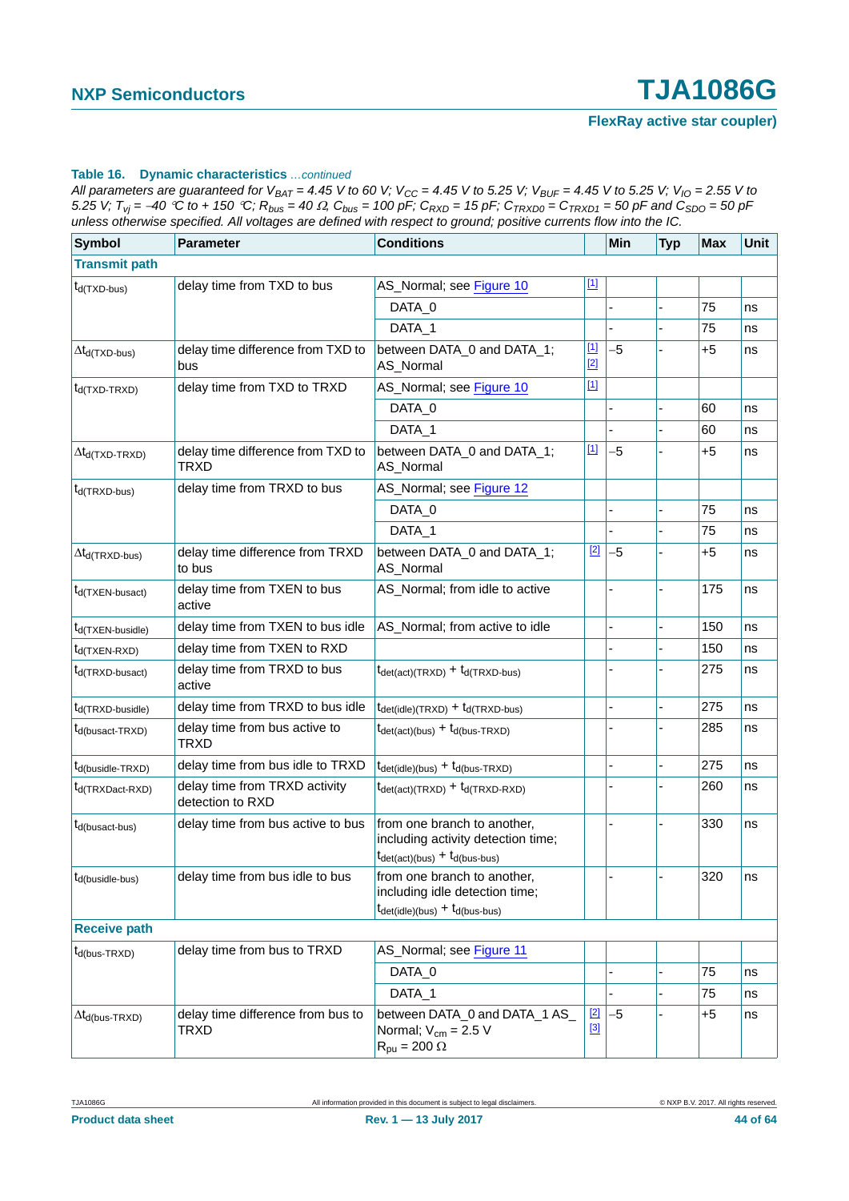**Table 16. Dynamic characteristics** *...continued*

*All parameters are guaranteed for $V_{BAT}$ = 4.45 V to 60 V; $V_{CC}$ = 4.45 V to 5.25 V; $V_{BUF}$ = 4.45 V to 5.25 V; $V_{IO}$ = 2.55 V to 5.25 V; $T_{vj}$ = –40 °C to + 150 °C; $R_{bus}$ = 40 Ω, $C_{bus}$ = 100 pF; $C_{RXD}$ = 15 pF; $C_{TRXD0}$ = $C_{TRXD1}$ = 50 pF and $C_{SDO}$ = 50 pF unless otherwise specified. All voltages are defined with respect to ground; positive currents flow into the IC.*

| Symbol | Parameter | Conditions | | Min | Typ | Max | Unit |
|---|---|---|---|---|---|---|---|
| **Transmit path** | | | | | | | |
| $t_{d(TXD-bus)}$ | delay time from TXD to bus | AS_Normal; see Figure 10 | [1] | | | | |
| | | DATA_0 | | - | - | 75 | ns |
| | | DATA_1 | | - | - | 75 | ns |
| $\Delta t_{d(TXD-bus)}$ | delay time difference from TXD to bus | between DATA_0 and DATA_1; AS_Normal | [1] [2] | –5 | - | +5 | ns |
| $t_{d(TXD-TRXD)}$ | delay time from TXD to TRXD | AS_Normal; see Figure 10 | [1] | | | | |
| | | DATA_0 | | - | - | 60 | ns |
| | | DATA_1 | | - | - | 60 | ns |
| $\Delta t_{d(TXD-TRXD)}$ | delay time difference from TXD to TRXD | between DATA_0 and DATA_1; AS_Normal | [1] | –5 | - | +5 | ns |
| $t_{d(TRXD-bus)}$ | delay time from TRXD to bus | AS_Normal; see Figure 12 | | | | | |
| | | DATA_0 | | - | - | 75 | ns |
| | | DATA_1 | | - | - | 75 | ns |
| $\Delta t_{d(TRXD-bus)}$ | delay time difference from TRXD to bus | between DATA_0 and DATA_1; AS_Normal | [2] | –5 | - | +5 | ns |
| $t_{d(TXEN-busact)}$ | delay time from TXEN to bus active | AS_Normal; from idle to active | | - | - | 175 | ns |
| $t_{d(TXEN-busidle)}$ | delay time from TXEN to bus idle | AS_Normal; from active to idle | | - | - | 150 | ns |
| $t_{d(TXEN-RXD)}$ | delay time from TXEN to RXD | | | - | - | 150 | ns |
| $t_{d(TRXD-busact)}$ | delay time from TRXD to bus active | $t_{det(act)(TRXD)} + t_{d(TRXD-bus)}$ | | - | - | 275 | ns |
| $t_{d(TRXD-busidle)}$ | delay time from TRXD to bus idle | $t_{det(idle)(TRXD)} + t_{d(TRXD-bus)}$ | | - | - | 275 | ns |
| $t_{d(busact-TRXD)}$ | delay time from bus active to TRXD | $t_{det(act)(bus)} + t_{d(bus-TRXD)}$ | | - | - | 285 | ns |
| $t_{d(busidle-TRXD)}$ | delay time from bus idle to TRXD | $t_{det(idle)(bus)} + t_{d(bus-TRXD)}$ | | - | - | 275 | ns |
| $t_{d(TRXDact-RXD)}$ | delay time from TRXD activity detection to RXD | $t_{det(act)(TRXD)} + t_{d(TRXD-RXD)}$ | | - | - | 260 | ns |
| $t_{d(busact-bus)}$ | delay time from bus active to bus | from one branch to another, including activity detection time; $t_{det(act)(bus)} + t_{d(bus-bus)}$ | | - | - | 330 | ns |
| $t_{d(busidle-bus)}$ | delay time from bus idle to bus | from one branch to another, including idle detection time; $t_{det(idle)(bus)} + t_{d(bus-bus)}$ | | - | - | 320 | ns |
| **Receive path** | | | | | | | |
| $t_{d(bus-TRXD)}$ | delay time from bus to TRXD | AS_Normal; see Figure 11 | | | | | |
| | | DATA_0 | | - | - | 75 | ns |
| | | DATA_1 | | - | - | 75 | ns |
| $\Delta t_{d(bus-TRXD)}$ | delay time difference from bus to TRXD | between DATA_0 and DATA_1 AS_Normal; $V_{cm}$ = 2.5 V $R_{pu}$ = 200 Ω | [2] [3] | –5 | - | +5 | ns |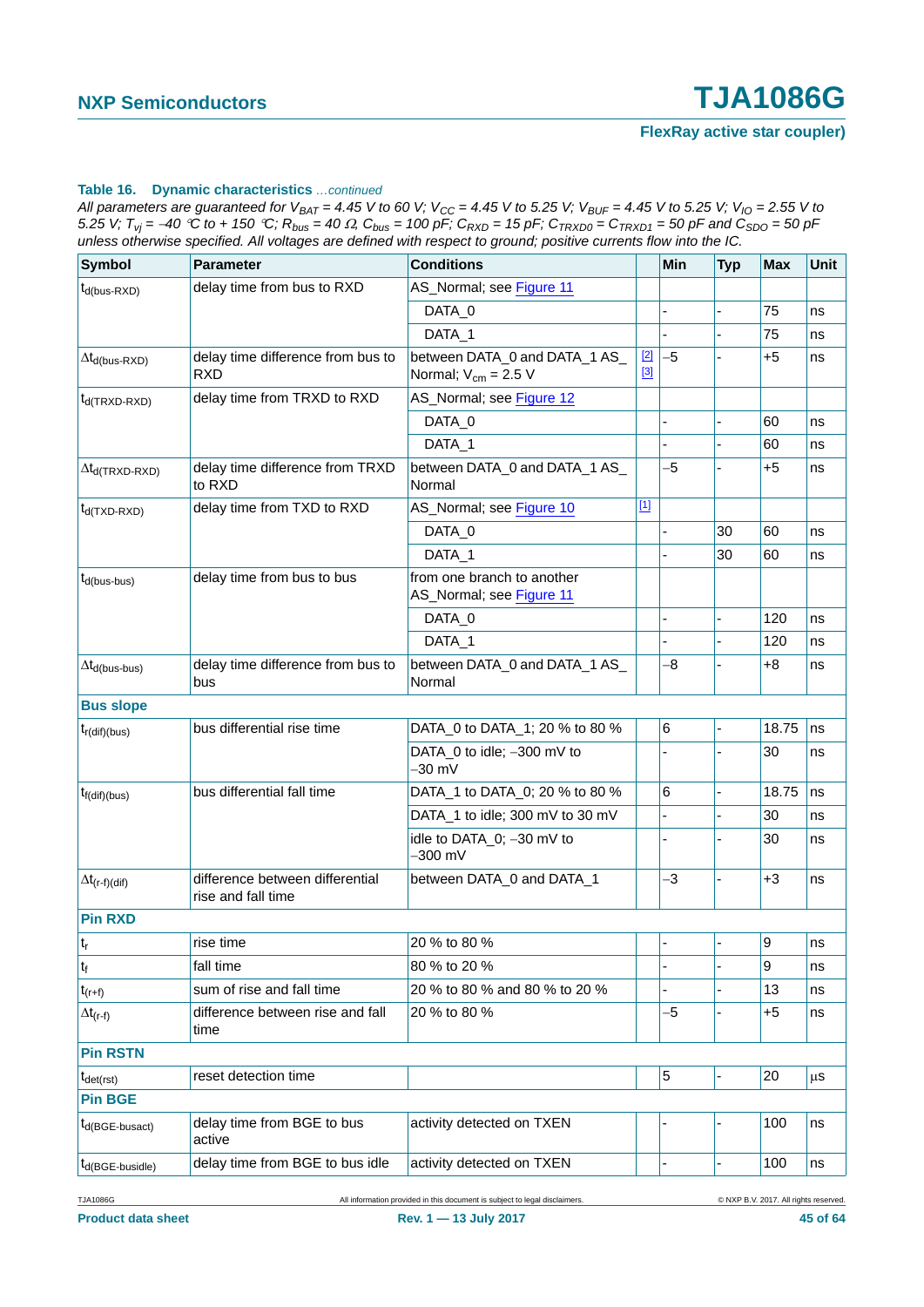**Table 16. Dynamic characteristics** *...continued*

*All parameters are guaranteed for $V_{BAT}$ = 4.45 V to 60 V; $V_{CC}$ = 4.45 V to 5.25 V; $V_{BUF}$ = 4.45 V to 5.25 V; $V_{IO}$ = 2.55 V to 5.25 V; $T_{vj}$ = −40 °C to + 150 °C; $R_{bus}$ = 40 Ω, $C_{bus}$ = 100 pF; $C_{RXD}$ = 15 pF; $C_{TRXD0}$ = $C_{TRXD1}$ = 50 pF and $C_{SDO}$ = 50 pF unless otherwise specified. All voltages are defined with respect to ground; positive currents flow into the IC.*

| Symbol | Parameter | Conditions | | Min | Typ | Max | Unit |
|---|---|---|---|---|---|---|---|
| $t_{d(bus-RXD)}$ | delay time from bus to RXD | AS_Normal; see Figure 11 | | | | | |
| | | DATA_0 | | - | - | 75 | ns |
| | | DATA_1 | | - | - | 75 | ns |
| $\Delta t_{d(bus-RXD)}$ | delay time difference from bus to RXD | between DATA_0 and DATA_1 AS_Normal; $V_{cm}$ = 2.5 V | [2] [3] | −5 | - | +5 | ns |
| $t_{d(TRXD-RXD)}$ | delay time from TRXD to RXD | AS_Normal; see Figure 12 | | | | | |
| | | DATA_0 | | - | - | 60 | ns |
| | | DATA_1 | | - | - | 60 | ns |
| $\Delta t_{d(TRXD-RXD)}$ | delay time difference from TRXD to RXD | between DATA_0 and DATA_1 AS_Normal | | −5 | - | +5 | ns |
| $t_{d(TXD-RXD)}$ | delay time from TXD to RXD | AS_Normal; see Figure 10 | [1] | | | | |
| | | DATA_0 | | - | 30 | 60 | ns |
| | | DATA_1 | | - | 30 | 60 | ns |
| $t_{d(bus-bus)}$ | delay time from bus to bus | from one branch to another AS_Normal; see Figure 11 | | | | | |
| | | DATA_0 | | - | - | 120 | ns |
| | | DATA_1 | | - | - | 120 | ns |
| $\Delta t_{d(bus-bus)}$ | delay time difference from bus to bus | between DATA_0 and DATA_1 AS_Normal | | −8 | - | +8 | ns |
| **Bus slope** | | | | | | | |
| $t_{r(dif)(bus)}$ | bus differential rise time | DATA_0 to DATA_1; 20 % to 80 % | | 6 | - | 18.75 | ns |
| | | DATA_0 to idle; −300 mV to −30 mV | | - | - | 30 | ns |
| $t_{f(dif)(bus)}$ | bus differential fall time | DATA_1 to DATA_0; 20 % to 80 % | | 6 | - | 18.75 | ns |
| | | DATA_1 to idle; 300 mV to 30 mV | | - | - | 30 | ns |
| | | idle to DATA_0; −30 mV to −300 mV | | - | - | 30 | ns |
| $\Delta t_{(r-f)(dif)}$ | difference between differential rise and fall time | between DATA_0 and DATA_1 | | −3 | - | +3 | ns |
| **Pin RXD** | | | | | | | |
| $t_r$ | rise time | 20 % to 80 % | | - | - | 9 | ns |
| $t_f$ | fall time | 80 % to 20 % | | - | - | 9 | ns |
| $t_{(r+f)}$ | sum of rise and fall time | 20 % to 80 % and 80 % to 20 % | | - | - | 13 | ns |
| $\Delta t_{(r-f)}$ | difference between rise and fall time | 20 % to 80 % | | −5 | - | +5 | ns |
| **Pin RSTN** | | | | | | | |
| $t_{det(rst)}$ | reset detection time | | | 5 | - | 20 | µs |
| **Pin BGE** | | | | | | | |
| $t_{d(BGE-busact)}$ | delay time from BGE to bus active | activity detected on TXEN | | - | - | 100 | ns |
| $t_{d(BGE-busidle)}$ | delay time from BGE to bus idle | activity detected on TXEN | | - | - | 100 | ns |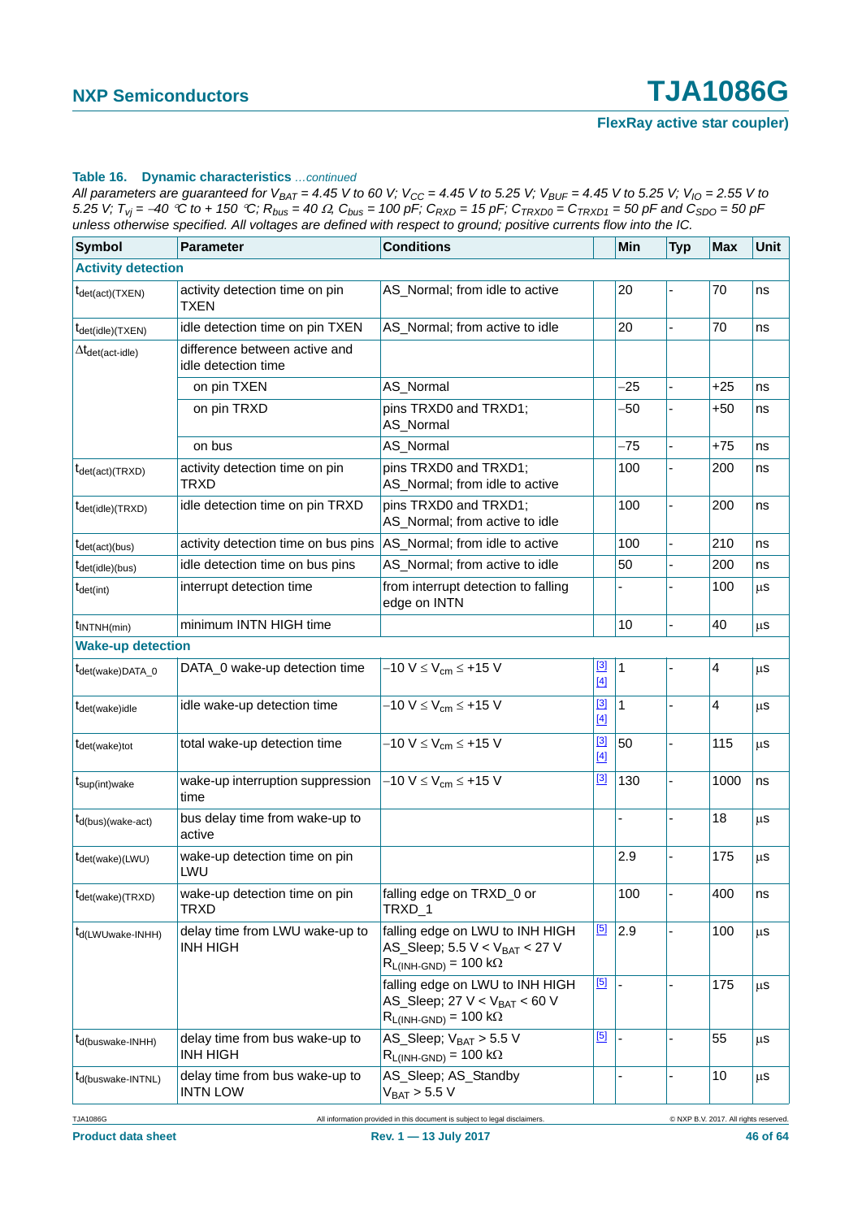**Table 16. Dynamic characteristics** *...continued*

*All parameters are guaranteed for $V_{BAT}$ = 4.45 V to 60 V; $V_{CC}$ = 4.45 V to 5.25 V; $V_{BUF}$ = 4.45 V to 5.25 V; $V_{IO}$ = 2.55 V to 5.25 V; $T_{vj}$ = –40 °C to + 150 °C; $R_{bus}$ = 40 Ω, $C_{bus}$ = 100 pF; $C_{RXD}$ = 15 pF; $C_{TRXD0}$ = $C_{TRXD1}$ = 50 pF and $C_{SDO}$ = 50 pF unless otherwise specified. All voltages are defined with respect to ground; positive currents flow into the IC.*

| Symbol | Parameter | Conditions | | Min | Typ | Max | Unit |
|---|---|---|---|---|---|---|---|
| **Activity detection** | | | | | | | |
| $t_{det(act)(TXEN)}$ | activity detection time on pin TXEN | AS_Normal; from idle to active | | 20 | - | 70 | ns |
| $t_{det(idle)(TXEN)}$ | idle detection time on pin TXEN | AS_Normal; from active to idle | | 20 | - | 70 | ns |
| $\Delta t_{det(act-idle)}$ | difference between active and idle detection time | | | | | | |
| | on pin TXEN | AS_Normal | | –25 | - | +25 | ns |
| | on pin TRXD | pins TRXD0 and TRXD1; AS_Normal | | –50 | - | +50 | ns |
| | on bus | AS_Normal | | –75 | - | +75 | ns |
| $t_{det(act)(TRXD)}$ | activity detection time on pin TRXD | pins TRXD0 and TRXD1; AS_Normal; from idle to active | | 100 | - | 200 | ns |
| $t_{det(idle)(TRXD)}$ | idle detection time on pin TRXD | pins TRXD0 and TRXD1; AS_Normal; from active to idle | | 100 | - | 200 | ns |
| $t_{det(act)(bus)}$ | activity detection time on bus pins | AS_Normal; from idle to active | | 100 | - | 210 | ns |
| $t_{det(idle)(bus)}$ | idle detection time on bus pins | AS_Normal; from active to idle | | 50 | - | 200 | ns |
| $t_{det(int)}$ | interrupt detection time | from interrupt detection to falling edge on INTN | | - | - | 100 | μs |
| $t_{INTNH(min)}$ | minimum INTN HIGH time | | | 10 | - | 40 | μs |
| **Wake-up detection** | | | | | | | |
| $t_{det(wake)DATA\_0}$ | DATA_0 wake-up detection time | –10 V ≤ $V_{cm}$ ≤ +15 V | [3] [4] | 1 | - | 4 | μs |
| $t_{det(wake)idle}$ | idle wake-up detection time | –10 V ≤ $V_{cm}$ ≤ +15 V | [3] [4] | 1 | - | 4 | μs |
| $t_{det(wake)tot}$ | total wake-up detection time | –10 V ≤ $V_{cm}$ ≤ +15 V | [3] [4] | 50 | - | 115 | μs |
| $t_{sup(int)wake}$ | wake-up interruption suppression time | –10 V ≤ $V_{cm}$ ≤ +15 V | [3] | 130 | - | 1000 | ns |
| $t_{d(bus)(wake-act)}$ | bus delay time from wake-up to active | | | - | - | 18 | μs |
| $t_{det(wake)(LWU)}$ | wake-up detection time on pin LWU | | | 2.9 | - | 175 | μs |
| $t_{det(wake)(TRXD)}$ | wake-up detection time on pin TRXD | falling edge on TRXD_0 or TRXD_1 | | 100 | - | 400 | ns |
| $t_{d(LWUwake-INHH)}$ | delay time from LWU wake-up to INH HIGH | falling edge on LWU to INH HIGH AS_Sleep; 5.5 V < $V_{BAT}$ < 27 V $R_{L(INH-GND)}$ = 100 kΩ | [5] | 2.9 | - | 100 | μs |
| | | falling edge on LWU to INH HIGH AS_Sleep; 27 V < $V_{BAT}$ < 60 V $R_{L(INH-GND)}$ = 100 kΩ | [5] | - | - | 175 | μs |
| $t_{d(buswake-INHH)}$ | delay time from bus wake-up to INH HIGH | AS_Sleep; $V_{BAT}$ > 5.5 V $R_{L(INH-GND)}$ = 100 kΩ | [5] | - | - | 55 | μs |
| $t_{d(buswake-INTNL)}$ | delay time from bus wake-up to INTN LOW | AS_Sleep; AS_Standby $V_{BAT}$ > 5.5 V | | - | - | 10 | μs |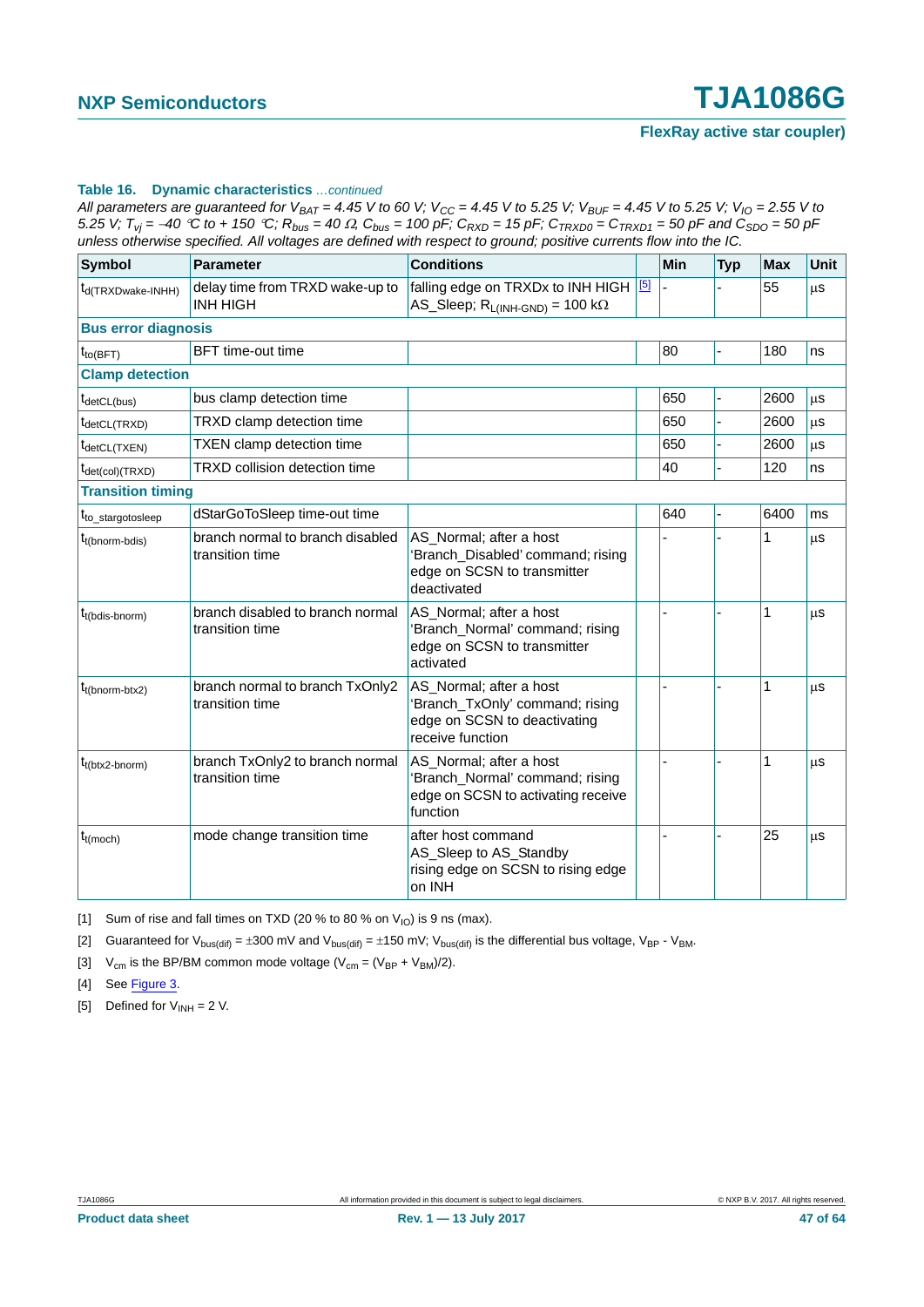**Table 16. Dynamic characteristics** *...continued*

*All parameters are guaranteed for $V_{BAT}$ = 4.45 V to 60 V; $V_{CC}$ = 4.45 V to 5.25 V; $V_{BUF}$ = 4.45 V to 5.25 V; $V_{IO}$ = 2.55 V to 5.25 V; $T_{vj}$ = −40 °C to + 150 °C; $R_{bus}$ = 40 Ω, $C_{bus}$ = 100 pF; $C_{RXD}$ = 15 pF; $C_{TRXD0}$ = $C_{TRXD1}$ = 50 pF and $C_{SDO}$ = 50 pF unless otherwise specified. All voltages are defined with respect to ground; positive currents flow into the IC.*

| Symbol | Parameter | Conditions | | Min | Typ | Max | Unit |
|---|---|---|---|---|---|---|---|
| $t_{d(TRXDwake-INHH)}$ | delay time from TRXD wake-up to INH HIGH | falling edge on TRXDx to INH HIGH AS_Sleep; $R_{L(INH-GND)}$ = 100 kΩ | [5] | - | - | 55 | μs |
| **Bus error diagnosis** | | | | | | | |
| $t_{to(BFT)}$ | BFT time-out time | | | 80 | - | 180 | ns |
| **Clamp detection** | | | | | | | |
| $t_{detCL(bus)}$ | bus clamp detection time | | | 650 | - | 2600 | μs |
| $t_{detCL(TRXD)}$ | TRXD clamp detection time | | | 650 | - | 2600 | μs |
| $t_{detCL(TXEN)}$ | TXEN clamp detection time | | | 650 | - | 2600 | μs |
| $t_{det(col)(TRXD)}$ | TRXD collision detection time | | | 40 | - | 120 | ns |
| **Transition timing** | | | | | | | |
| $t_{to\_stargotosleep}$ | dStarGoToSleep time-out time | | | 640 | - | 6400 | ms |
| $t_{t(bnorm-bdis)}$ | branch normal to branch disabled transition time | AS_Normal; after a host 'Branch_Disabled' command; rising edge on SCSN to transmitter deactivated | | - | - | 1 | μs |
| $t_{t(bdis-bnorm)}$ | branch disabled to branch normal transition time | AS_Normal; after a host 'Branch_Normal' command; rising edge on SCSN to transmitter activated | | - | - | 1 | μs |
| $t_{t(bnorm-btx2)}$ | branch normal to branch TxOnly2 transition time | AS_Normal; after a host 'Branch_TxOnly' command; rising edge on SCSN to deactivating receive function | | - | - | 1 | μs |
| $t_{t(btx2-bnorm)}$ | branch TxOnly2 to branch normal transition time | AS_Normal; after a host 'Branch_Normal' command; rising edge on SCSN to activating receive function | | - | - | 1 | μs |
| $t_{t(moch)}$ | mode change transition time | after host command AS_Sleep to AS_Standby rising edge on SCSN to rising edge on INH | | - | - | 25 | μs |

[1] Sum of rise and fall times on TXD (20 % to 80 % on $V_{IO}$) is 9 ns (max).

[2] Guaranteed for $V_{bus(dif)}$ = ±300 mV and $V_{bus(dif)}$ = ±150 mV; $V_{bus(dif)}$ is the differential bus voltage, $V_{BP}$ - $V_{BM}$.

[3] $V_{cm}$ is the BP/BM common mode voltage ($V_{cm} = (V_{BP} + V_{BM})/2$).

[4] See Figure 3.

[5] Defined for $V_{INH}$ = 2 V.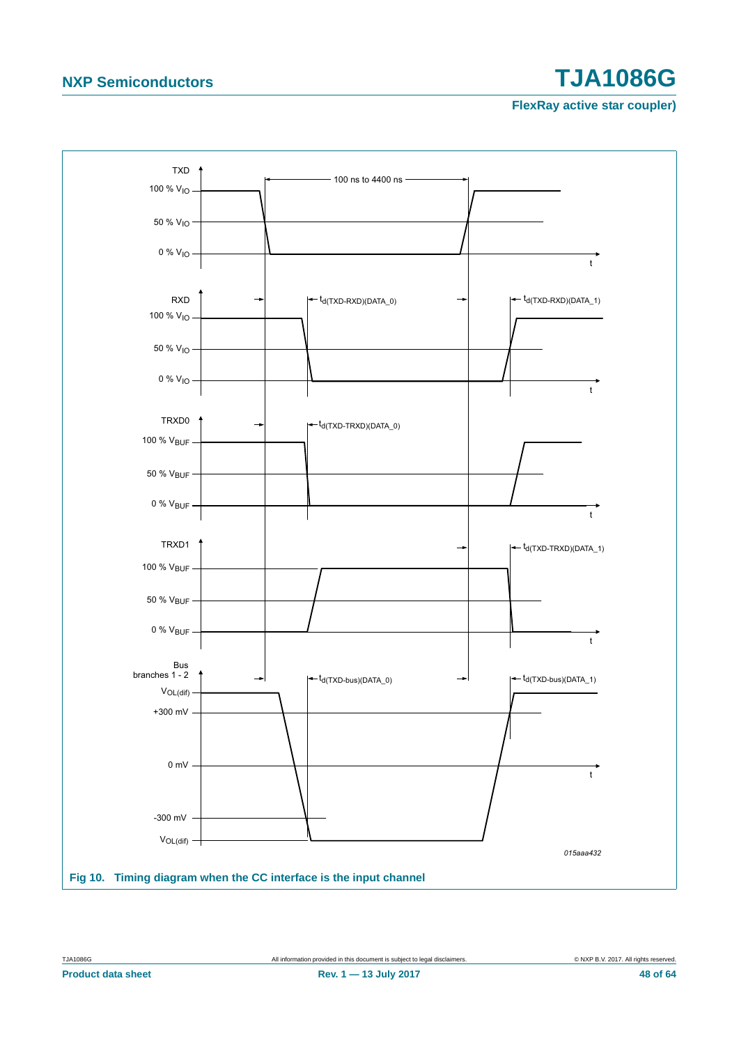Fig 10. Timing diagram when the CC interface is the input channel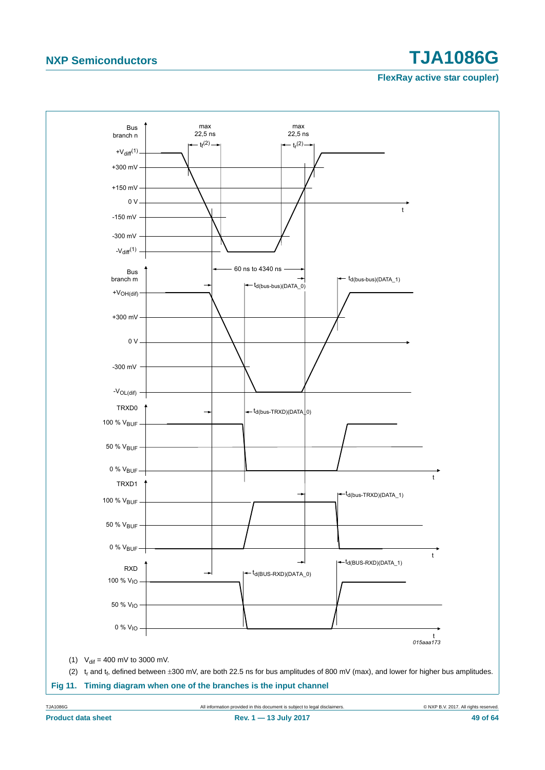(1) $V_{dif}$ = 400 mV to 3000 mV.

(2) $t_r$ and $t_f$, defined between ±300 mV, are both 22.5 ns for bus amplitudes of 800 mV (max), and lower for higher bus amplitudes.

**Fig 11. Timing diagram when one of the branches is the input channel**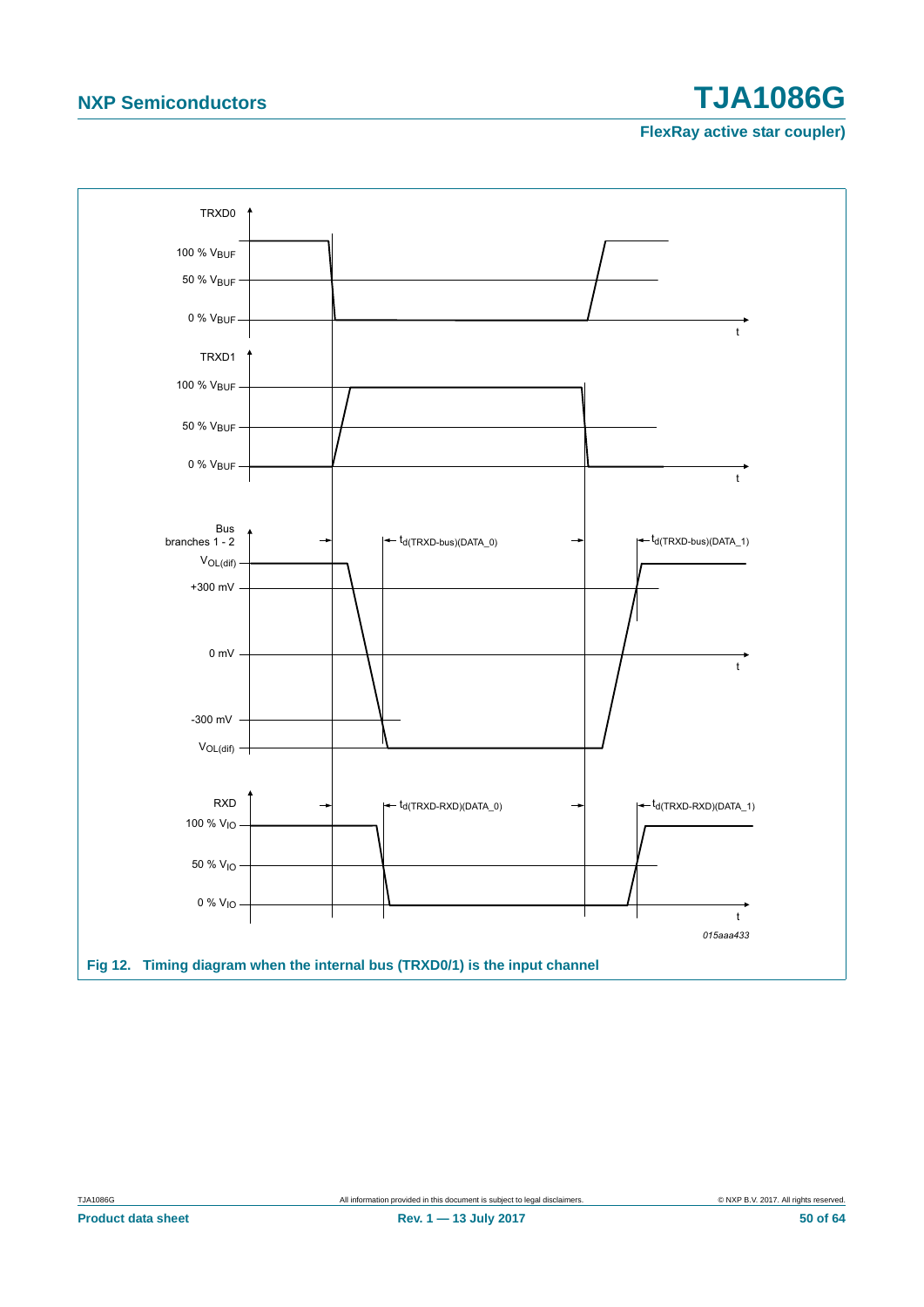Fig 12. Timing diagram when the internal bus (TRXD0/1) is the input channel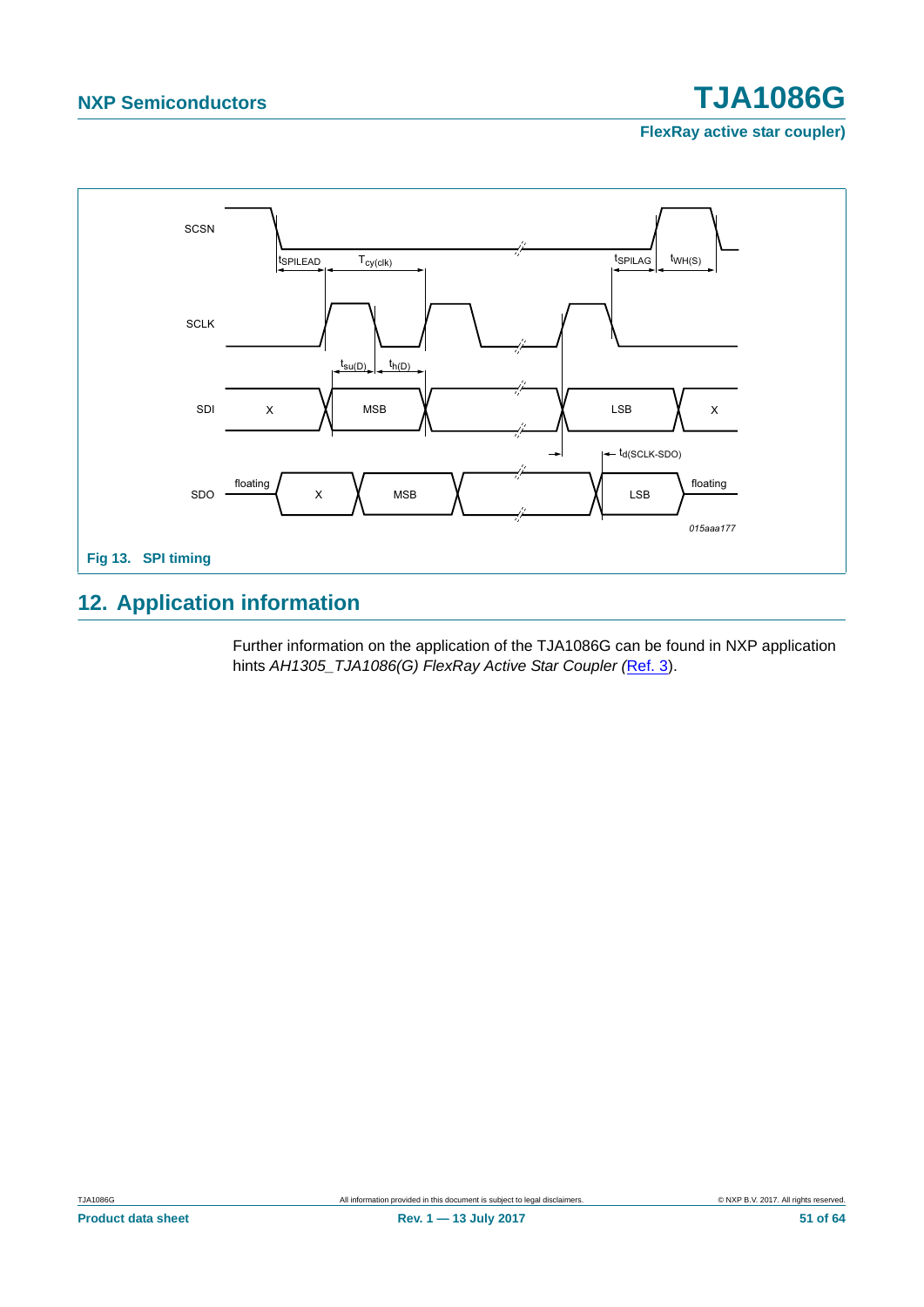Fig 13. SPI timing

## 12. Application information

Further information on the application of the TJA1086G can be found in NXP application hints *AH1305_TJA1086(G) FlexRay Active Star Coupler (*Ref. 3).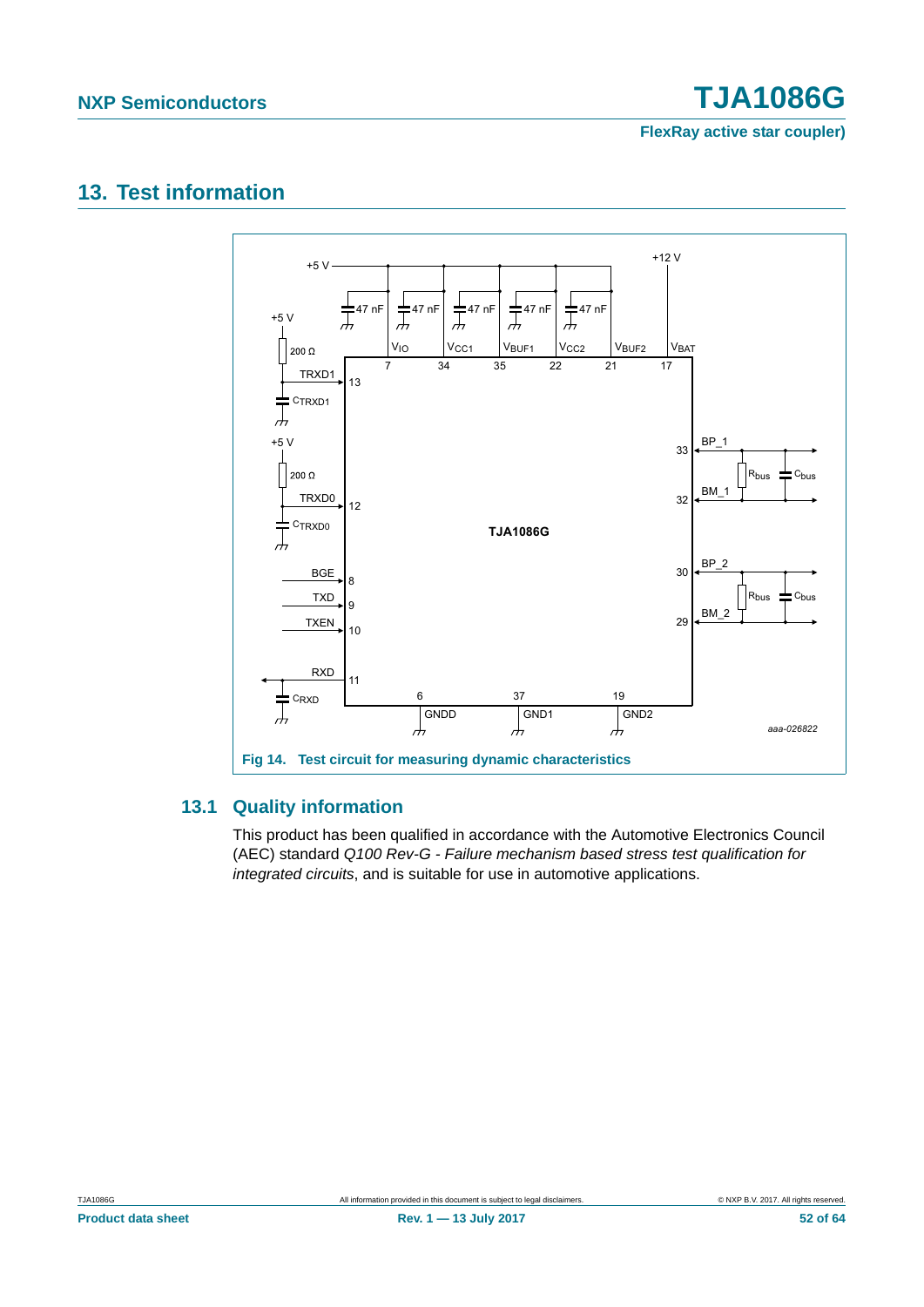# 13. Test information

Fig 14. Test circuit for measuring dynamic characteristics

## 13.1 Quality information

This product has been qualified in accordance with the Automotive Electronics Council (AEC) standard *Q100 Rev-G - Failure mechanism based stress test qualification for integrated circuits*, and is suitable for use in automotive applications.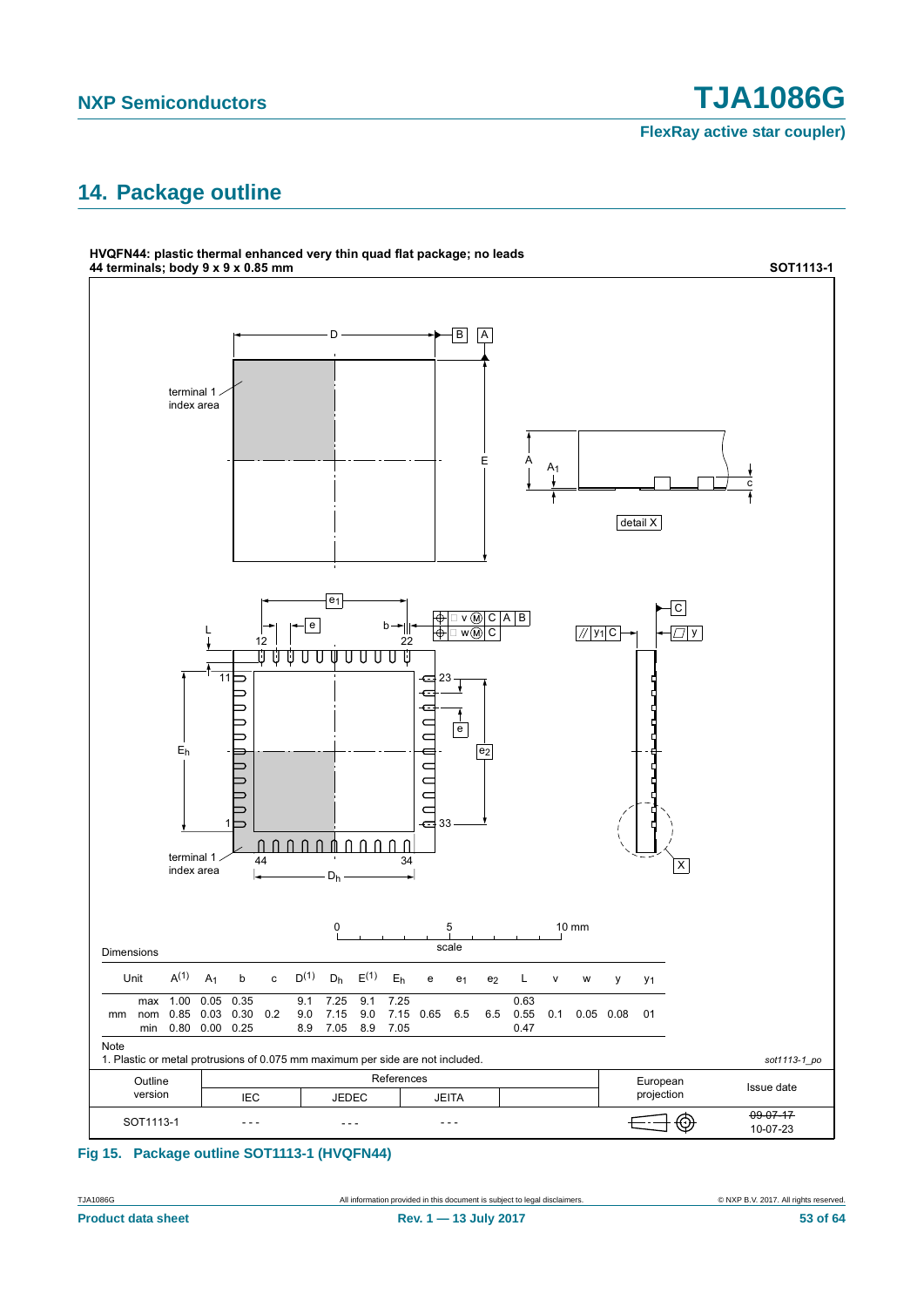## 14. Package outline

**HVQFN44: plastic thermal enhanced very thin quad flat package; no leads 44 terminals; body 9 x 9 x 0.85 mm** **SOT1113-1**

Dimensions

| Unit | | A(1) | $A_1$ | b | c | D(1) | $D_h$ | E(1) | $E_h$ | e | $e_1$ | $e_2$ | L | v | w | y | $y_1$ |
|---|---|---|---|---|---|---|---|---|---|---|---|---|---|---|---|---|---|
| mm | max | 1.00 | 0.05 | 0.35 | | 9.1 | 7.25 | 9.1 | 7.25 | | | | 0.63 | | | | |
| | nom | 0.85 | 0.03 | 0.30 | 0.2 | 9.0 | 7.15 | 9.0 | 7.15 | 0.65 | 6.5 | 6.5 | 0.55 | 0.1 | 0.05 | 0.08 | 01 |
| | min | 0.80 | 0.00 | 0.25 | | 8.9 | 7.05 | 8.9 | 7.05 | | | | 0.47 | | | | |

Note

1. Plastic or metal protrusions of 0.075 mm maximum per side are not included.

*sot1113-1_po*

| Outline version | References IEC | References JEDEC | References JEITA | | European projection | Issue date |
|---|---|---|---|---|---|---|
| SOT1113-1 | - - - | - - - | - - - | | | ~~09-07-17~~ 10-07-23 |

**Fig 15. Package outline SOT1113-1 (HVQFN44)**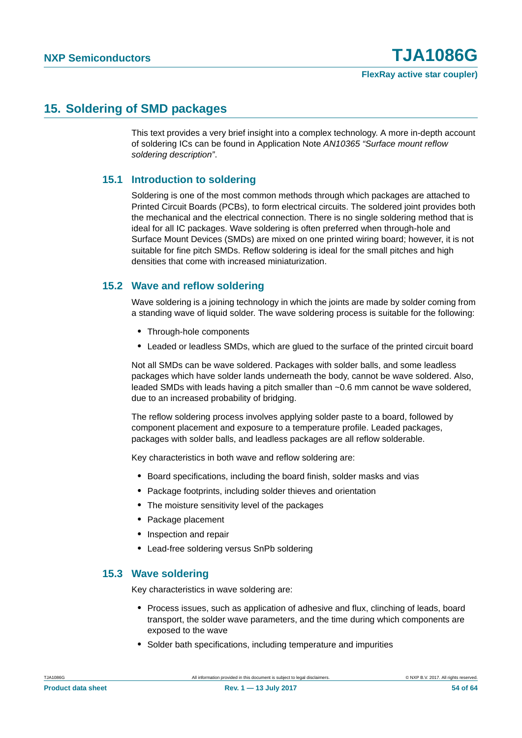## 15. Soldering of SMD packages

This text provides a very brief insight into a complex technology. A more in-depth account of soldering ICs can be found in Application Note *AN10365 “Surface mount reflow soldering description”*.

### 15.1 Introduction to soldering

Soldering is one of the most common methods through which packages are attached to Printed Circuit Boards (PCBs), to form electrical circuits. The soldered joint provides both the mechanical and the electrical connection. There is no single soldering method that is ideal for all IC packages. Wave soldering is often preferred when through-hole and Surface Mount Devices (SMDs) are mixed on one printed wiring board; however, it is not suitable for fine pitch SMDs. Reflow soldering is ideal for the small pitches and high densities that come with increased miniaturization.

### 15.2 Wave and reflow soldering

Wave soldering is a joining technology in which the joints are made by solder coming from a standing wave of liquid solder. The wave soldering process is suitable for the following:

- Through-hole components
- Leaded or leadless SMDs, which are glued to the surface of the printed circuit board

Not all SMDs can be wave soldered. Packages with solder balls, and some leadless packages which have solder lands underneath the body, cannot be wave soldered. Also, leaded SMDs with leads having a pitch smaller than ~0.6 mm cannot be wave soldered, due to an increased probability of bridging.

The reflow soldering process involves applying solder paste to a board, followed by component placement and exposure to a temperature profile. Leaded packages, packages with solder balls, and leadless packages are all reflow solderable.

Key characteristics in both wave and reflow soldering are:

- Board specifications, including the board finish, solder masks and vias
- Package footprints, including solder thieves and orientation
- The moisture sensitivity level of the packages
- Package placement
- Inspection and repair
- Lead-free soldering versus SnPb soldering

### 15.3 Wave soldering

Key characteristics in wave soldering are:

- Process issues, such as application of adhesive and flux, clinching of leads, board transport, the solder wave parameters, and the time during which components are exposed to the wave
- Solder bath specifications, including temperature and impurities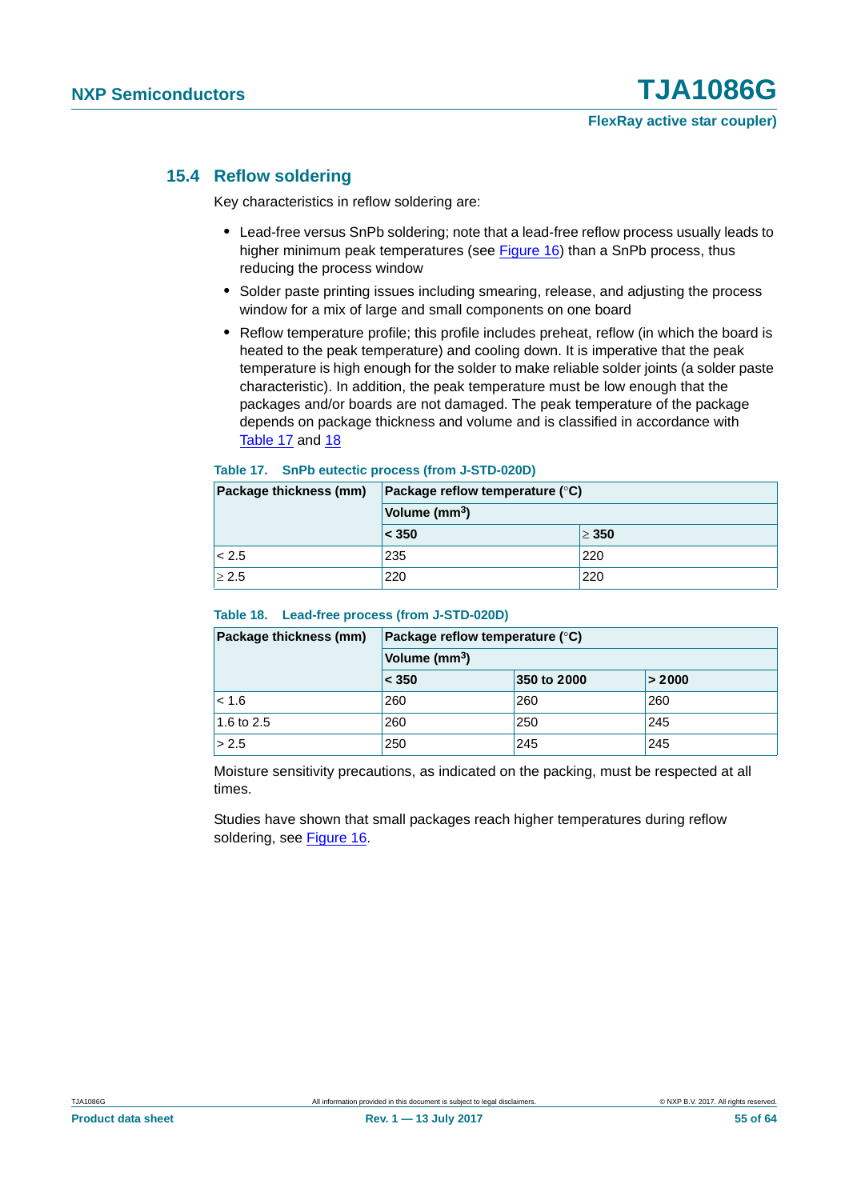### 15.4 Reflow soldering

Key characteristics in reflow soldering are:

- Lead-free versus SnPb soldering; note that a lead-free reflow process usually leads to higher minimum peak temperatures (see Figure 16) than a SnPb process, thus reducing the process window
- Solder paste printing issues including smearing, release, and adjusting the process window for a mix of large and small components on one board
- Reflow temperature profile; this profile includes preheat, reflow (in which the board is heated to the peak temperature) and cooling down. It is imperative that the peak temperature is high enough for the solder to make reliable solder joints (a solder paste characteristic). In addition, the peak temperature must be low enough that the packages and/or boards are not damaged. The peak temperature of the package depends on package thickness and volume and is classified in accordance with Table 17 and 18

**Table 17. SnPb eutectic process (from J-STD-020D)**

| Package thickness (mm) | Package reflow temperature (°C) | |
|---|---|---|
| | Volume (mm$^3$) | |
| | < 350 | ≥ 350 |
| < 2.5 | 235 | 220 |
| ≥ 2.5 | 220 | 220 |

**Table 18. Lead-free process (from J-STD-020D)**

| Package thickness (mm) | Package reflow temperature (°C) | | |
|---|---|---|---|
| | Volume (mm$^3$) | | |
| | < 350 | 350 to 2000 | > 2000 |
| < 1.6 | 260 | 260 | 260 |
| 1.6 to 2.5 | 260 | 250 | 245 |
| > 2.5 | 250 | 245 | 245 |

Moisture sensitivity precautions, as indicated on the packing, must be respected at all times.

Studies have shown that small packages reach higher temperatures during reflow soldering, see Figure 16.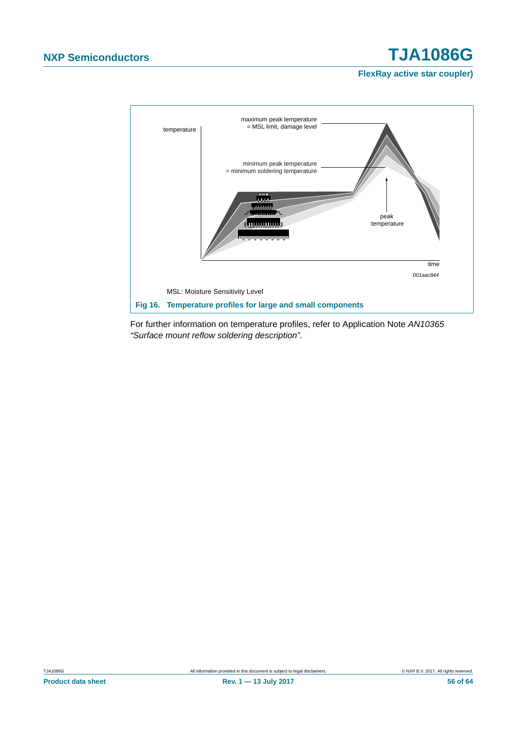MSL: Moisture Sensitivity Level

**Fig 16. Temperature profiles for large and small components**

For further information on temperature profiles, refer to Application Note *AN10365 "Surface mount reflow soldering description"*.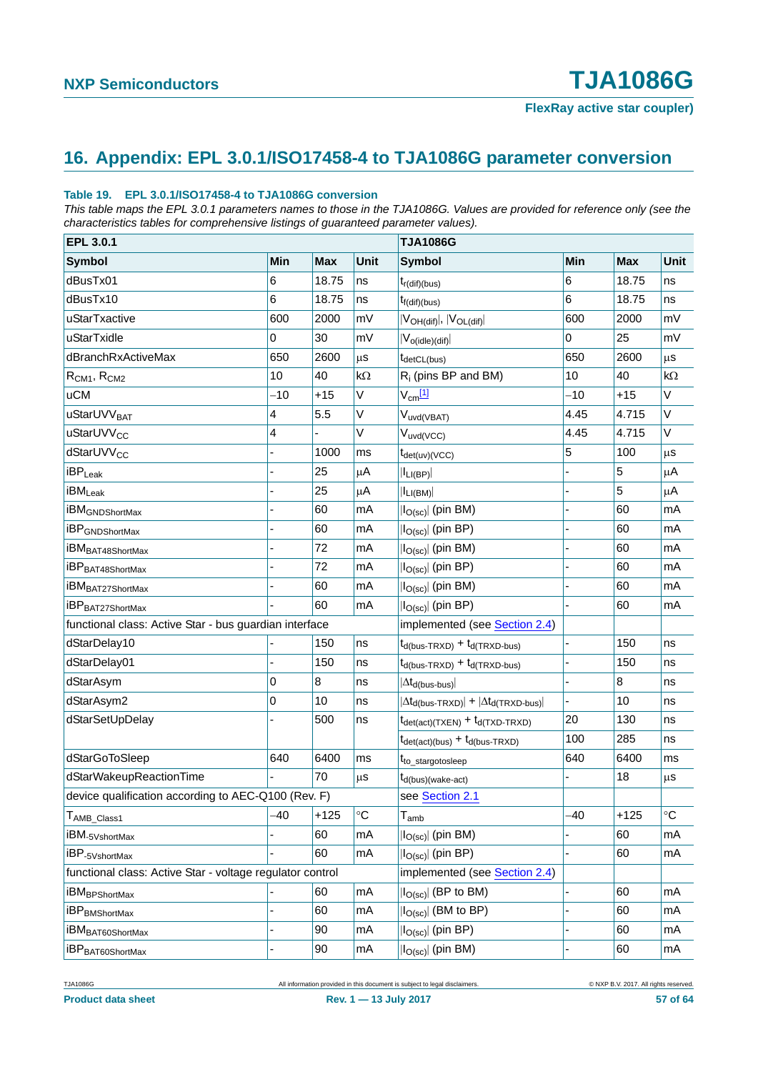## 16. Appendix: EPL 3.0.1/ISO17458-4 to TJA1086G parameter conversion

**Table 19. EPL 3.0.1/ISO17458-4 to TJA1086G conversion**

*This table maps the EPL 3.0.1 parameters names to those in the TJA1086G. Values are provided for reference only (see the characteristics tables for comprehensive listings of guaranteed parameter values).*

| EPL 3.0.1 | | | | TJA1086G | | | |
|---|---|---|---|---|---|---|---|
| **Symbol** | **Min** | **Max** | **Unit** | **Symbol** | **Min** | **Max** | **Unit** |
| dBusTx01 | 6 | 18.75 | ns | $t_{r(dif)(bus)}$ | 6 | 18.75 | ns |
| dBusTx10 | 6 | 18.75 | ns | $t_{f(dif)(bus)}$ | 6 | 18.75 | ns |
| uStarTxactive | 600 | 2000 | mV | $\|V_{OH(dif)}\|$, $\|V_{OL(dif)}\|$ | 600 | 2000 | mV |
| uStarTxidle | 0 | 30 | mV | $\|V_{o(idle)(dif)}\|$ | 0 | 25 | mV |
| dBranchRxActiveMax | 650 | 2600 | μs | $t_{detCL(bus)}$ | 650 | 2600 | μs |
| $R_{CM1}$, $R_{CM2}$ | 10 | 40 | kΩ | $R_i$ (pins BP and BM) | 10 | 40 | kΩ |
| uCM | −10 | +15 | V | $V_{cm}$[1] | −10 | +15 | V |
| $uStarUVV_{BAT}$ | 4 | 5.5 | V | $V_{uvd(VBAT)}$ | 4.45 | 4.715 | V |
| $uStarUVV_{CC}$ | 4 | - | V | $V_{uvd(VCC)}$ | 4.45 | 4.715 | V |
| $dStarUVV_{CC}$ | - | 1000 | ms | $t_{det(uv)(VCC)}$ | 5 | 100 | μs |
| $iBP_{Leak}$ | - | 25 | μA | $\|I_{LI(BP)}\|$ | - | 5 | μA |
| $iBM_{Leak}$ | - | 25 | μA | $\|I_{LI(BM)}\|$ | - | 5 | μA |
| $iBM_{GNDShortMax}$ | - | 60 | mA | $\|I_{O(sc)}\|$ (pin BM) | - | 60 | mA |
| $iBP_{GNDShortMax}$ | - | 60 | mA | $\|I_{O(sc)}\|$ (pin BP) | - | 60 | mA |
| $iBM_{BAT48ShortMax}$ | - | 72 | mA | $\|I_{O(sc)}\|$ (pin BM) | - | 60 | mA |
| $iBP_{BAT48ShortMax}$ | - | 72 | mA | $\|I_{O(sc)}\|$ (pin BP) | - | 60 | mA |
| $iBM_{BAT27ShortMax}$ | - | 60 | mA | $\|I_{O(sc)}\|$ (pin BM) | - | 60 | mA |
| $iBP_{BAT27ShortMax}$ | - | 60 | mA | $\|I_{O(sc)}\|$ (pin BP) | - | 60 | mA |
| functional class: Active Star - bus guardian interface | | | | implemented (see Section 2.4) | | | |
| dStarDelay10 | - | 150 | ns | $t_{d(bus-TRXD)} + t_{d(TRXD-bus)}$ | - | 150 | ns |
| dStarDelay01 | - | 150 | ns | $t_{d(bus-TRXD)} + t_{d(TRXD-bus)}$ | - | 150 | ns |
| dStarAsym | 0 | 8 | ns | $\|\Delta t_{d(bus-bus)}\|$ | - | 8 | ns |
| dStarAsym2 | 0 | 10 | ns | $\|\Delta t_{d(bus-TRXD)}\| + \|\Delta t_{d(TRXD-bus)}\|$ | - | 10 | ns |
| dStarSetUpDelay | - | 500 | ns | $t_{det(act)(TXEN)} + t_{d(TXD-TRXD)}$ | 20 | 130 | ns |
| | | | | $t_{det(act)(bus)} + t_{d(bus-TRXD)}$ | 100 | 285 | ns |
| dStarGoToSleep | 640 | 6400 | ms | $t_{to\_stargotosleep}$ | 640 | 6400 | ms |
| dStarWakeupReactionTime | - | 70 | μs | $t_{d(bus)(wake-act)}$ | - | 18 | μs |
| device qualification according to AEC-Q100 (Rev. F) | | | | see Section 2.1 | | | |
| $T_{AMB\_Class1}$ | −40 | +125 | °C | $T_{amb}$ | −40 | +125 | °C |
| $iBM_{-5VshortMax}$ | - | 60 | mA | $\|I_{O(sc)}\|$ (pin BM) | - | 60 | mA |
| $iBP_{-5VshortMax}$ | - | 60 | mA | $\|I_{O(sc)}\|$ (pin BP) | - | 60 | mA |
| functional class: Active Star - voltage regulator control | | | | implemented (see Section 2.4) | | | |
| $iBM_{BPShortMax}$ | - | 60 | mA | $\|I_{O(sc)}\|$ (BP to BM) | - | 60 | mA |
| $iBP_{BMShortMax}$ | - | 60 | mA | $\|I_{O(sc)}\|$ (BM to BP) | - | 60 | mA |
| $iBM_{BAT60ShortMax}$ | - | 90 | mA | $\|I_{O(sc)}\|$ (pin BP) | - | 60 | mA |
| $iBP_{BAT60ShortMax}$ | - | 90 | mA | $\|I_{O(sc)}\|$ (pin BM) | - | 60 | mA |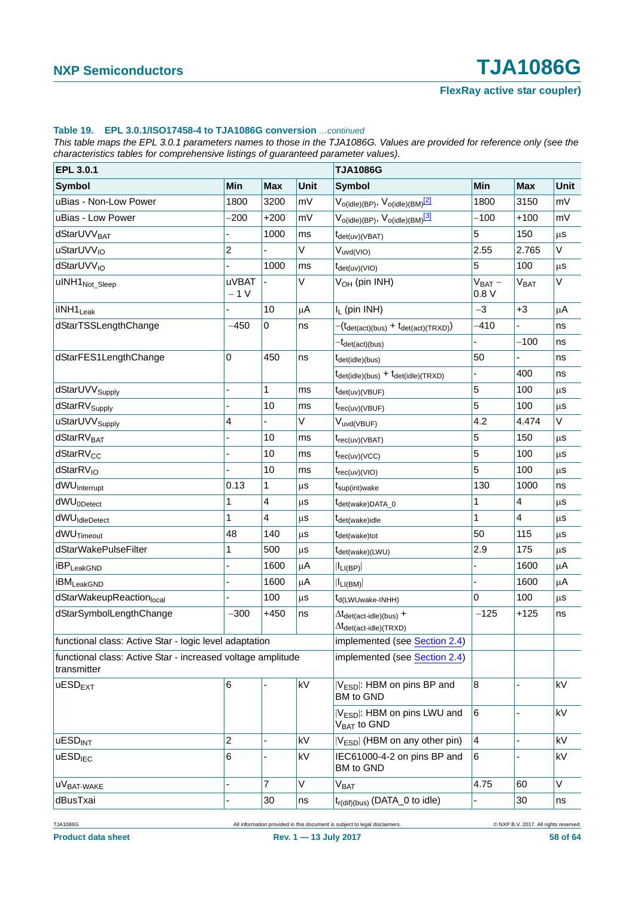**Table 19. EPL 3.0.1/ISO17458-4 to TJA1086G conversion** *…continued*

*This table maps the EPL 3.0.1 parameters names to those in the TJA1086G. Values are provided for reference only (see the characteristics tables for comprehensive listings of guaranteed parameter values).*

| EPL 3.0.1 | | | | TJA1086G | | | |
|---|---|---|---|---|---|---|---|
| **Symbol** | **Min** | **Max** | **Unit** | **Symbol** | **Min** | **Max** | **Unit** |
| uBias - Non-Low Power | 1800 | 3200 | mV | $V_{o(idle)(BP)}$, $V_{o(idle)(BM)}$[2] | 1800 | 3150 | mV |
| uBias - Low Power | −200 | +200 | mV | $V_{o(idle)(BP)}$, $V_{o(idle)(BM)}$[3] | −100 | +100 | mV |
| $dStarUVV_{BAT}$ | - | 1000 | ms | $t_{det(uv)(VBAT)}$ | 5 | 150 | μs |
| $uStarUVV_{IO}$ | 2 | - | V | $V_{uvd(VIO)}$ | 2.55 | 2.765 | V |
| $dStarUVV_{IO}$ | - | 1000 | ms | $t_{det(uv)(VIO)}$ | 5 | 100 | μs |
| $uINH1_{Not\_Sleep}$ | uVBAT − 1 V | - | V | $V_{OH}$ (pin INH) | $V_{BAT}$ − 0.8 V | $V_{BAT}$ | V |
| $iINH1_{Leak}$ | - | 10 | μA | $I_L$ (pin INH) | −3 | +3 | μA |
| dStarTSSLengthChange | −450 | 0 | ns | $-(t_{det(act)(bus)} + t_{det(act)(TRXD)})$ | −410 | - | ns |
| | | | | $-t_{det(act)(bus)}$ | - | −100 | ns |
| dStarFES1LengthChange | 0 | 450 | ns | $t_{det(idle)(bus)}$ | 50 | - | ns |
| | | | | $t_{det(idle)(bus)} + t_{det(idle)(TRXD)}$ | - | 400 | ns |
| $dStarUVV_{Supply}$ | - | 1 | ms | $t_{det(uv)(VBUF)}$ | 5 | 100 | μs |
| $dStarRV_{Supply}$ | - | 10 | ms | $t_{rec(uv)(VBUF)}$ | 5 | 100 | μs |
| $uStarUVV_{Supply}$ | 4 | - | V | $V_{uvd(VBUF)}$ | 4.2 | 4.474 | V |
| $dStarRV_{BAT}$ | - | 10 | ms | $t_{rec(uv)(VBAT)}$ | 5 | 150 | μs |
| $dStarRV_{CC}$ | - | 10 | ms | $t_{rec(uv)(VCC)}$ | 5 | 100 | μs |
| $dStarRV_{IO}$ | - | 10 | ms | $t_{rec(uv)(VIO)}$ | 5 | 100 | μs |
| $dWU_{Interrupt}$ | 0.13 | 1 | μs | $t_{sup(int)wake}$ | 130 | 1000 | ns |
| $dWU_{0Detect}$ | 1 | 4 | μs | $t_{det(wake)DATA\_0}$ | 1 | 4 | μs |
| $dWU_{IdleDetect}$ | 1 | 4 | μs | $t_{det(wake)idle}$ | 1 | 4 | μs |
| $dWU_{Timeout}$ | 48 | 140 | μs | $t_{det(wake)tot}$ | 50 | 115 | μs |
| dStarWakePulseFilter | 1 | 500 | μs | $t_{det(wake)(LWU)}$ | 2.9 | 175 | μs |
| $iBP_{LeakGND}$ | - | 1600 | μA | $\|I_{LI(BP)}\|$ | - | 1600 | μA |
| $iBM_{LeakGND}$ | - | 1600 | μA | $\|I_{LI(BM)}\|$ | - | 1600 | μA |
| $dStarWakeupReaction_{local}$ | - | 100 | μs | $t_{d(LWUwake-INHH)}$ | 0 | 100 | μs |
| dStarSymbolLengthChange | −300 | +450 | ns | $\Delta t_{det(act-idle)(bus)} + \Delta t_{det(act-idle)(TRXD)}$ | −125 | +125 | ns |
| functional class: Active Star - logic level adaptation | | | | implemented (see Section 2.4) | | | |
| functional class: Active Star - increased voltage amplitude transmitter | | | | implemented (see Section 2.4) | | | |
| $uESD_{EXT}$ | 6 | - | kV | $\|V_{ESD}\|$: HBM on pins BP and BM to GND | 8 | - | kV |
| | | | | $\|V_{ESD}\|$: HBM on pins LWU and $V_{BAT}$ to GND | 6 | - | kV |
| $uESD_{INT}$ | 2 | - | kV | $\|V_{ESD}\|$ (HBM on any other pin) | 4 | - | kV |
| $uESD_{IEC}$ | 6 | - | kV | IEC61000-4-2 on pins BP and BM to GND | 6 | - | kV |
| $uV_{BAT-WAKE}$ | - | 7 | V | $V_{BAT}$ | 4.75 | 60 | V |
| dBusTxai | - | 30 | ns | $t_{r(dif)(bus)}$ (DATA_0 to idle) | - | 30 | ns |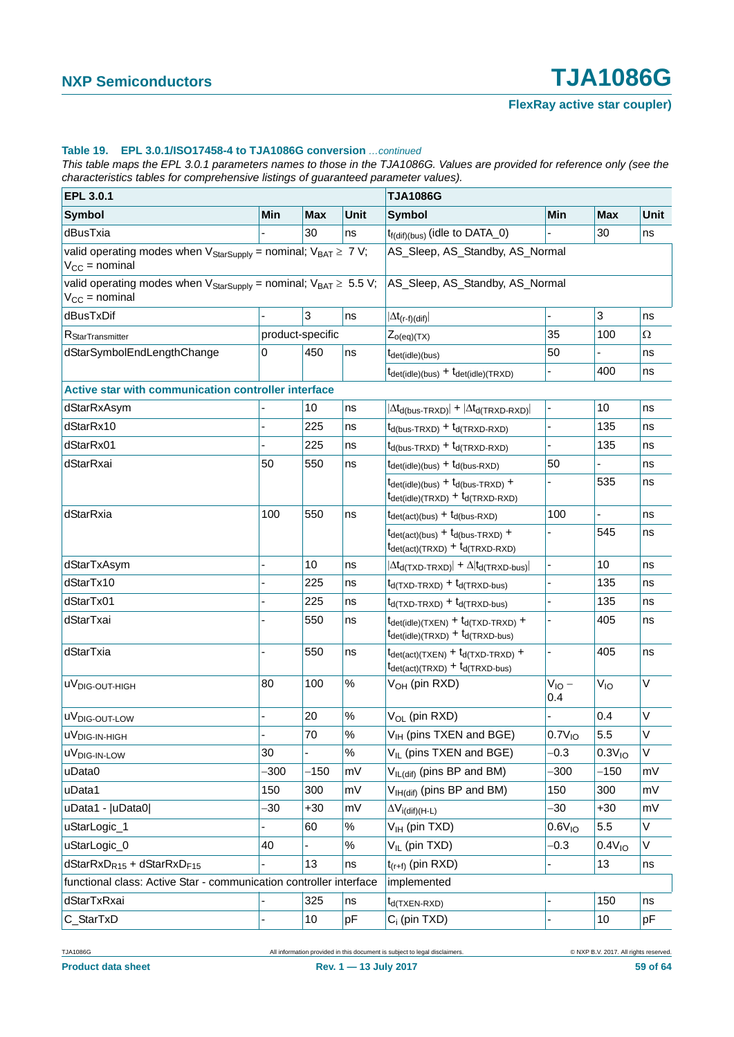**Table 19. EPL 3.0.1/ISO17458-4 to TJA1086G conversion** *...continued*

*This table maps the EPL 3.0.1 parameters names to those in the TJA1086G. Values are provided for reference only (see the characteristics tables for comprehensive listings of guaranteed parameter values).*

| EPL 3.0.1 | | | | TJA1086G | | | |
|---|---|---|---|---|---|---|---|
| **Symbol** | **Min** | **Max** | **Unit** | **Symbol** | **Min** | **Max** | **Unit** |
| dBusTxia | - | 30 | ns | $t_{f(dif)(bus)}$ (idle to DATA_0) | - | 30 | ns |
| valid operating modes when $V_{StarSupply}$ = nominal; $V_{BAT} \geq$ 7 V; $V_{CC}$ = nominal | | | | AS_Sleep, AS_Standby, AS_Normal | | | |
| valid operating modes when $V_{StarSupply}$ = nominal; $V_{BAT} \geq$ 5.5 V; $V_{CC}$ = nominal | | | | AS_Sleep, AS_Standby, AS_Normal | | | |
| dBusTxDif | - | 3 | ns | $\lvert\Delta t_{(r-f)(dif)}\rvert$ | - | 3 | ns |
| $R_{StarTransmitter}$ | product-specific | | | $Z_{o(eq)(TX)}$ | 35 | 100 | Ω |
| dStarSymbolEndLengthChange | 0 | 450 | ns | $t_{det(idle)(bus)}$ | 50 | - | ns |
| | | | | $t_{det(idle)(bus)} + t_{det(idle)(TRXD)}$ | - | 400 | ns |
| **Active star with communication controller interface** | | | | | | | |
| dStarRxAsym | - | 10 | ns | $\lvert\Delta t_{d(bus-TRXD)}\rvert + \lvert\Delta t_{d(TRXD-RXD)}\rvert$ | - | 10 | ns |
| dStarRx10 | - | 225 | ns | $t_{d(bus-TRXD)} + t_{d(TRXD-RXD)}$ | - | 135 | ns |
| dStarRx01 | - | 225 | ns | $t_{d(bus-TRXD)} + t_{d(TRXD-RXD)}$ | - | 135 | ns |
| dStarRxai | 50 | 550 | ns | $t_{det(idle)(bus)} + t_{d(bus-RXD)}$ | 50 | - | ns |
| | | | | $t_{det(idle)(bus)} + t_{d(bus-TRXD)} + t_{det(idle)(TRXD)} + t_{d(TRXD-RXD)}$ | - | 535 | ns |
| dStarRxia | 100 | 550 | ns | $t_{det(act)(bus)} + t_{d(bus-RXD)}$ | 100 | - | ns |
| | | | | $t_{det(act)(bus)} + t_{d(bus-TRXD)} + t_{det(act)(TRXD)} + t_{d(TRXD-RXD)}$ | - | 545 | ns |
| dStarTxAsym | - | 10 | ns | $\lvert\Delta t_{d(TXD-TRXD)}\rvert + \Delta\lvert t_{d(TRXD-bus)}\rvert$ | - | 10 | ns |
| dStarTx10 | - | 225 | ns | $t_{d(TXD-TRXD)} + t_{d(TRXD-bus)}$ | - | 135 | ns |
| dStarTx01 | - | 225 | ns | $t_{d(TXD-TRXD)} + t_{d(TRXD-bus)}$ | - | 135 | ns |
| dStarTxai | - | 550 | ns | $t_{det(idle)(TXEN)} + t_{d(TXD-TRXD)} + t_{det(idle)(TRXD)} + t_{d(TRXD-bus)}$ | - | 405 | ns |
| dStarTxia | - | 550 | ns | $t_{det(act)(TXEN)} + t_{d(TXD-TRXD)} + t_{det(act)(TRXD)} + t_{d(TRXD-bus)}$ | - | 405 | ns |
| $uV_{DIG-OUT-HIGH}$ | 80 | 100 | % | $V_{OH}$ (pin RXD) | $V_{IO}$ − 0.4 | $V_{IO}$ | V |
| $uV_{DIG-OUT-LOW}$ | - | 20 | % | $V_{OL}$ (pin RXD) | - | 0.4 | V |
| $uV_{DIG-IN-HIGH}$ | - | 70 | % | $V_{IH}$ (pins TXEN and BGE) | $0.7V_{IO}$ | 5.5 | V |
| $uV_{DIG-IN-LOW}$ | 30 | - | % | $V_{IL}$ (pins TXEN and BGE) | −0.3 | $0.3V_{IO}$ | V |
| uData0 | −300 | −150 | mV | $V_{IL(dif)}$ (pins BP and BM) | −300 | −150 | mV |
| uData1 | 150 | 300 | mV | $V_{IH(dif)}$ (pins BP and BM) | 150 | 300 | mV |
| uData1 - \|uData0\| | −30 | +30 | mV | $\Delta V_{i(dif)(H-L)}$ | −30 | +30 | mV |
| uStarLogic_1 | - | 60 | % | $V_{IH}$ (pin TXD) | $0.6V_{IO}$ | 5.5 | V |
| uStarLogic_0 | 40 | - | % | $V_{IL}$ (pin TXD) | −0.3 | $0.4V_{IO}$ | V |
| $dStarRxD_{R15}$ + $dStarRxD_{F15}$ | - | 13 | ns | $t_{(r+f)}$ (pin RXD) | - | 13 | ns |
| functional class: Active Star - communication controller interface | | | | implemented | | | |
| dStarTxRxai | - | 325 | ns | $t_{d(TXEN-RXD)}$ | - | 150 | ns |
| C_StarTxD | - | 10 | pF | $C_i$ (pin TXD) | - | 10 | pF |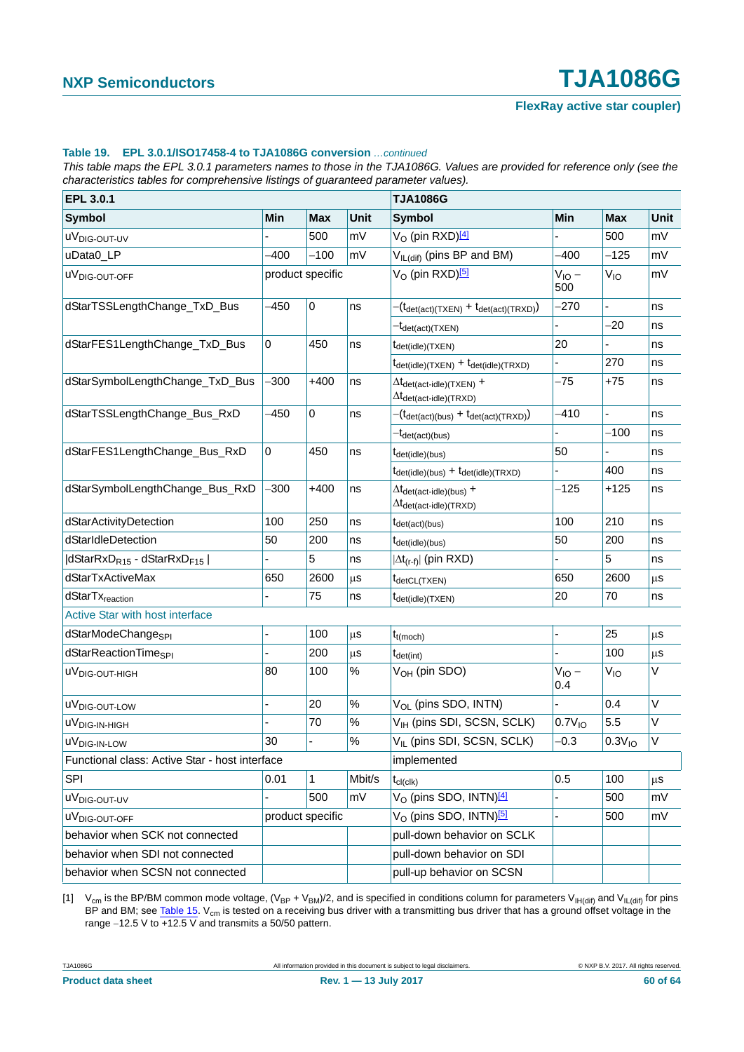**Table 19. EPL 3.0.1/ISO17458-4 to TJA1086G conversion** *...continued*

*This table maps the EPL 3.0.1 parameters names to those in the TJA1086G. Values are provided for reference only (see the characteristics tables for comprehensive listings of guaranteed parameter values).*

| EPL 3.0.1 | | | | TJA1086G | | | |
|---|---|---|---|---|---|---|---|
| **Symbol** | **Min** | **Max** | **Unit** | **Symbol** | **Min** | **Max** | **Unit** |
| $uV_{DIG\text{-}OUT\text{-}UV}$ | - | 500 | mV | $V_O$ (pin RXD)[4] | - | 500 | mV |
| uData0_LP | −400 | −100 | mV | $V_{IL(dif)}$ (pins BP and BM) | −400 | −125 | mV |
| $uV_{DIG\text{-}OUT\text{-}OFF}$ | product specific | | | $V_O$ (pin RXD)[5] | $V_{IO}$ − 500 | $V_{IO}$ | mV |
| dStarTSSLengthChange_TxD_Bus | −450 | 0 | ns | $-(t_{det(act)(TXEN)} + t_{det(act)(TRXD)})$ | −270 | - | ns |
| | | | | $-t_{det(act)(TXEN)}$ | - | −20 | ns |
| dStarFES1LengthChange_TxD_Bus | 0 | 450 | ns | $t_{det(idle)(TXEN)}$ | 20 | - | ns |
| | | | | $t_{det(idle)(TXEN)} + t_{det(idle)(TRXD)}$ | - | 270 | ns |
| dStarSymbolLengthChange_TxD_Bus | −300 | +400 | ns | $\Delta t_{det(act\text{-}idle)(TXEN)} + \Delta t_{det(act\text{-}idle)(TRXD)}$ | −75 | +75 | ns |
| dStarTSSLengthChange_Bus_RxD | −450 | 0 | ns | $-(t_{det(act)(bus)} + t_{det(act)(TRXD)})$ | −410 | - | ns |
| | | | | $-t_{det(act)(bus)}$ | - | −100 | ns |
| dStarFES1LengthChange_Bus_RxD | 0 | 450 | ns | $t_{det(idle)(bus)}$ | 50 | - | ns |
| | | | | $t_{det(idle)(bus)} + t_{det(idle)(TRXD)}$ | - | 400 | ns |
| dStarSymbolLengthChange_Bus_RxD | −300 | +400 | ns | $\Delta t_{det(act\text{-}idle)(bus)} + \Delta t_{det(act\text{-}idle)(TRXD)}$ | −125 | +125 | ns |
| dStarActivityDetection | 100 | 250 | ns | $t_{det(act)(bus)}$ | 100 | 210 | ns |
| dStarIdleDetection | 50 | 200 | ns | $t_{det(idle)(bus)}$ | 50 | 200 | ns |
| $\lvert dStarRxD_{R15}$ - $dStarRxD_{F15} \rvert$ | - | 5 | ns | $\lvert\Delta t_{(r\text{-}f)}\rvert$ (pin RXD) | - | 5 | ns |
| dStarTxActiveMax | 650 | 2600 | μs | $t_{detCL(TXEN)}$ | 650 | 2600 | μs |
| $dStarTx_{reaction}$ | - | 75 | ns | $t_{det(idle)(TXEN)}$ | 20 | 70 | ns |
| Active Star with host interface | | | | | | | |
| $dStarModeChange_{SPI}$ | - | 100 | μs | $t_{t(moch)}$ | - | 25 | μs |
| $dStarReactionTime_{SPI}$ | - | 200 | μs | $t_{det(int)}$ | - | 100 | μs |
| $uV_{DIG\text{-}OUT\text{-}HIGH}$ | 80 | 100 | % | $V_{OH}$ (pin SDO) | $V_{IO}$ − 0.4 | $V_{IO}$ | V |
| $uV_{DIG\text{-}OUT\text{-}LOW}$ | - | 20 | % | $V_{OL}$ (pins SDO, INTN) | - | 0.4 | V |
| $uV_{DIG\text{-}IN\text{-}HIGH}$ | - | 70 | % | $V_{IH}$ (pins SDI, SCSN, SCLK) | $0.7V_{IO}$ | 5.5 | V |
| $uV_{DIG\text{-}IN\text{-}LOW}$ | 30 | - | % | $V_{IL}$ (pins SDI, SCSN, SCLK) | −0.3 | $0.3V_{IO}$ | V |
| Functional class: Active Star - host interface | | | | implemented | | | |
| SPI | 0.01 | 1 | Mbit/s | $t_{cl(clk)}$ | 0.5 | 100 | μs |
| $uV_{DIG\text{-}OUT\text{-}UV}$ | - | 500 | mV | $V_O$ (pins SDO, INTN)[4] | - | 500 | mV |
| $uV_{DIG\text{-}OUT\text{-}OFF}$ | product specific | | | $V_O$ (pins SDO, INTN)[5] | - | 500 | mV |
| behavior when SCK not connected | | | | pull-down behavior on SCLK | | | |
| behavior when SDI not connected | | | | pull-down behavior on SDI | | | |
| behavior when SCSN not connected | | | | pull-up behavior on SCSN | | | |

[1] $V_{cm}$ is the BP/BM common mode voltage, $(V_{BP} + V_{BM})/2$, and is specified in conditions column for parameters $V_{IH(dif)}$ and $V_{IL(dif)}$ for pins BP and BM; see Table 15. $V_{cm}$ is tested on a receiving bus driver with a transmitting bus driver that has a ground offset voltage in the range −12.5 V to +12.5 V and transmits a 50/50 pattern.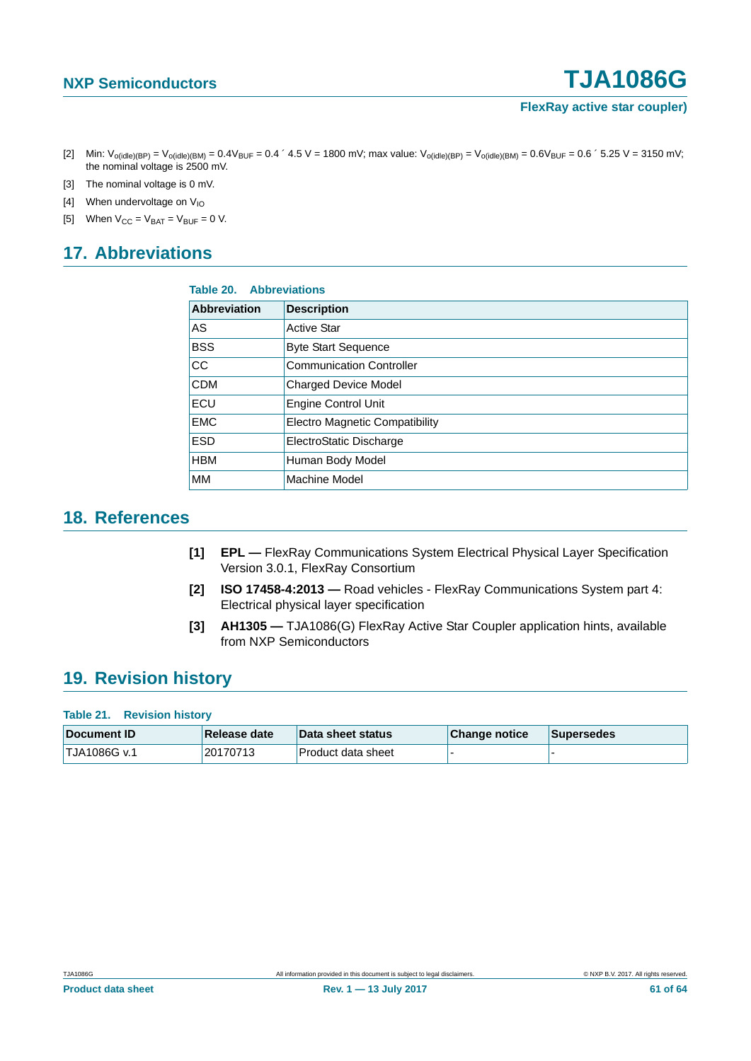[2] Min: $V_{o(idle)(BP)} = V_{o(idle)(BM)} = 0.4V_{BUF} = 0.4 \times 4.5$ V = 1800 mV; max value: $V_{o(idle)(BP)} = V_{o(idle)(BM)} = 0.6V_{BUF} = 0.6 \times 5.25$ V = 3150 mV; the nominal voltage is 2500 mV.

[3] The nominal voltage is 0 mV.

[4] When undervoltage on $V_{IO}$

[5] When $V_{CC} = V_{BAT} = V_{BUF} = 0$ V.

## 17. Abbreviations

**Table 20. Abbreviations**

| Abbreviation | Description |
|---|---|
| AS | Active Star |
| BSS | Byte Start Sequence |
| CC | Communication Controller |
| CDM | Charged Device Model |
| ECU | Engine Control Unit |
| EMC | Electro Magnetic Compatibility |
| ESD | ElectroStatic Discharge |
| HBM | Human Body Model |
| MM | Machine Model |

## 18. References

**[1]** **EPL —** FlexRay Communications System Electrical Physical Layer Specification Version 3.0.1, FlexRay Consortium

**[2]** **ISO 17458-4:2013 —** Road vehicles - FlexRay Communications System part 4: Electrical physical layer specification

**[3]** **AH1305 —** TJA1086(G) FlexRay Active Star Coupler application hints, available from NXP Semiconductors

## 19. Revision history

**Table 21. Revision history**

| Document ID | Release date | Data sheet status | Change notice | Supersedes |
|---|---|---|---|---|
| TJA1086G v.1 | 20170713 | Product data sheet | - | - |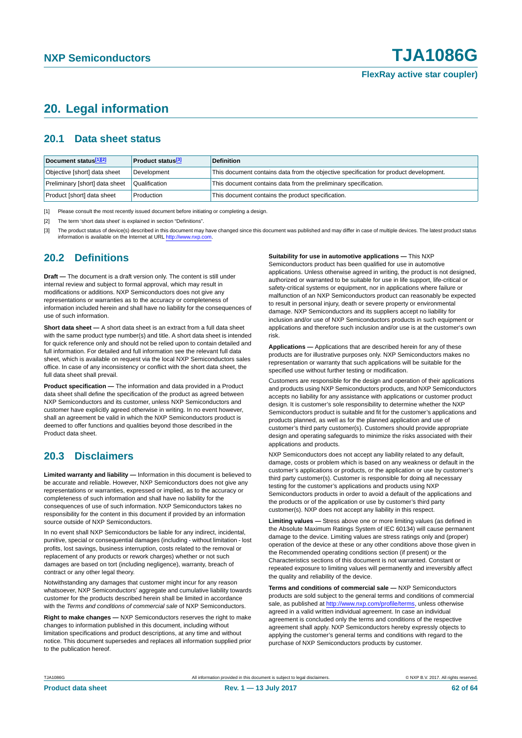# 20. Legal information

## 20.1 Data sheet status

| Document status[1][2] | Product status[3] | Definition |
|---|---|---|
| Objective [short] data sheet | Development | This document contains data from the objective specification for product development. |
| Preliminary [short] data sheet | Qualification | This document contains data from the preliminary specification. |
| Product [short] data sheet | Production | This document contains the product specification. |

[1] Please consult the most recently issued document before initiating or completing a design.

[2] The term 'short data sheet' is explained in section "Definitions".

[3] The product status of device(s) described in this document may have changed since this document was published and may differ in case of multiple devices. The latest product status information is available on the Internet at URL http://www.nxp.com.

## 20.2 Definitions

**Draft —** The document is a draft version only. The content is still under internal review and subject to formal approval, which may result in modifications or additions. NXP Semiconductors does not give any representations or warranties as to the accuracy or completeness of information included herein and shall have no liability for the consequences of use of such information.

**Short data sheet —** A short data sheet is an extract from a full data sheet with the same product type number(s) and title. A short data sheet is intended for quick reference only and should not be relied upon to contain detailed and full information. For detailed and full information see the relevant full data sheet, which is available on request via the local NXP Semiconductors sales office. In case of any inconsistency or conflict with the short data sheet, the full data sheet shall prevail.

**Product specification —** The information and data provided in a Product data sheet shall define the specification of the product as agreed between NXP Semiconductors and its customer, unless NXP Semiconductors and customer have explicitly agreed otherwise in writing. In no event however, shall an agreement be valid in which the NXP Semiconductors product is deemed to offer functions and qualities beyond those described in the Product data sheet.

## 20.3 Disclaimers

**Limited warranty and liability —** Information in this document is believed to be accurate and reliable. However, NXP Semiconductors does not give any representations or warranties, expressed or implied, as to the accuracy or completeness of such information and shall have no liability for the consequences of use of such information. NXP Semiconductors takes no responsibility for the content in this document if provided by an information source outside of NXP Semiconductors.

In no event shall NXP Semiconductors be liable for any indirect, incidental, punitive, special or consequential damages (including - without limitation - lost profits, lost savings, business interruption, costs related to the removal or replacement of any products or rework charges) whether or not such damages are based on tort (including negligence), warranty, breach of contract or any other legal theory.

Notwithstanding any damages that customer might incur for any reason whatsoever, NXP Semiconductors' aggregate and cumulative liability towards customer for the products described herein shall be limited in accordance with the *Terms and conditions of commercial sale* of NXP Semiconductors.

**Right to make changes —** NXP Semiconductors reserves the right to make changes to information published in this document, including without limitation specifications and product descriptions, at any time and without notice. This document supersedes and replaces all information supplied prior to the publication hereof.

**Suitability for use in automotive applications —** This NXP Semiconductors product has been qualified for use in automotive applications. Unless otherwise agreed in writing, the product is not designed, authorized or warranted to be suitable for use in life support, life-critical or safety-critical systems or equipment, nor in applications where failure or malfunction of an NXP Semiconductors product can reasonably be expected to result in personal injury, death or severe property or environmental damage. NXP Semiconductors and its suppliers accept no liability for inclusion and/or use of NXP Semiconductors products in such equipment or applications and therefore such inclusion and/or use is at the customer's own risk.

**Applications —** Applications that are described herein for any of these products are for illustrative purposes only. NXP Semiconductors makes no representation or warranty that such applications will be suitable for the specified use without further testing or modification.

Customers are responsible for the design and operation of their applications and products using NXP Semiconductors products, and NXP Semiconductors accepts no liability for any assistance with applications or customer product design. It is customer's sole responsibility to determine whether the NXP Semiconductors product is suitable and fit for the customer's applications and products planned, as well as for the planned application and use of customer's third party customer(s). Customers should provide appropriate design and operating safeguards to minimize the risks associated with their applications and products.

NXP Semiconductors does not accept any liability related to any default, damage, costs or problem which is based on any weakness or default in the customer's applications or products, or the application or use by customer's third party customer(s). Customer is responsible for doing all necessary testing for the customer's applications and products using NXP Semiconductors products in order to avoid a default of the applications and the products or of the application or use by customer's third party customer(s). NXP does not accept any liability in this respect.

**Limiting values —** Stress above one or more limiting values (as defined in the Absolute Maximum Ratings System of IEC 60134) will cause permanent damage to the device. Limiting values are stress ratings only and (proper) operation of the device at these or any other conditions above those given in the Recommended operating conditions section (if present) or the Characteristics sections of this document is not warranted. Constant or repeated exposure to limiting values will permanently and irreversibly affect the quality and reliability of the device.

**Terms and conditions of commercial sale —** NXP Semiconductors products are sold subject to the general terms and conditions of commercial sale, as published at http://www.nxp.com/profile/terms, unless otherwise agreed in a valid written individual agreement. In case an individual agreement is concluded only the terms and conditions of the respective agreement shall apply. NXP Semiconductors hereby expressly objects to applying the customer's general terms and conditions with regard to the purchase of NXP Semiconductors products by customer.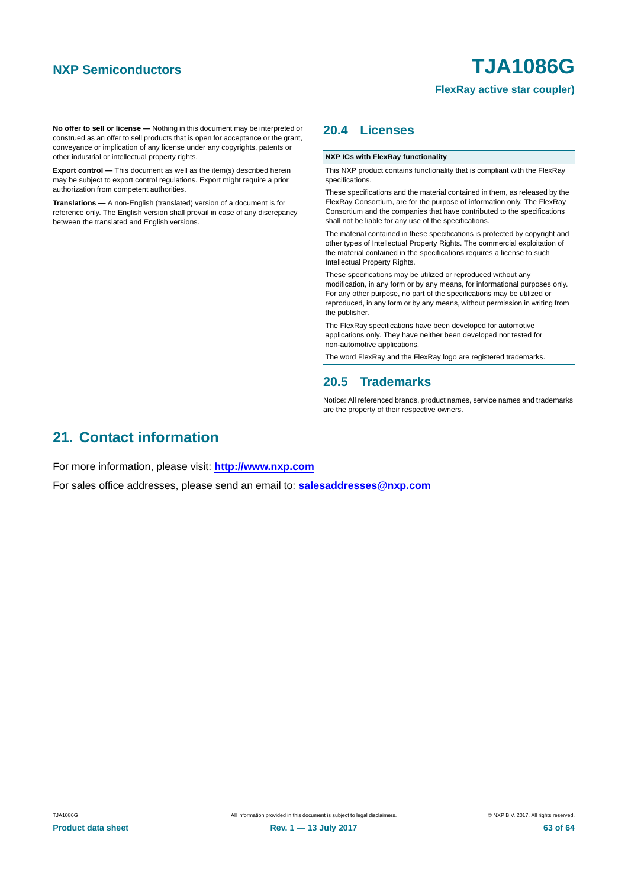**No offer to sell or license —** Nothing in this document may be interpreted or construed as an offer to sell products that is open for acceptance or the grant, conveyance or implication of any license under any copyrights, patents or other industrial or intellectual property rights.

**Export control —** This document as well as the item(s) described herein may be subject to export control regulations. Export might require a prior authorization from competent authorities.

**Translations —** A non-English (translated) version of a document is for reference only. The English version shall prevail in case of any discrepancy between the translated and English versions.

## 20.4 Licenses

**NXP ICs with FlexRay functionality**

This NXP product contains functionality that is compliant with the FlexRay specifications.

These specifications and the material contained in them, as released by the FlexRay Consortium, are for the purpose of information only. The FlexRay Consortium and the companies that have contributed to the specifications shall not be liable for any use of the specifications.

The material contained in these specifications is protected by copyright and other types of Intellectual Property Rights. The commercial exploitation of the material contained in the specifications requires a license to such Intellectual Property Rights.

These specifications may be utilized or reproduced without any modification, in any form or by any means, for informational purposes only. For any other purpose, no part of the specifications may be utilized or reproduced, in any form or by any means, without permission in writing from the publisher.

The FlexRay specifications have been developed for automotive applications only. They have neither been developed nor tested for non-automotive applications.

The word FlexRay and the FlexRay logo are registered trademarks.

## 20.5 Trademarks

Notice: All referenced brands, product names, service names and trademarks are the property of their respective owners.

# 21. Contact information

For more information, please visit: **http://www.nxp.com**

For sales office addresses, please send an email to: **salesaddresses@nxp.com**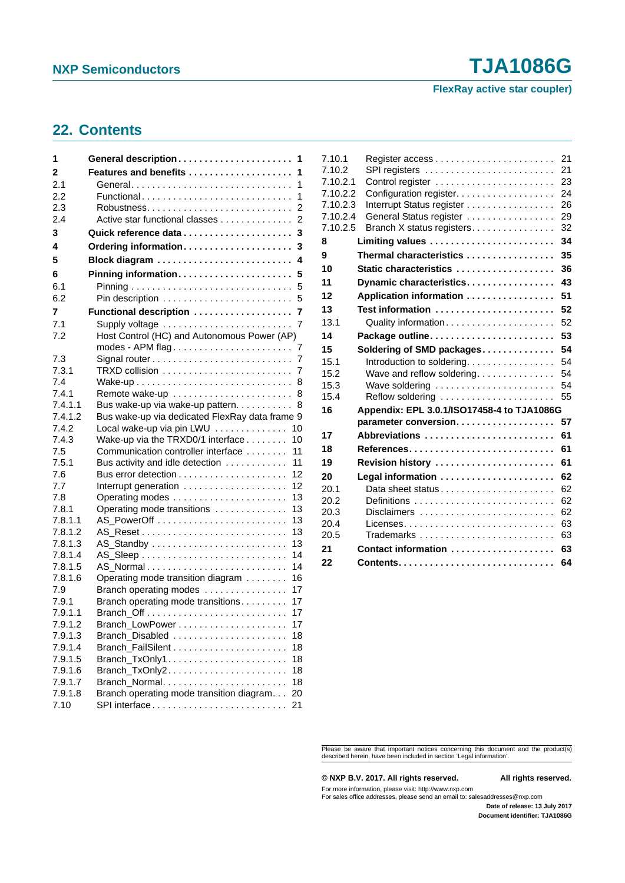## 22. Contents

| | | |
|---|---|---|
| **1** | **General description** | **1** |
| **2** | **Features and benefits** | **1** |
| 2.1 | General | 1 |
| 2.2 | Functional | 1 |
| 2.3 | Robustness | 2 |
| 2.4 | Active star functional classes | 2 |
| **3** | **Quick reference data** | **3** |
| **4** | **Ordering information** | **3** |
| **5** | **Block diagram** | **4** |
| **6** | **Pinning information** | **5** |
| 6.1 | Pinning | 5 |
| 6.2 | Pin description | 5 |
| **7** | **Functional description** | **7** |
| 7.1 | Supply voltage | 7 |
| 7.2 | Host Control (HC) and Autonomous Power (AP) modes - APM flag | 7 |
| 7.3 | Signal router | 7 |
| 7.3.1 | TRXD collision | 7 |
| 7.4 | Wake-up | 8 |
| 7.4.1 | Remote wake-up | 8 |
| 7.4.1.1 | Bus wake-up via wake-up pattern | 8 |
| 7.4.1.2 | Bus wake-up via dedicated FlexRay data frame | 9 |
| 7.4.2 | Local wake-up via pin LWU | 10 |
| 7.4.3 | Wake-up via the TRXD0/1 interface | 10 |
| 7.5 | Communication controller interface | 11 |
| 7.5.1 | Bus activity and idle detection | 11 |
| 7.6 | Bus error detection | 12 |
| 7.7 | Interrupt generation | 12 |
| 7.8 | Operating modes | 13 |
| 7.8.1 | Operating mode transitions | 13 |
| 7.8.1.1 | AS_PowerOff | 13 |
| 7.8.1.2 | AS_Reset | 13 |
| 7.8.1.3 | AS_Standby | 13 |
| 7.8.1.4 | AS_Sleep | 14 |
| 7.8.1.5 | AS_Normal | 14 |
| 7.8.1.6 | Operating mode transition diagram | 16 |
| 7.9 | Branch operating modes | 17 |
| 7.9.1 | Branch operating mode transitions | 17 |
| 7.9.1.1 | Branch_Off | 17 |
| 7.9.1.2 | Branch_LowPower | 17 |
| 7.9.1.3 | Branch_Disabled | 18 |
| 7.9.1.4 | Branch_FailSilent | 18 |
| 7.9.1.5 | Branch_TxOnly1 | 18 |
| 7.9.1.6 | Branch_TxOnly2 | 18 |
| 7.9.1.7 | Branch_Normal | 18 |
| 7.9.1.8 | Branch operating mode transition diagram | 20 |
| 7.10 | SPI interface | 21 |
| 7.10.1 | Register access | 21 |
| 7.10.2 | SPI registers | 21 |
| 7.10.2.1 | Control register | 23 |
| 7.10.2.2 | Configuration register | 24 |
| 7.10.2.3 | Interrupt Status register | 26 |
| 7.10.2.4 | General Status register | 29 |
| 7.10.2.5 | Branch X status registers | 32 |
| **8** | **Limiting values** | **34** |
| **9** | **Thermal characteristics** | **35** |
| **10** | **Static characteristics** | **36** |
| **11** | **Dynamic characteristics** | **43** |
| **12** | **Application information** | **51** |
| **13** | **Test information** | **52** |
| 13.1 | Quality information | 52 |
| **14** | **Package outline** | **53** |
| **15** | **Soldering of SMD packages** | **54** |
| 15.1 | Introduction to soldering | 54 |
| 15.2 | Wave and reflow soldering | 54 |
| 15.3 | Wave soldering | 54 |
| 15.4 | Reflow soldering | 55 |
| **16** | **Appendix: EPL 3.0.1/ISO17458-4 to TJA1086G parameter conversion** | **57** |
| **17** | **Abbreviations** | **61** |
| **18** | **References** | **61** |
| **19** | **Revision history** | **61** |
| **20** | **Legal information** | **62** |
| 20.1 | Data sheet status | 62 |
| 20.2 | Definitions | 62 |
| 20.3 | Disclaimers | 62 |
| 20.4 | Licenses | 63 |
| 20.5 | Trademarks | 63 |
| **21** | **Contact information** | **63** |
| **22** | **Contents** | **64** |

Please be aware that important notices concerning this document and the product(s) described herein, have been included in section 'Legal information'.

**© NXP B.V. 2017. All rights reserved.** **All rights reserved.**

For more information, please visit: http://www.nxp.com
For sales office addresses, please send an email to: salesaddresses@nxp.com

**Date of release: 13 July 2017**
**Document identifier: TJA1086G**